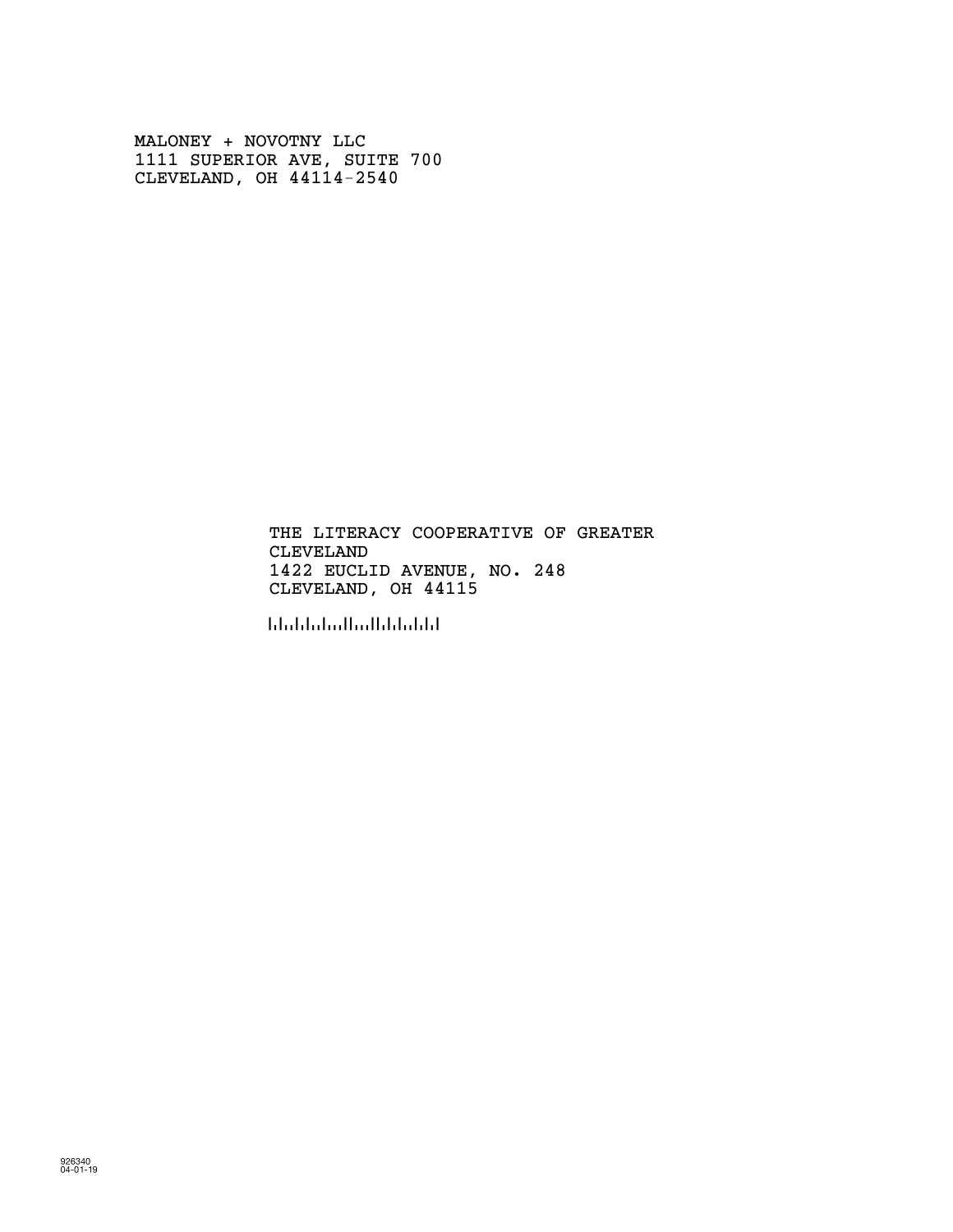MALONEY + NOVOTNY LLC
1111 SUPERIOR AVE, SUITE 700
CLEVELAND, OH 44114-2540

THE LITERACY COOPERATIVE OF GREATER
CLEVELAND
1422 EUCLID AVENUE, NO. 248
CLEVELAND, OH 44115

926340
04-01-19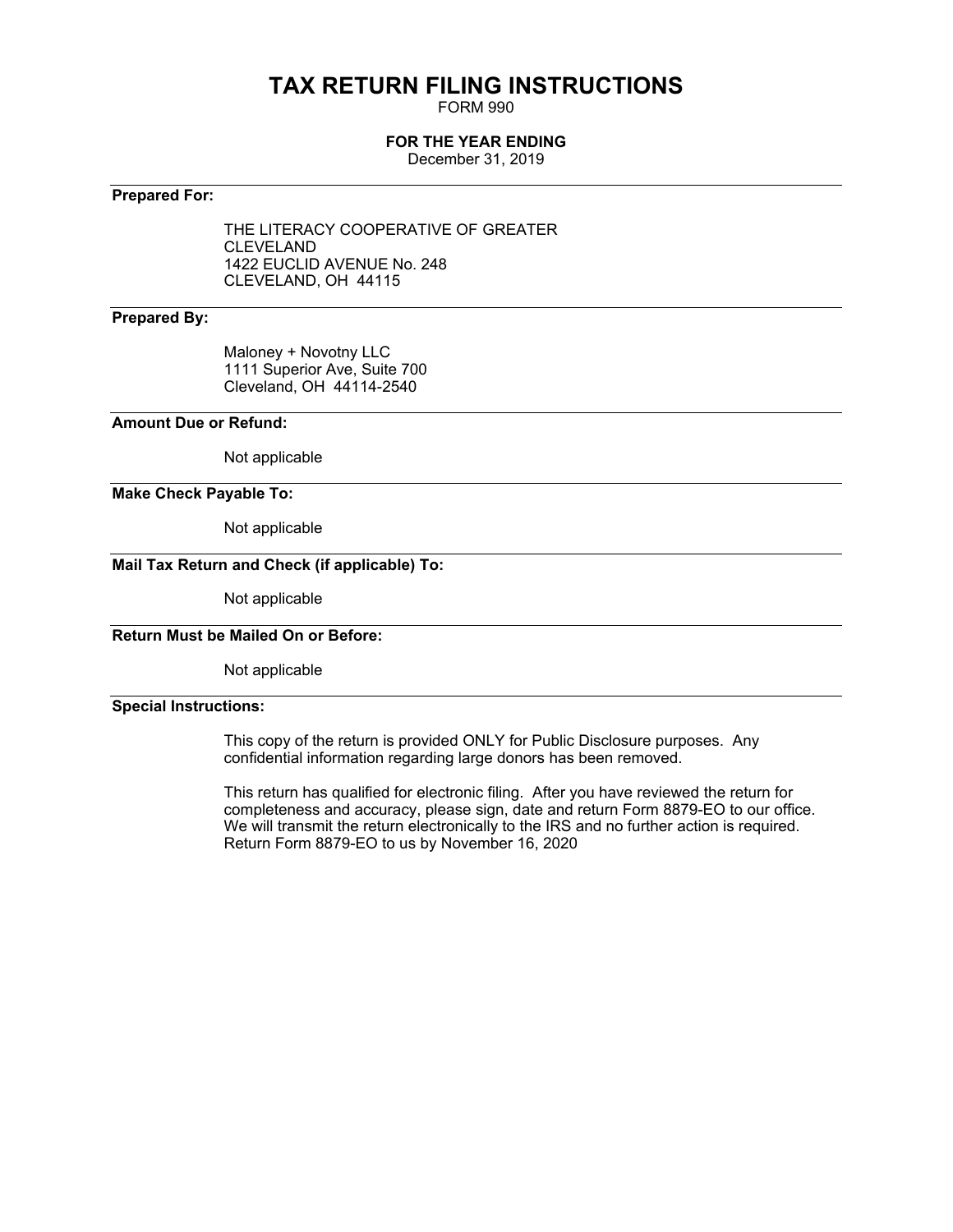# TAX RETURN FILING INSTRUCTIONS

FORM 990

**FOR THE YEAR ENDING**

December 31, 2019

---

**Prepared For:**

THE LITERACY COOPERATIVE OF GREATER CLEVELAND
1422 EUCLID AVENUE No. 248
CLEVELAND, OH 44115

---

**Prepared By:**

Maloney + Novotny LLC
1111 Superior Ave, Suite 700
Cleveland, OH 44114-2540

---

**Amount Due or Refund:**

Not applicable

---

**Make Check Payable To:**

Not applicable

---

**Mail Tax Return and Check (if applicable) To:**

Not applicable

---

**Return Must be Mailed On or Before:**

Not applicable

---

**Special Instructions:**

This copy of the return is provided ONLY for Public Disclosure purposes. Any confidential information regarding large donors has been removed.

This return has qualified for electronic filing. After you have reviewed the return for completeness and accuracy, please sign, date and return Form 8879-EO to our office. We will transmit the return electronically to the IRS and no further action is required. Return Form 8879-EO to us by November 16, 2020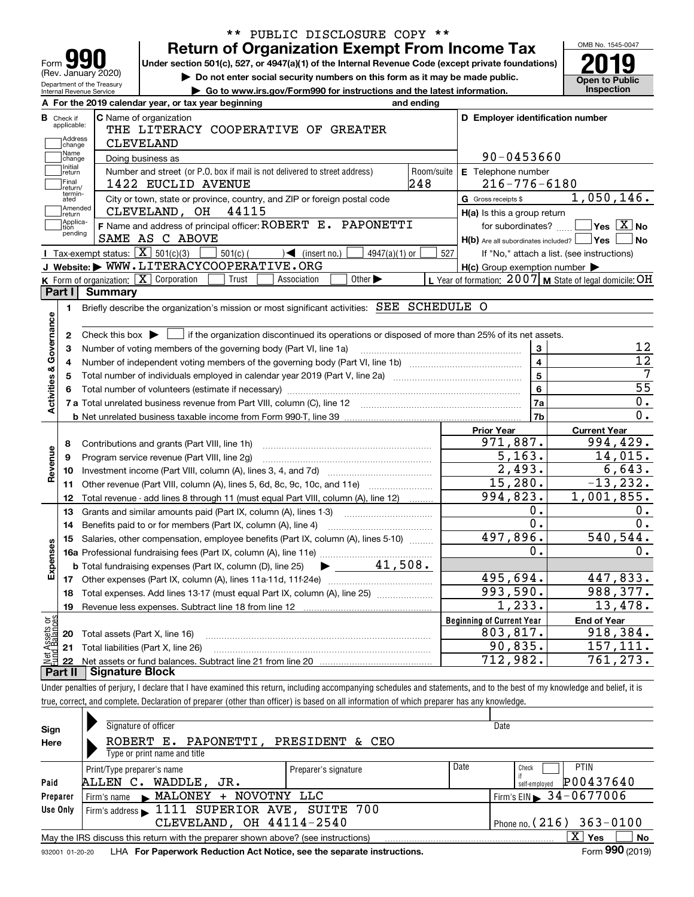\*\* PUBLIC DISCLOSURE COPY \*\*

# Form 990 Return of Organization Exempt From Income Tax

(Rev. January 2020)

Department of the Treasury
Internal Revenue Service

**Under section 501(c), 527, or 4947(a)(1) of the Internal Revenue Code (except private foundations)**

▶ **Do not enter social security numbers on this form as it may be made public.**

▶ **Go to www.irs.gov/Form990 for instructions and the latest information.**

OMB No. 1545-0047

**2019**

**Open to Public Inspection**

**A** For the 2019 calendar year, or tax year beginning and ending

**B** Check if applicable: Address change, Name change, Initial return, Final return/terminated, Amended return, Application pending

**C** Name of organization: THE LITERACY COOPERATIVE OF GREATER CLEVELAND

Doing business as

Number and street (or P.O. box if mail is not delivered to street address): 1422 EUCLID AVENUE — Room/suite: 248

City or town, state or province, country, and ZIP or foreign postal code: CLEVELAND, OH 44115

**D** Employer identification number: 90-0453660

**E** Telephone number: 216-776-6180

**G** Gross receipts $ 1,050,146.

**F** Name and address of principal officer: ROBERT E. PAPONETTI
SAME AS C ABOVE

**H(a)** Is this a group return for subordinates? ☐ Yes ☒ No

**H(b)** Are all subordinates included? ☐ Yes ☐ No
If "No," attach a list. (see instructions)

**H(c)** Group exemption number ▶

**I** Tax-exempt status: ☒ 501(c)(3) ☐ 501(c) ( ) ◀ (insert no.) ☐ 4947(a)(1) or ☐ 527

**J** Website: ▶ WWW.LITERACYCOOPERATIVE.ORG

**K** Form of organization: ☒ Corporation ☐ Trust ☐ Association ☐ Other ▶

**L** Year of formation: 2007 **M** State of legal domicile: OH

## Part I Summary

**Activities & Governance**

| | | | |
|---|---|---|---|
| 1 | Briefly describe the organization's mission or most significant activities: SEE SCHEDULE O | | |
| 2 | Check this box ▶ ☐ if the organization discontinued its operations or disposed of more than 25% of its net assets. | | |
| 3 | Number of voting members of the governing body (Part VI, line 1a) | 3 | 12 |
| 4 | Number of independent voting members of the governing body (Part VI, line 1b) | 4 | 12 |
| 5 | Total number of individuals employed in calendar year 2019 (Part V, line 2a) | 5 | 7 |
| 6 | Total number of volunteers (estimate if necessary) | 6 | 55 |
| 7a | Total unrelated business revenue from Part VIII, column (C), line 12 | 7a | 0. |
| 7b | Net unrelated business taxable income from Form 990-T, line 39 | 7b | 0. |

| | | Prior Year | Current Year |
|---|---|---|---|
| **Revenue** | | | |
| 8 | Contributions and grants (Part VIII, line 1h) | 971,887. | 994,429. |
| 9 | Program service revenue (Part VIII, line 2g) | 5,163. | 14,015. |
| 10 | Investment income (Part VIII, column (A), lines 3, 4, and 7d) | 2,493. | 6,643. |
| 11 | Other revenue (Part VIII, column (A), lines 5, 6d, 8c, 9c, 10c, and 11e) | 15,280. | -13,232. |
| 12 | Total revenue - add lines 8 through 11 (must equal Part VIII, column (A), line 12) | 994,823. | 1,001,855. |
| **Expenses** | | | |
| 13 | Grants and similar amounts paid (Part IX, column (A), lines 1-3) | 0. | 0. |
| 14 | Benefits paid to or for members (Part IX, column (A), line 4) | 0. | 0. |
| 15 | Salaries, other compensation, employee benefits (Part IX, column (A), lines 5-10) | 497,896. | 540,544. |
| 16a | Professional fundraising fees (Part IX, column (A), line 11e) | 0. | 0. |
| b | Total fundraising expenses (Part IX, column (D), line 25) ▶ 41,508. | | |
| 17 | Other expenses (Part IX, column (A), lines 11a-11d, 11f-24e) | 495,694. | 447,833. |
| 18 | Total expenses. Add lines 13-17 (must equal Part IX, column (A), line 25) | 993,590. | 988,377. |
| 19 | Revenue less expenses. Subtract line 18 from line 12 | 1,233. | 13,478. |

| | | Beginning of Current Year | End of Year |
|---|---|---|---|
| **Net Assets or Fund Balances** | | | |
| 20 | Total assets (Part X, line 16) | 803,817. | 918,384. |
| 21 | Total liabilities (Part X, line 26) | 90,835. | 157,111. |
| 22 | Net assets or fund balances. Subtract line 21 from line 20 | 712,982. | 761,273. |

## Part II Signature Block

Under penalties of perjury, I declare that I have examined this return, including accompanying schedules and statements, and to the best of my knowledge and belief, it is true, correct, and complete. Declaration of preparer (other than officer) is based on all information of which preparer has any knowledge.

**Sign Here**

Signature of officer — Date

ROBERT E. PAPONETTI, PRESIDENT & CEO
Type or print name and title

**Paid Preparer Use Only**

| Print/Type preparer's name | Preparer's signature | Date | Check ☐ if self-employed | PTIN |
|---|---|---|---|---|
| ALLEN C. WADDLE, JR. | | | | P00437640 |

Firm's name ▶ MALONEY + NOVOTNY LLC — Firm's EIN ▶ 34-0677006

Firm's address ▶ 1111 SUPERIOR AVE, SUITE 700, CLEVELAND, OH 44114-2540 — Phone no. (216) 363-0100

May the IRS discuss this return with the preparer shown above? (see instructions) ☒ Yes ☐ No

932001 01-20-20 LHA **For Paperwork Reduction Act Notice, see the separate instructions.** Form **990** (2019)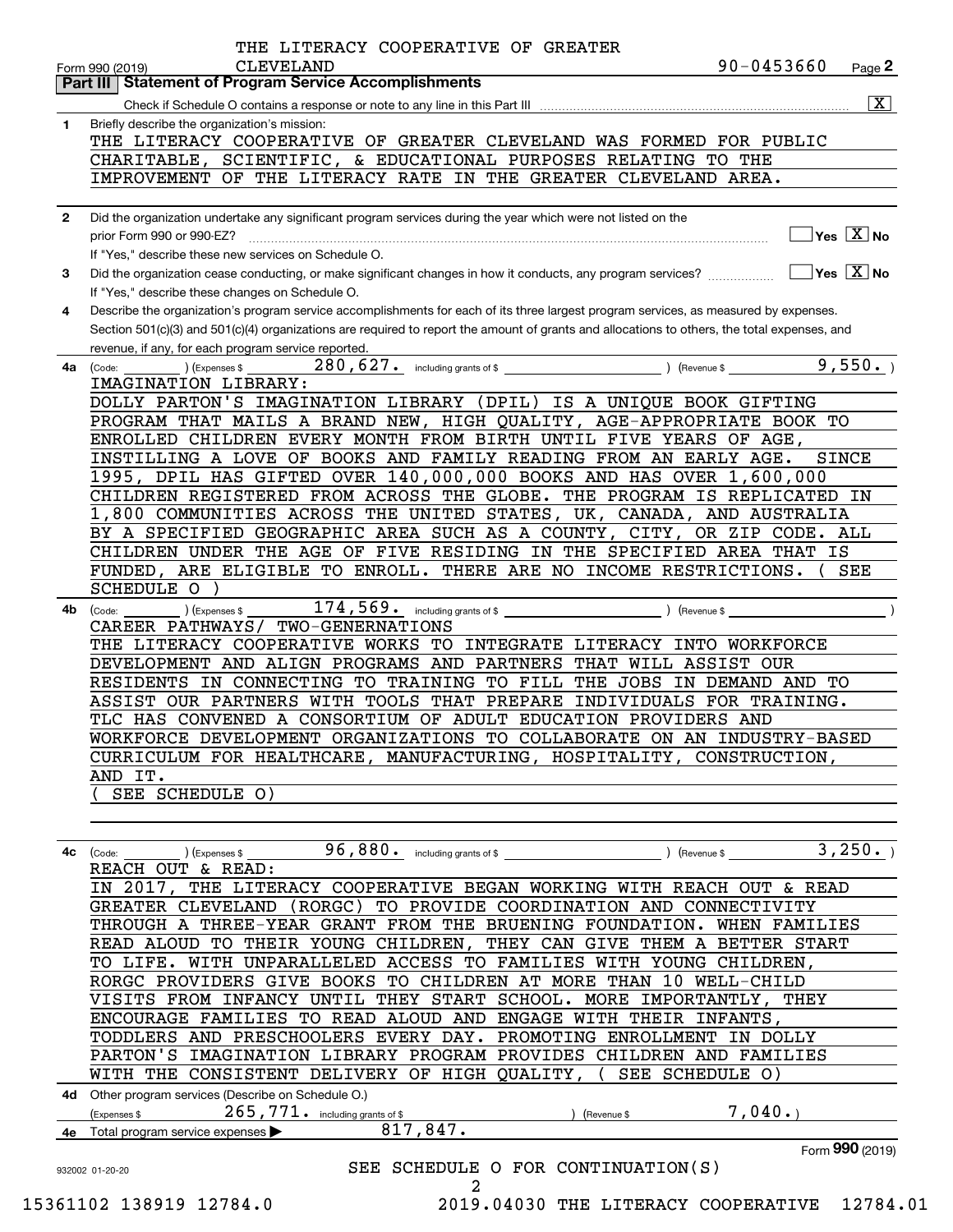THE LITERACY COOPERATIVE OF GREATER CLEVELAND

Form 990 (2019) 90-0453660 Page **2**

## Part III | Statement of Program Service Accomplishments

Check if Schedule O contains a response or note to any line in this Part III ..... [X]

**1** Briefly describe the organization's mission:

THE LITERACY COOPERATIVE OF GREATER CLEVELAND WAS FORMED FOR PUBLIC CHARITABLE, SCIENTIFIC, & EDUCATIONAL PURPOSES RELATING TO THE IMPROVEMENT OF THE LITERACY RATE IN THE GREATER CLEVELAND AREA.

**2** Did the organization undertake any significant program services during the year which were not listed on the prior Form 990 or 990-EZ? ..... [ ] Yes [X] No

If "Yes," describe these new services on Schedule O.

**3** Did the organization cease conducting, or make significant changes in how it conducts, any program services? ..... [ ] Yes [X] No

If "Yes," describe these changes on Schedule O.

**4** Describe the organization's program service accomplishments for each of its three largest program services, as measured by expenses. Section 501(c)(3) and 501(c)(4) organizations are required to report the amount of grants and allocations to others, the total expenses, and revenue, if any, for each program service reported.

**4a** (Code: ) (Expenses $ 280,627. including grants of $ ) (Revenue $ 9,550. )

IMAGINATION LIBRARY:

DOLLY PARTON'S IMAGINATION LIBRARY (DPIL) IS A UNIQUE BOOK GIFTING PROGRAM THAT MAILS A BRAND NEW, HIGH QUALITY, AGE-APPROPRIATE BOOK TO ENROLLED CHILDREN EVERY MONTH FROM BIRTH UNTIL FIVE YEARS OF AGE, INSTILLING A LOVE OF BOOKS AND FAMILY READING FROM AN EARLY AGE. SINCE 1995, DPIL HAS GIFTED OVER 140,000,000 BOOKS AND HAS OVER 1,600,000 CHILDREN REGISTERED FROM ACROSS THE GLOBE. THE PROGRAM IS REPLICATED IN 1,800 COMMUNITIES ACROSS THE UNITED STATES, UK, CANADA, AND AUSTRALIA BY A SPECIFIED GEOGRAPHIC AREA SUCH AS A COUNTY, CITY, OR ZIP CODE. ALL CHILDREN UNDER THE AGE OF FIVE RESIDING IN THE SPECIFIED AREA THAT IS FUNDED, ARE ELIGIBLE TO ENROLL. THERE ARE NO INCOME RESTRICTIONS. ( SEE SCHEDULE O )

**4b** (Code: ) (Expenses $ 174,569. including grants of $ ) (Revenue $ )

CAREER PATHWAYS/ TWO-GENERNATIONS

THE LITERACY COOPERATIVE WORKS TO INTEGRATE LITERACY INTO WORKFORCE DEVELOPMENT AND ALIGN PROGRAMS AND PARTNERS THAT WILL ASSIST OUR RESIDENTS IN CONNECTING TO TRAINING TO FILL THE JOBS IN DEMAND AND TO ASSIST OUR PARTNERS WITH TOOLS THAT PREPARE INDIVIDUALS FOR TRAINING. TLC HAS CONVENED A CONSORTIUM OF ADULT EDUCATION PROVIDERS AND WORKFORCE DEVELOPMENT ORGANIZATIONS TO COLLABORATE ON AN INDUSTRY-BASED CURRICULUM FOR HEALTHCARE, MANUFACTURING, HOSPITALITY, CONSTRUCTION, AND IT.

( SEE SCHEDULE O)

**4c** (Code: ) (Expenses $ 96,880. including grants of $ ) (Revenue $ 3,250. )

REACH OUT & READ:

IN 2017, THE LITERACY COOPERATIVE BEGAN WORKING WITH REACH OUT & READ GREATER CLEVELAND (RORGC) TO PROVIDE COORDINATION AND CONNECTIVITY THROUGH A THREE-YEAR GRANT FROM THE BRUENING FOUNDATION. WHEN FAMILIES READ ALOUD TO THEIR YOUNG CHILDREN, THEY CAN GIVE THEM A BETTER START TO LIFE. WITH UNPARALLELED ACCESS TO FAMILIES WITH YOUNG CHILDREN, RORGC PROVIDERS GIVE BOOKS TO CHILDREN AT MORE THAN 10 WELL-CHILD VISITS FROM INFANCY UNTIL THEY START SCHOOL. MORE IMPORTANTLY, THEY ENCOURAGE FAMILIES TO READ ALOUD AND ENGAGE WITH THEIR INFANTS, TODDLERS AND PRESCHOOLERS EVERY DAY. PROMOTING ENROLLMENT IN DOLLY PARTON'S IMAGINATION LIBRARY PROGRAM PROVIDES CHILDREN AND FAMILIES WITH THE CONSISTENT DELIVERY OF HIGH QUALITY, ( SEE SCHEDULE O)

**4d** Other program services (Describe on Schedule O.)

(Expenses $ 265,771. including grants of $ ) (Revenue $ 7,040.)

**4e** Total program service expenses ▶ 817,847.

Form **990** (2019)

932002 01-20-20

SEE SCHEDULE O FOR CONTINUATION(S)

15361102 138919 12784.0 2019.04030 THE LITERACY COOPERATIVE 12784.01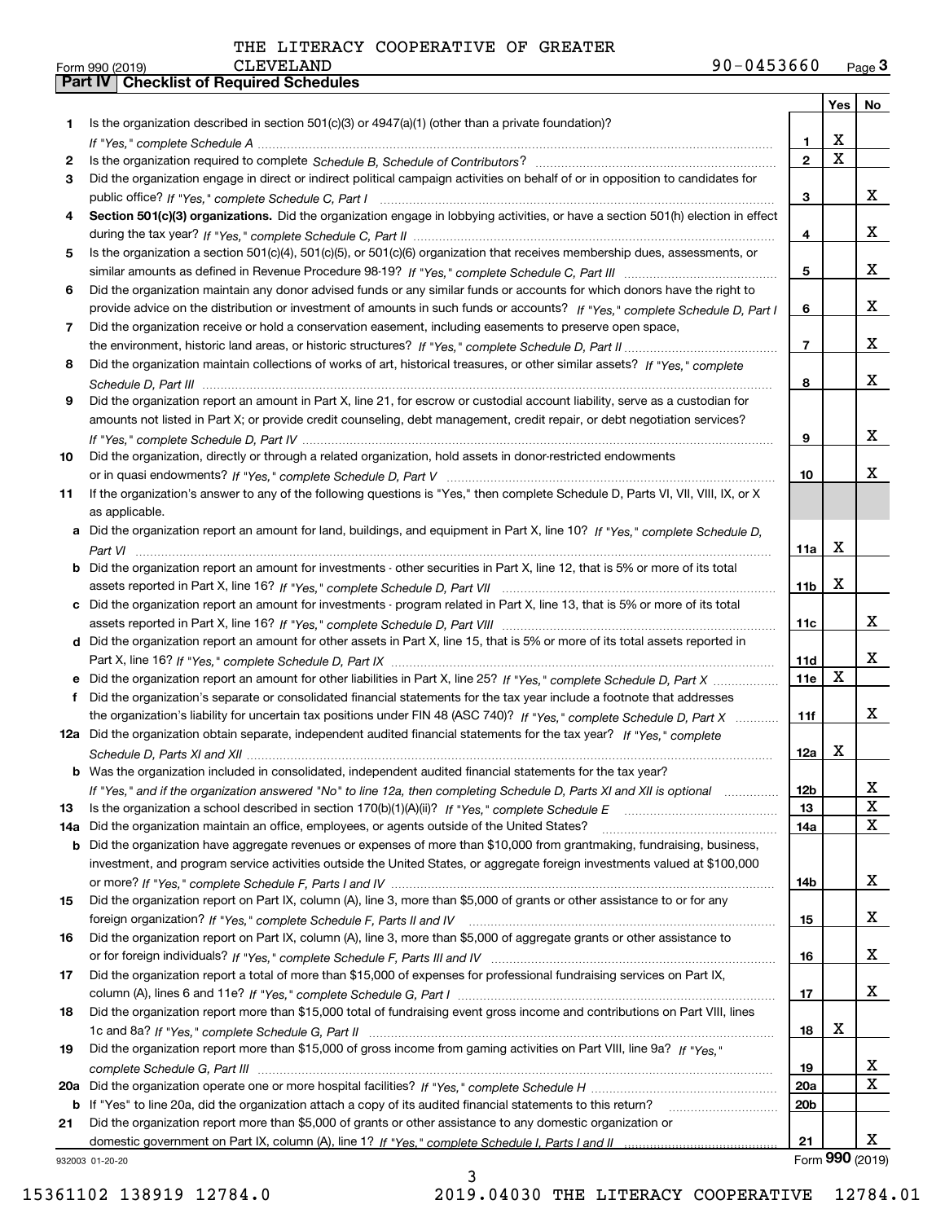THE LITERACY COOPERATIVE OF GREATER CLEVELAND

Form 990 (2019) 90-0453660 Page **3**

**Part IV | Checklist of Required Schedules**

| | | | Yes | No |
|---|---|---|---|---|
| **1** | Is the organization described in section 501(c)(3) or 4947(a)(1) (other than a private foundation)? *If "Yes," complete Schedule A* | **1** | X | |
| **2** | Is the organization required to complete *Schedule B, Schedule of Contributors*? | **2** | X | |
| **3** | Did the organization engage in direct or indirect political campaign activities on behalf of or in opposition to candidates for public office? *If "Yes," complete Schedule C, Part I* | **3** | | X |
| **4** | **Section 501(c)(3) organizations.** Did the organization engage in lobbying activities, or have a section 501(h) election in effect during the tax year? *If "Yes," complete Schedule C, Part II* | **4** | | X |
| **5** | Is the organization a section 501(c)(4), 501(c)(5), or 501(c)(6) organization that receives membership dues, assessments, or similar amounts as defined in Revenue Procedure 98-19? *If "Yes," complete Schedule C, Part III* | **5** | | X |
| **6** | Did the organization maintain any donor advised funds or any similar funds or accounts for which donors have the right to provide advice on the distribution or investment of amounts in such funds or accounts? *If "Yes," complete Schedule D, Part I* | **6** | | X |
| **7** | Did the organization receive or hold a conservation easement, including easements to preserve open space, the environment, historic land areas, or historic structures? *If "Yes," complete Schedule D, Part II* | **7** | | X |
| **8** | Did the organization maintain collections of works of art, historical treasures, or other similar assets? *If "Yes," complete Schedule D, Part III* | **8** | | X |
| **9** | Did the organization report an amount in Part X, line 21, for escrow or custodial account liability, serve as a custodian for amounts not listed in Part X; or provide credit counseling, debt management, credit repair, or debt negotiation services? *If "Yes," complete Schedule D, Part IV* | **9** | | X |
| **10** | Did the organization, directly or through a related organization, hold assets in donor-restricted endowments or in quasi endowments? *If "Yes," complete Schedule D, Part V* | **10** | | X |
| **11** | If the organization's answer to any of the following questions is "Yes," then complete Schedule D, Parts VI, VII, VIII, IX, or X as applicable. | | | |
| **a** | Did the organization report an amount for land, buildings, and equipment in Part X, line 10? *If "Yes," complete Schedule D, Part VI* | **11a** | X | |
| **b** | Did the organization report an amount for investments - other securities in Part X, line 12, that is 5% or more of its total assets reported in Part X, line 16? *If "Yes," complete Schedule D, Part VII* | **11b** | X | |
| **c** | Did the organization report an amount for investments - program related in Part X, line 13, that is 5% or more of its total assets reported in Part X, line 16? *If "Yes," complete Schedule D, Part VIII* | **11c** | | X |
| **d** | Did the organization report an amount for other assets in Part X, line 15, that is 5% or more of its total assets reported in Part X, line 16? *If "Yes," complete Schedule D, Part IX* | **11d** | | X |
| **e** | Did the organization report an amount for other liabilities in Part X, line 25? *If "Yes," complete Schedule D, Part X* | **11e** | X | |
| **f** | Did the organization's separate or consolidated financial statements for the tax year include a footnote that addresses the organization's liability for uncertain tax positions under FIN 48 (ASC 740)? *If "Yes," complete Schedule D, Part X* | **11f** | | X |
| **12a** | Did the organization obtain separate, independent audited financial statements for the tax year? *If "Yes," complete Schedule D, Parts XI and XII* | **12a** | X | |
| **b** | Was the organization included in consolidated, independent audited financial statements for the tax year? *If "Yes," and if the organization answered "No" to line 12a, then completing Schedule D, Parts XI and XII is optional* | **12b** | | X |
| **13** | Is the organization a school described in section 170(b)(1)(A)(ii)? *If "Yes," complete Schedule E* | **13** | | X |
| **14a** | Did the organization maintain an office, employees, or agents outside of the United States? | **14a** | | X |
| **b** | Did the organization have aggregate revenues or expenses of more than $10,000 from grantmaking, fundraising, business, investment, and program service activities outside the United States, or aggregate foreign investments valued at $100,000 or more? *If "Yes," complete Schedule F, Parts I and IV* | **14b** | | X |
| **15** | Did the organization report on Part IX, column (A), line 3, more than $5,000 of grants or other assistance to or for any foreign organization? *If "Yes," complete Schedule F, Parts II and IV* | **15** | | X |
| **16** | Did the organization report on Part IX, column (A), line 3, more than $5,000 of aggregate grants or other assistance to or for foreign individuals? *If "Yes," complete Schedule F, Parts III and IV* | **16** | | X |
| **17** | Did the organization report a total of more than $15,000 of expenses for professional fundraising services on Part IX, column (A), lines 6 and 11e? *If "Yes," complete Schedule G, Part I* | **17** | | X |
| **18** | Did the organization report more than $15,000 total of fundraising event gross income and contributions on Part VIII, lines 1c and 8a? *If "Yes," complete Schedule G, Part II* | **18** | X | |
| **19** | Did the organization report more than $15,000 of gross income from gaming activities on Part VIII, line 9a? *If "Yes," complete Schedule G, Part III* | **19** | | X |
| **20a** | Did the organization operate one or more hospital facilities? *If "Yes," complete Schedule H* | **20a** | | X |
| **b** | If "Yes" to line 20a, did the organization attach a copy of its audited financial statements to this return? | **20b** | | |
| **21** | Did the organization report more than $5,000 of grants or other assistance to any domestic organization or domestic government on Part IX, column (A), line 1? *If "Yes," complete Schedule I, Parts I and II* | **21** | | X |

932003 01-20-20 Form **990** (2019)

15361102 138919 12784.0 2019.04030 THE LITERACY COOPERATIVE 12784.01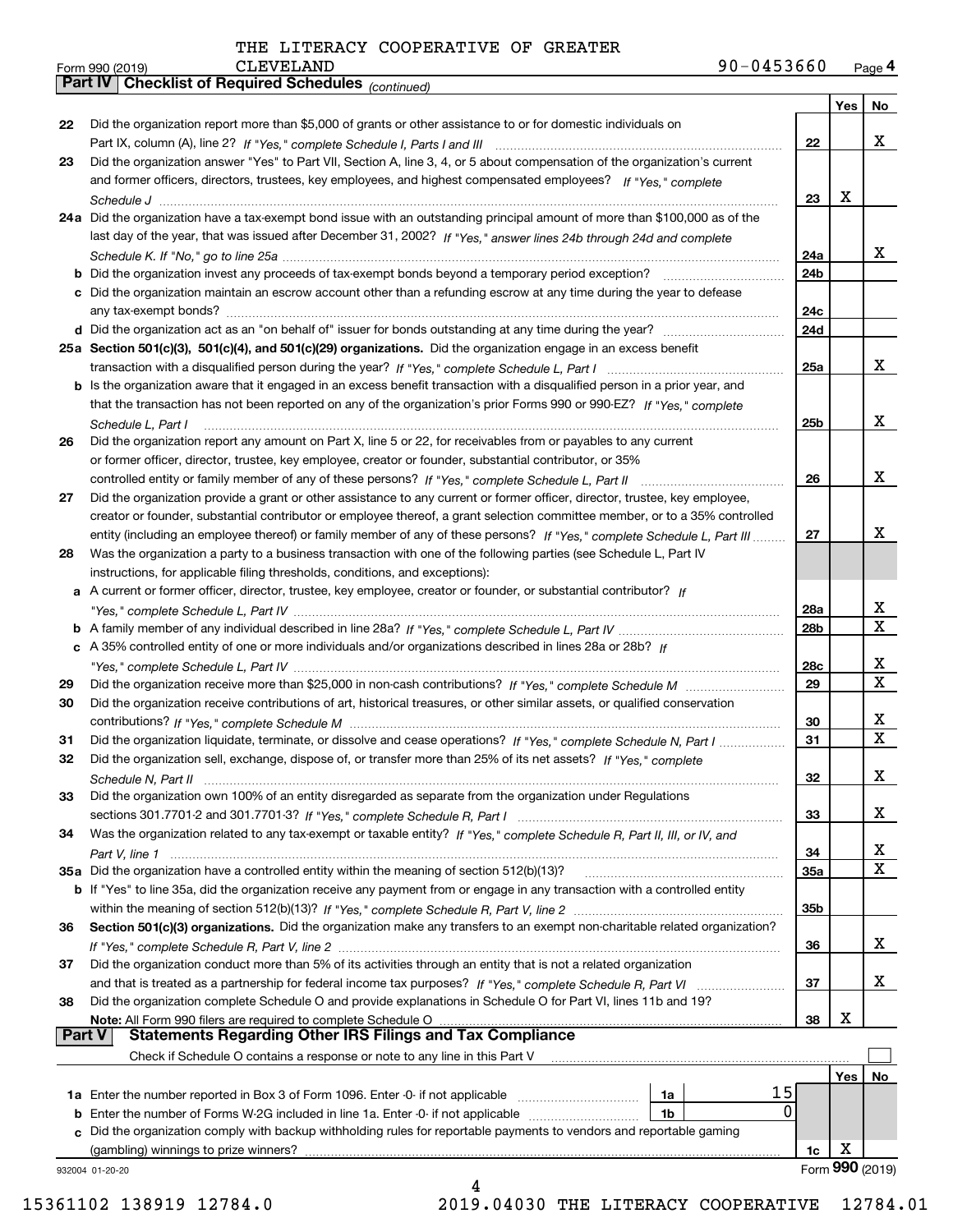THE LITERACY COOPERATIVE OF GREATER CLEVELAND 90-0453660

Form 990 (2019)

## Part IV Checklist of Required Schedules *(continued)*

| | | | Yes | No |
|---|---|---|---|---|
| 22 | Did the organization report more than $5,000 of grants or other assistance to or for domestic individuals on Part IX, column (A), line 2? *If "Yes," complete Schedule I, Parts I and III* | 22 | | X |
| 23 | Did the organization answer "Yes" to Part VII, Section A, line 3, 4, or 5 about compensation of the organization's current and former officers, directors, trustees, key employees, and highest compensated employees? *If "Yes," complete Schedule J* | 23 | X | |
| 24a | Did the organization have a tax-exempt bond issue with an outstanding principal amount of more than $100,000 as of the last day of the year, that was issued after December 31, 2002? *If "Yes," answer lines 24b through 24d and complete Schedule K. If "No," go to line 25a* | 24a | | X |
| b | Did the organization invest any proceeds of tax-exempt bonds beyond a temporary period exception? | 24b | | |
| c | Did the organization maintain an escrow account other than a refunding escrow at any time during the year to defease any tax-exempt bonds? | 24c | | |
| d | Did the organization act as an "on behalf of" issuer for bonds outstanding at any time during the year? | 24d | | |
| 25a | **Section 501(c)(3), 501(c)(4), and 501(c)(29) organizations.** Did the organization engage in an excess benefit transaction with a disqualified person during the year? *If "Yes," complete Schedule L, Part I* | 25a | | X |
| b | Is the organization aware that it engaged in an excess benefit transaction with a disqualified person in a prior year, and that the transaction has not been reported on any of the organization's prior Forms 990 or 990-EZ? *If "Yes," complete Schedule L, Part I* | 25b | | X |
| 26 | Did the organization report any amount on Part X, line 5 or 22, for receivables from or payables to any current or former officer, director, trustee, key employee, creator or founder, substantial contributor, or 35% controlled entity or family member of any of these persons? *If "Yes," complete Schedule L, Part II* | 26 | | X |
| 27 | Did the organization provide a grant or other assistance to any current or former officer, director, trustee, key employee, creator or founder, substantial contributor or employee thereof, a grant selection committee member, or to a 35% controlled entity (including an employee thereof) or family member of any of these persons? *If "Yes," complete Schedule L, Part III* | 27 | | X |
| 28 | Was the organization a party to a business transaction with one of the following parties (see Schedule L, Part IV instructions, for applicable filing thresholds, conditions, and exceptions): | | | |
| a | A current or former officer, director, trustee, key employee, creator or founder, or substantial contributor? *If "Yes," complete Schedule L, Part IV* | 28a | | X |
| b | A family member of any individual described in line 28a? *If "Yes," complete Schedule L, Part IV* | 28b | | X |
| c | A 35% controlled entity of one or more individuals and/or organizations described in lines 28a or 28b? *If "Yes," complete Schedule L, Part IV* | 28c | | X |
| 29 | Did the organization receive more than $25,000 in non-cash contributions? *If "Yes," complete Schedule M* | 29 | | X |
| 30 | Did the organization receive contributions of art, historical treasures, or other similar assets, or qualified conservation contributions? *If "Yes," complete Schedule M* | 30 | | X |
| 31 | Did the organization liquidate, terminate, or dissolve and cease operations? *If "Yes," complete Schedule N, Part I* | 31 | | X |
| 32 | Did the organization sell, exchange, dispose of, or transfer more than 25% of its net assets? *If "Yes," complete Schedule N, Part II* | 32 | | X |
| 33 | Did the organization own 100% of an entity disregarded as separate from the organization under Regulations sections 301.7701-2 and 301.7701-3? *If "Yes," complete Schedule R, Part I* | 33 | | X |
| 34 | Was the organization related to any tax-exempt or taxable entity? *If "Yes," complete Schedule R, Part II, III, or IV, and Part V, line 1* | 34 | | X |
| 35a | Did the organization have a controlled entity within the meaning of section 512(b)(13)? | 35a | | X |
| b | If "Yes" to line 35a, did the organization receive any payment from or engage in any transaction with a controlled entity within the meaning of section 512(b)(13)? *If "Yes," complete Schedule R, Part V, line 2* | 35b | | |
| 36 | **Section 501(c)(3) organizations.** Did the organization make any transfers to an exempt non-charitable related organization? *If "Yes," complete Schedule R, Part V, line 2* | 36 | | X |
| 37 | Did the organization conduct more than 5% of its activities through an entity that is not a related organization and that is treated as a partnership for federal income tax purposes? *If "Yes," complete Schedule R, Part VI* | 37 | | X |
| 38 | Did the organization complete Schedule O and provide explanations in Schedule O for Part VI, lines 11b and 19? **Note:** All Form 990 filers are required to complete Schedule O | 38 | X | |

## Part V Statements Regarding Other IRS Filings and Tax Compliance

Check if Schedule O contains a response or note to any line in this Part V ☐

| | | | | | Yes | No |
|---|---|---|---|---|---|---|
| 1a | Enter the number reported in Box 3 of Form 1096. Enter -0- if not applicable | 1a | 15 | | | |
| b | Enter the number of Forms W-2G included in line 1a. Enter -0- if not applicable | 1b | 0 | | | |
| c | Did the organization comply with backup withholding rules for reportable payments to vendors and reportable gaming (gambling) winnings to prize winners? | | | 1c | X | |

932004 01-20-20

Form **990** (2019)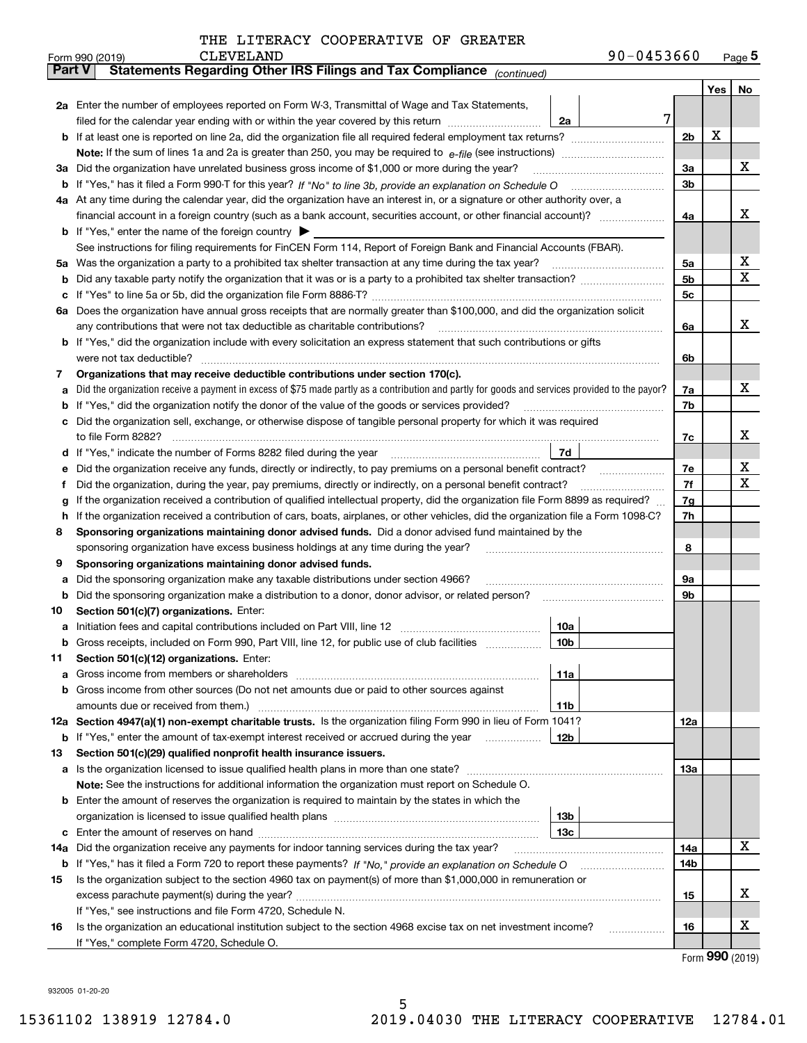THE LITERACY COOPERATIVE OF GREATER CLEVELAND

Form 990 (2019) 90-0453660 Page **5**

**Part V** **Statements Regarding Other IRS Filings and Tax Compliance** *(continued)*

| | | | | Yes | No |
|---|---|---|---|---|---|
| **2a** | Enter the number of employees reported on Form W-3, Transmittal of Wage and Tax Statements, filed for the calendar year ending with or within the year covered by this return | 2a 7 | | | |
| **b** | If at least one is reported on line 2a, did the organization file all required federal employment tax returns? | | 2b | X | |
| | **Note:** If the sum of lines 1a and 2a is greater than 250, you may be required to *e-file* (see instructions) | | | | |
| **3a** | Did the organization have unrelated business gross income of $1,000 or more during the year? | | 3a | | X |
| **b** | If "Yes," has it filed a Form 990-T for this year? *If "No" to line 3b, provide an explanation on Schedule O* | | 3b | | |
| **4a** | At any time during the calendar year, did the organization have an interest in, or a signature or other authority over, a financial account in a foreign country (such as a bank account, securities account, or other financial account)? | | 4a | | X |
| **b** | If "Yes," enter the name of the foreign country ▶ | | | | |
| | See instructions for filing requirements for FinCEN Form 114, Report of Foreign Bank and Financial Accounts (FBAR). | | | | |
| **5a** | Was the organization a party to a prohibited tax shelter transaction at any time during the tax year? | | 5a | | X |
| **b** | Did any taxable party notify the organization that it was or is a party to a prohibited tax shelter transaction? | | 5b | | X |
| **c** | If "Yes" to line 5a or 5b, did the organization file Form 8886-T? | | 5c | | |
| **6a** | Does the organization have annual gross receipts that are normally greater than $100,000, and did the organization solicit any contributions that were not tax deductible as charitable contributions? | | 6a | | X |
| **b** | If "Yes," did the organization include with every solicitation an express statement that such contributions or gifts were not tax deductible? | | 6b | | |
| **7** | **Organizations that may receive deductible contributions under section 170(c).** | | | | |
| **a** | Did the organization receive a payment in excess of $75 made partly as a contribution and partly for goods and services provided to the payor? | | 7a | | X |
| **b** | If "Yes," did the organization notify the donor of the value of the goods or services provided? | | 7b | | |
| **c** | Did the organization sell, exchange, or otherwise dispose of tangible personal property for which it was required to file Form 8282? | | 7c | | X |
| **d** | If "Yes," indicate the number of Forms 8282 filed during the year | 7d | | | |
| **e** | Did the organization receive any funds, directly or indirectly, to pay premiums on a personal benefit contract? | | 7e | | X |
| **f** | Did the organization, during the year, pay premiums, directly or indirectly, on a personal benefit contract? | | 7f | | X |
| **g** | If the organization received a contribution of qualified intellectual property, did the organization file Form 8899 as required? | | 7g | | |
| **h** | If the organization received a contribution of cars, boats, airplanes, or other vehicles, did the organization file a Form 1098-C? | | 7h | | |
| **8** | **Sponsoring organizations maintaining donor advised funds.** Did a donor advised fund maintained by the sponsoring organization have excess business holdings at any time during the year? | | 8 | | |
| **9** | **Sponsoring organizations maintaining donor advised funds.** | | | | |
| **a** | Did the sponsoring organization make any taxable distributions under section 4966? | | 9a | | |
| **b** | Did the sponsoring organization make a distribution to a donor, donor advisor, or related person? | | 9b | | |
| **10** | **Section 501(c)(7) organizations.** Enter: | | | | |
| **a** | Initiation fees and capital contributions included on Part VIII, line 12 | 10a | | | |
| **b** | Gross receipts, included on Form 990, Part VIII, line 12, for public use of club facilities | 10b | | | |
| **11** | **Section 501(c)(12) organizations.** Enter: | | | | |
| **a** | Gross income from members or shareholders | 11a | | | |
| **b** | Gross income from other sources (Do not net amounts due or paid to other sources against amounts due or received from them.) | 11b | | | |
| **12a** | **Section 4947(a)(1) non-exempt charitable trusts.** Is the organization filing Form 990 in lieu of Form 1041? | | 12a | | |
| **b** | If "Yes," enter the amount of tax-exempt interest received or accrued during the year | 12b | | | |
| **13** | **Section 501(c)(29) qualified nonprofit health insurance issuers.** | | | | |
| **a** | Is the organization licensed to issue qualified health plans in more than one state? | | 13a | | |
| | **Note:** See the instructions for additional information the organization must report on Schedule O. | | | | |
| **b** | Enter the amount of reserves the organization is required to maintain by the states in which the organization is licensed to issue qualified health plans | 13b | | | |
| **c** | Enter the amount of reserves on hand | 13c | | | |
| **14a** | Did the organization receive any payments for indoor tanning services during the tax year? | | 14a | | X |
| **b** | If "Yes," has it filed a Form 720 to report these payments? *If "No," provide an explanation on Schedule O* | | 14b | | |
| **15** | Is the organization subject to the section 4960 tax on payment(s) of more than $1,000,000 in remuneration or excess parachute payment(s) during the year? | | 15 | | X |
| | If "Yes," see instructions and file Form 4720, Schedule N. | | | | |
| **16** | Is the organization an educational institution subject to the section 4968 excise tax on net investment income? | | 16 | | X |
| | If "Yes," complete Form 4720, Schedule O. | | | | |

Form **990** (2019)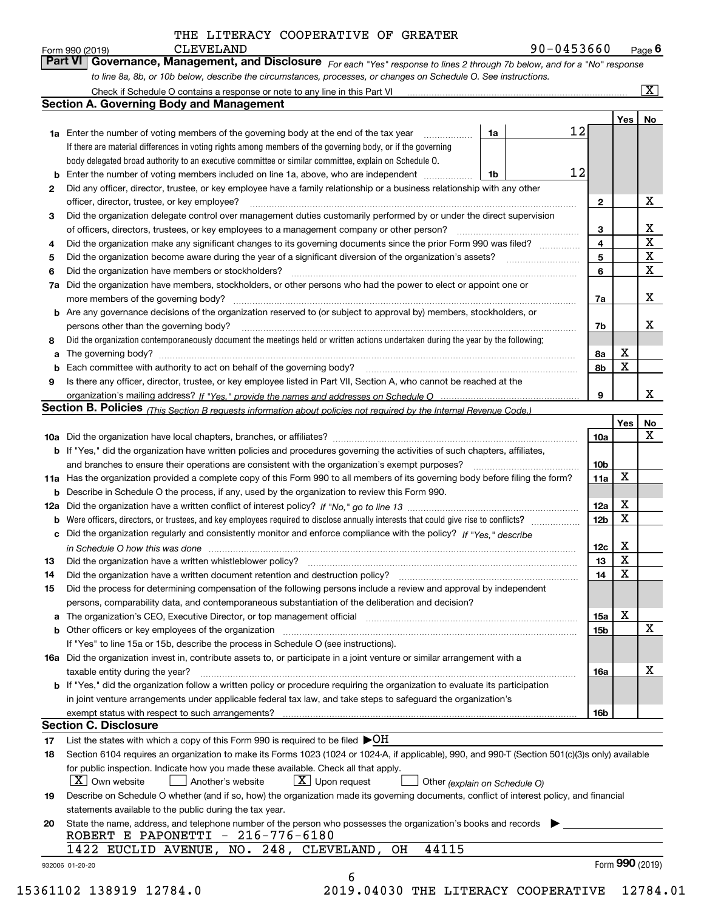THE LITERACY COOPERATIVE OF GREATER CLEVELAND

Form 990 (2019) 90-0453660 Page 6

## Part VI Governance, Management, and Disclosure

*For each "Yes" response to lines 2 through 7b below, and for a "No" response to line 8a, 8b, or 10b below, describe the circumstances, processes, or changes on Schedule O. See instructions.*

Check if Schedule O contains a response or note to any line in this Part VI ... [X]

### Section A. Governing Body and Management

| | | | | Yes | No |
|---|---|---|---|---|---|
| **1a** | Enter the number of voting members of the governing body at the end of the tax year. If there are material differences in voting rights among members of the governing body, or if the governing body delegated broad authority to an executive committee or similar committee, explain on Schedule O. | 1a | 12 | | |
| **b** | Enter the number of voting members included on line 1a, above, who are independent | 1b | 12 | | |
| **2** | Did any officer, director, trustee, or key employee have a family relationship or a business relationship with any other officer, director, trustee, or key employee? | 2 | | | X |
| **3** | Did the organization delegate control over management duties customarily performed by or under the direct supervision of officers, directors, trustees, or key employees to a management company or other person? | 3 | | | X |
| **4** | Did the organization make any significant changes to its governing documents since the prior Form 990 was filed? | 4 | | | X |
| **5** | Did the organization become aware during the year of a significant diversion of the organization's assets? | 5 | | | X |
| **6** | Did the organization have members or stockholders? | 6 | | | X |
| **7a** | Did the organization have members, stockholders, or other persons who had the power to elect or appoint one or more members of the governing body? | 7a | | | X |
| **b** | Are any governance decisions of the organization reserved to (or subject to approval by) members, stockholders, or persons other than the governing body? | 7b | | | X |
| **8** | Did the organization contemporaneously document the meetings held or written actions undertaken during the year by the following: | | | | |
| **a** | The governing body? | 8a | | X | |
| **b** | Each committee with authority to act on behalf of the governing body? | 8b | | X | |
| **9** | Is there any officer, director, trustee, or key employee listed in Part VII, Section A, who cannot be reached at the organization's mailing address? *If "Yes," provide the names and addresses on Schedule O* | 9 | | | X |

### Section B. Policies *(This Section B requests information about policies not required by the Internal Revenue Code.)*

| | | | Yes | No |
|---|---|---|---|---|
| **10a** | Did the organization have local chapters, branches, or affiliates? | 10a | | X |
| **b** | If "Yes," did the organization have written policies and procedures governing the activities of such chapters, affiliates, and branches to ensure their operations are consistent with the organization's exempt purposes? | 10b | | |
| **11a** | Has the organization provided a complete copy of this Form 990 to all members of its governing body before filing the form? | 11a | X | |
| **b** | Describe in Schedule O the process, if any, used by the organization to review this Form 990. | | | |
| **12a** | Did the organization have a written conflict of interest policy? *If "No," go to line 13* | 12a | X | |
| **b** | Were officers, directors, or trustees, and key employees required to disclose annually interests that could give rise to conflicts? | 12b | X | |
| **c** | Did the organization regularly and consistently monitor and enforce compliance with the policy? *If "Yes," describe in Schedule O how this was done* | 12c | X | |
| **13** | Did the organization have a written whistleblower policy? | 13 | X | |
| **14** | Did the organization have a written document retention and destruction policy? | 14 | X | |
| **15** | Did the process for determining compensation of the following persons include a review and approval by independent persons, comparability data, and contemporaneous substantiation of the deliberation and decision? | | | |
| **a** | The organization's CEO, Executive Director, or top management official | 15a | X | |
| **b** | Other officers or key employees of the organization | 15b | | X |
| | If "Yes" to line 15a or 15b, describe the process in Schedule O (see instructions). | | | |
| **16a** | Did the organization invest in, contribute assets to, or participate in a joint venture or similar arrangement with a taxable entity during the year? | 16a | | X |
| **b** | If "Yes," did the organization follow a written policy or procedure requiring the organization to evaluate its participation in joint venture arrangements under applicable federal tax law, and take steps to safeguard the organization's exempt status with respect to such arrangements? | 16b | | |

### Section C. Disclosure

**17** List the states with which a copy of this Form 990 is required to be filed ▶OH

**18** Section 6104 requires an organization to make its Forms 1023 (1024 or 1024-A, if applicable), 990, and 990-T (Section 501(c)(3)s only) available for public inspection. Indicate how you made these available. Check all that apply.

[X] Own website [ ] Another's website [X] Upon request [ ] Other *(explain on Schedule O)*

**19** Describe on Schedule O whether (and if so, how) the organization made its governing documents, conflict of interest policy, and financial statements available to the public during the tax year.

**20** State the name, address, and telephone number of the person who possesses the organization's books and records ▶

ROBERT E PAPONETTI - 216-776-6180
1422 EUCLID AVENUE, NO. 248, CLEVELAND, OH 44115

932006 01-20-20 Form 990 (2019)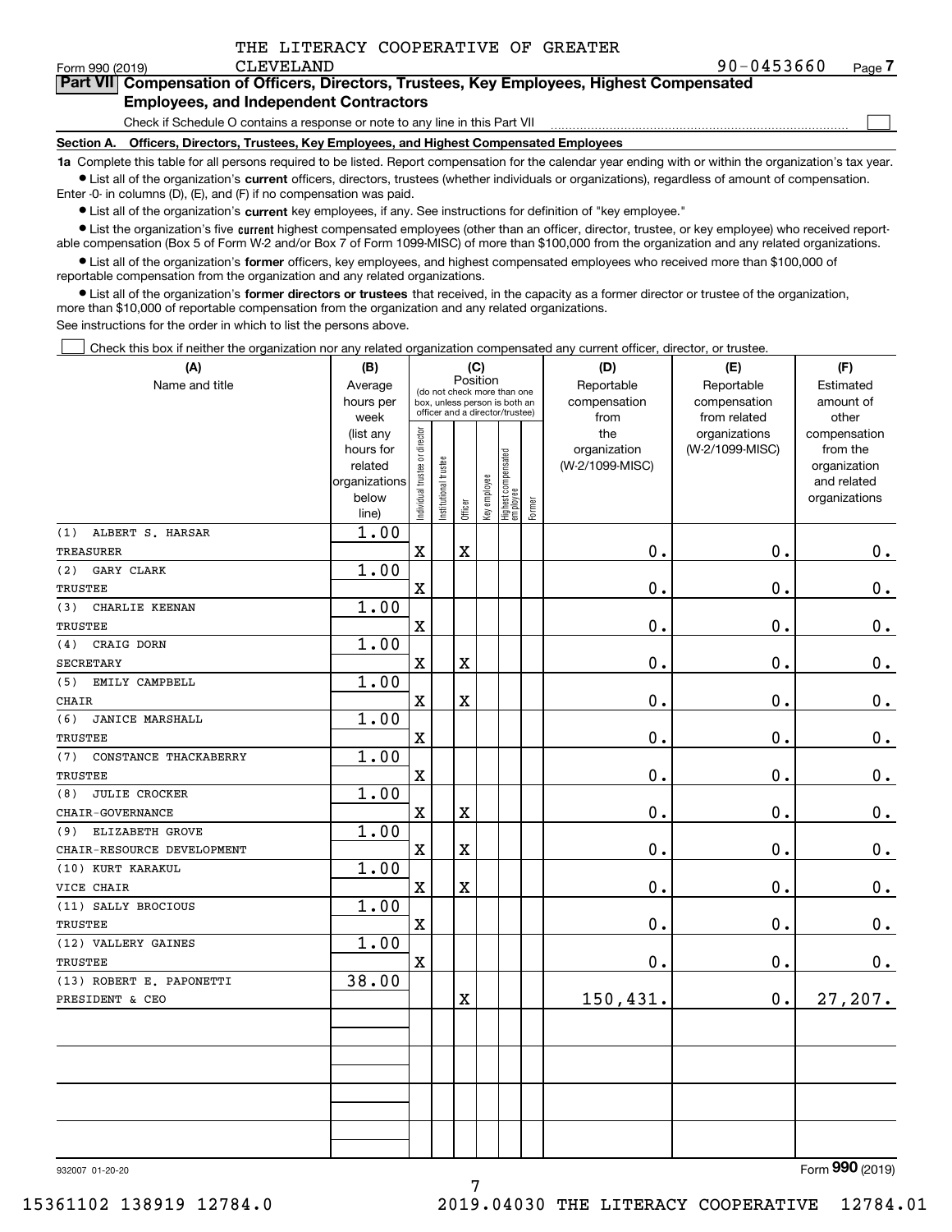THE LITERACY COOPERATIVE OF GREATER CLEVELAND

Form 990 (2019) 90-0453660 Page 7

## Part VII Compensation of Officers, Directors, Trustees, Key Employees, Highest Compensated Employees, and Independent Contractors

Check if Schedule O contains a response or note to any line in this Part VII ☐

**Section A. Officers, Directors, Trustees, Key Employees, and Highest Compensated Employees**

**1a** Complete this table for all persons required to be listed. Report compensation for the calendar year ending with or within the organization's tax year.

- List all of the organization's **current** officers, directors, trustees (whether individuals or organizations), regardless of amount of compensation. Enter -0- in columns (D), (E), and (F) if no compensation was paid.
- List all of the organization's **current** key employees, if any. See instructions for definition of "key employee."
- List the organization's five **current** highest compensated employees (other than an officer, director, trustee, or key employee) who received reportable compensation (Box 5 of Form W-2 and/or Box 7 of Form 1099-MISC) of more than $100,000 from the organization and any related organizations.
- List all of the organization's **former** officers, key employees, and highest compensated employees who received more than $100,000 of reportable compensation from the organization and any related organizations.
- List all of the organization's **former directors or trustees** that received, in the capacity as a former director or trustee of the organization, more than $10,000 of reportable compensation from the organization and any related organizations.

See instructions for the order in which to list the persons above.

☐ Check this box if neither the organization nor any related organization compensated any current officer, director, or trustee.

| (A) Name and title | (B) Average hours per week (list any hours for related organizations below line) | (C) Position: Individual trustee or director | Institutional trustee | Officer | Key employee | Highest compensated employee | Former | (D) Reportable compensation from the organization (W-2/1099-MISC) | (E) Reportable compensation from related organizations (W-2/1099-MISC) | (F) Estimated amount of other compensation from the organization and related organizations |
|---|---|---|---|---|---|---|---|---|---|---|
| (1) ALBERT S. HARSAR<br>TREASURER | 1.00 | X | | X | | | | 0. | 0. | 0. |
| (2) GARY CLARK<br>TRUSTEE | 1.00 | X | | | | | | 0. | 0. | 0. |
| (3) CHARLIE KEENAN<br>TRUSTEE | 1.00 | X | | | | | | 0. | 0. | 0. |
| (4) CRAIG DORN<br>SECRETARY | 1.00 | X | | X | | | | 0. | 0. | 0. |
| (5) EMILY CAMPBELL<br>CHAIR | 1.00 | X | | X | | | | 0. | 0. | 0. |
| (6) JANICE MARSHALL<br>TRUSTEE | 1.00 | X | | | | | | 0. | 0. | 0. |
| (7) CONSTANCE THACKABERRY<br>TRUSTEE | 1.00 | X | | | | | | 0. | 0. | 0. |
| (8) JULIE CROCKER<br>CHAIR-GOVERNANCE | 1.00 | X | | X | | | | 0. | 0. | 0. |
| (9) ELIZABETH GROVE<br>CHAIR-RESOURCE DEVELOPMENT | 1.00 | X | | X | | | | 0. | 0. | 0. |
| (10) KURT KARAKUL<br>VICE CHAIR | 1.00 | X | | X | | | | 0. | 0. | 0. |
| (11) SALLY BROCIOUS<br>TRUSTEE | 1.00 | X | | | | | | 0. | 0. | 0. |
| (12) VALLERY GAINES<br>TRUSTEE | 1.00 | X | | | | | | 0. | 0. | 0. |
| (13) ROBERT E. PAPONETTI<br>PRESIDENT & CEO | 38.00 | | | X | | | | 150,431. | 0. | 27,207. |
| | | | | | | | | | | |
| | | | | | | | | | | |
| | | | | | | | | | | |
| | | | | | | | | | | |

932007 01-20-20 Form 990 (2019)

15361102 138919 12784.0 2019.04030 THE LITERACY COOPERATIVE 12784.01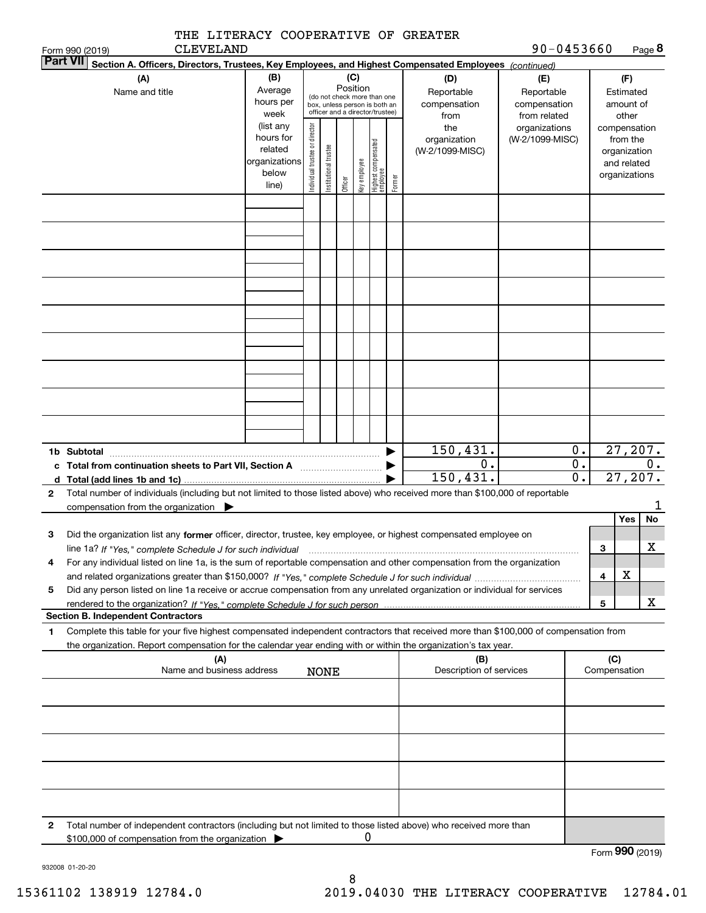THE LITERACY COOPERATIVE OF GREATER CLEVELAND

Form 990 (2019) 90-0453660 Page 8

**Part VII** **Section A. Officers, Directors, Trustees, Key Employees, and Highest Compensated Employees** *(continued)*

| (A) Name and title | (B) Average hours per week (list any hours for related organizations below line) | (C) Position: Individual trustee or director | Institutional trustee | Officer | Key employee | Highest compensated employee | Former | (D) Reportable compensation from the organization (W-2/1099-MISC) | (E) Reportable compensation from related organizations (W-2/1099-MISC) | (F) Estimated amount of other compensation from the organization and related organizations |
|---|---|---|---|---|---|---|---|---|---|---|
| | | | | | | | | | | |
| | | | | | | | | | | |
| | | | | | | | | | | |
| | | | | | | | | | | |
| | | | | | | | | | | |
| | | | | | | | | | | |
| | | | | | | | | | | |
| | | | | | | | | | | |
| | | | | | | | | | | |
| **1b Subtotal** | | | | | | | | 150,431. | 0. | 27,207. |
| **c Total from continuation sheets to Part VII, Section A** | | | | | | | | 0. | 0. | 0. |
| **d Total (add lines 1b and 1c)** | | | | | | | | 150,431. | 0. | 27,207. |

**2** Total number of individuals (including but not limited to those listed above) who received more than $100,000 of reportable compensation from the organization ▶ 1

| | | | Yes | No |
|---|---|---|---|---|
| **3** | Did the organization list any **former** officer, director, trustee, key employee, or highest compensated employee on line 1a? *If "Yes," complete Schedule J for such individual* | 3 | | X |
| **4** | For any individual listed on line 1a, is the sum of reportable compensation and other compensation from the organization and related organizations greater than $150,000? *If "Yes," complete Schedule J for such individual* | 4 | X | |
| **5** | Did any person listed on line 1a receive or accrue compensation from any unrelated organization or individual for services rendered to the organization? *If "Yes," complete Schedule J for such person* | 5 | | X |

**Section B. Independent Contractors**

**1** Complete this table for your five highest compensated independent contractors that received more than $100,000 of compensation from the organization. Report compensation for the calendar year ending with or within the organization's tax year.

| (A) Name and business address | (B) Description of services | (C) Compensation |
|---|---|---|
| NONE | | |
| | | |
| | | |
| | | |
| | | |

**2** Total number of independent contractors (including but not limited to those listed above) who received more than $100,000 of compensation from the organization ▶ 0

Form **990** (2019)

932008 01-20-20

15361102 138919 12784.0 2019.04030 THE LITERACY COOPERATIVE 12784.01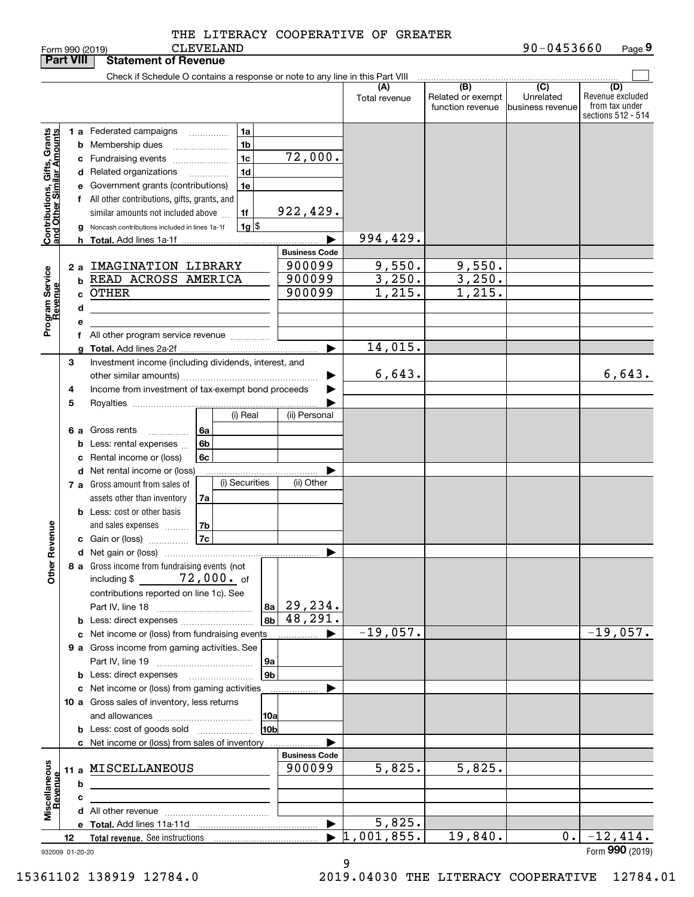THE LITERACY COOPERATIVE OF GREATER CLEVELAND

Form 990 (2019) 90-0453660 Page 9

## Part VIII Statement of Revenue

Check if Schedule O contains a response or note to any line in this Part VIII

| | | | (A) Total revenue | (B) Related or exempt function revenue | (C) Unrelated business revenue | (D) Revenue excluded from tax under sections 512 - 514 |
|---|---|---|---|---|---|---|
| **Contributions, Gifts, Grants and Other Similar Amounts** | 1a Federated campaigns | 1a | | | | |
| | b Membership dues | 1b | | | | |
| | c Fundraising events | 1c 72,000. | | | | |
| | d Related organizations | 1d | | | | |
| | e Government grants (contributions) | 1e | | | | |
| | f All other contributions, gifts, grants, and similar amounts not included above | 1f 922,429. | | | | |
| | g Noncash contributions included in lines 1a-1f | 1g $ | | | | |
| | h Total. Add lines 1a-1f | | 994,429. | | | |
| **Program Service Revenue** | | Business Code | | | | |
| | 2a IMAGINATION LIBRARY | 900099 | 9,550. | 9,550. | | |
| | b READ ACROSS AMERICA | 900099 | 3,250. | 3,250. | | |
| | c OTHER | 900099 | 1,215. | 1,215. | | |
| | d | | | | | |
| | e | | | | | |
| | f All other program service revenue | | | | | |
| | g Total. Add lines 2a-2f | | 14,015. | | | |
| **Other Revenue** | 3 Investment income (including dividends, interest, and other similar amounts) | | 6,643. | | | 6,643. |
| | 4 Income from investment of tax-exempt bond proceeds | | | | | |
| | 5 Royalties | | | | | |
| | | (i) Real / (ii) Personal | | | | |
| | 6a Gross rents | 6a | | | | |
| | b Less: rental expenses | 6b | | | | |
| | c Rental income or (loss) | 6c | | | | |
| | d Net rental income or (loss) | | | | | |
| | | (i) Securities / (ii) Other | | | | |
| | 7a Gross amount from sales of assets other than inventory | 7a | | | | |
| | b Less: cost or other basis and sales expenses | 7b | | | | |
| | c Gain or (loss) | 7c | | | | |
| | d Net gain or (loss) | | | | | |
| | 8a Gross income from fundraising events (not including $ 72,000. of contributions reported on line 1c). See Part IV, line 18 | 8a 29,234. | | | | |
| | b Less: direct expenses | 8b 48,291. | | | | |
| | c Net income or (loss) from fundraising events | | -19,057. | | | -19,057. |
| | 9a Gross income from gaming activities. See Part IV, line 19 | 9a | | | | |
| | b Less: direct expenses | 9b | | | | |
| | c Net income or (loss) from gaming activities | | | | | |
| | 10a Gross sales of inventory, less returns and allowances | 10a | | | | |
| | b Less: cost of goods sold | 10b | | | | |
| | c Net income or (loss) from sales of inventory | | | | | |
| **Miscellaneous Revenue** | | Business Code | | | | |
| | 11a MISCELLANEOUS | 900099 | 5,825. | 5,825. | | |
| | b | | | | | |
| | c | | | | | |
| | d All other revenue | | | | | |
| | e Total. Add lines 11a-11d | | 5,825. | | | |
| | 12 Total revenue. See instructions | | 1,001,855. | 19,840. | 0. | -12,414. |

932009 01-20-20

Form 990 (2019)

15361102 138919 12784.0 2019.04030 THE LITERACY COOPERATIVE 12784.01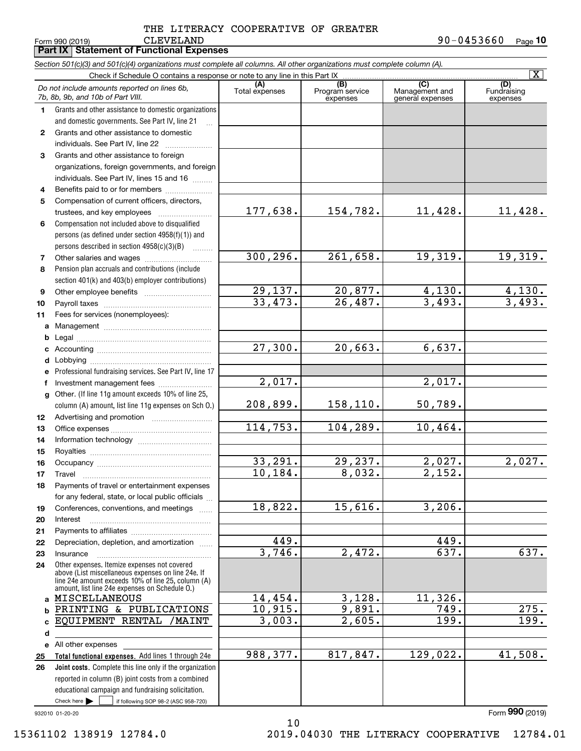THE LITERACY COOPERATIVE OF GREATER CLEVELAND

Form 990 (2019) 90-0453660 Page 10

## Part IX Statement of Functional Expenses

*Section 501(c)(3) and 501(c)(4) organizations must complete all columns. All other organizations must complete column (A).*

Check if Schedule O contains a response or note to any line in this Part IX [X]

| | *Do not include amounts reported on lines 6b, 7b, 8b, 9b, and 10b of Part VIII.* | (A) Total expenses | (B) Program service expenses | (C) Management and general expenses | (D) Fundraising expenses |
|---|---|---|---|---|---|
| 1 | Grants and other assistance to domestic organizations and domestic governments. See Part IV, line 21 | | | | |
| 2 | Grants and other assistance to domestic individuals. See Part IV, line 22 | | | | |
| 3 | Grants and other assistance to foreign organizations, foreign governments, and foreign individuals. See Part IV, lines 15 and 16 | | | | |
| 4 | Benefits paid to or for members | | | | |
| 5 | Compensation of current officers, directors, trustees, and key employees | 177,638. | 154,782. | 11,428. | 11,428. |
| 6 | Compensation not included above to disqualified persons (as defined under section 4958(f)(1)) and persons described in section 4958(c)(3)(B) | | | | |
| 7 | Other salaries and wages | 300,296. | 261,658. | 19,319. | 19,319. |
| 8 | Pension plan accruals and contributions (include section 401(k) and 403(b) employer contributions) | | | | |
| 9 | Other employee benefits | 29,137. | 20,877. | 4,130. | 4,130. |
| 10 | Payroll taxes | 33,473. | 26,487. | 3,493. | 3,493. |
| 11 | Fees for services (nonemployees): | | | | |
| a | Management | | | | |
| b | Legal | | | | |
| c | Accounting | 27,300. | 20,663. | 6,637. | |
| d | Lobbying | | | | |
| e | Professional fundraising services. See Part IV, line 17 | | | | |
| f | Investment management fees | 2,017. | | 2,017. | |
| g | Other. (If line 11g amount exceeds 10% of line 25, column (A) amount, list line 11g expenses on Sch O.) | 208,899. | 158,110. | 50,789. | |
| 12 | Advertising and promotion | | | | |
| 13 | Office expenses | 114,753. | 104,289. | 10,464. | |
| 14 | Information technology | | | | |
| 15 | Royalties | | | | |
| 16 | Occupancy | 33,291. | 29,237. | 2,027. | 2,027. |
| 17 | Travel | 10,184. | 8,032. | 2,152. | |
| 18 | Payments of travel or entertainment expenses for any federal, state, or local public officials | | | | |
| 19 | Conferences, conventions, and meetings | 18,822. | 15,616. | 3,206. | |
| 20 | Interest | | | | |
| 21 | Payments to affiliates | | | | |
| 22 | Depreciation, depletion, and amortization | 449. | | 449. | |
| 23 | Insurance | 3,746. | 2,472. | 637. | 637. |
| 24 | Other expenses. Itemize expenses not covered above (List miscellaneous expenses on line 24e. If line 24e amount exceeds 10% of line 25, column (A) amount, list line 24e expenses on Schedule O.) | | | | |
| a | MISCELLANEOUS | 14,454. | 3,128. | 11,326. | |
| b | PRINTING & PUBLICATIONS | 10,915. | 9,891. | 749. | 275. |
| c | EQUIPMENT RENTAL /MAINT | 3,003. | 2,605. | 199. | 199. |
| d | | | | | |
| e | All other expenses | | | | |
| 25 | **Total functional expenses.** Add lines 1 through 24e | 988,377. | 817,847. | 129,022. | 41,508. |
| 26 | **Joint costs.** Complete this line only if the organization reported in column (B) joint costs from a combined educational campaign and fundraising solicitation. Check here [ ] if following SOP 98-2 (ASC 958-720) | | | | |

932010 01-20-20 Form **990** (2019)

15361102 138919 12784.0 2019.04030 THE LITERACY COOPERATIVE 12784.01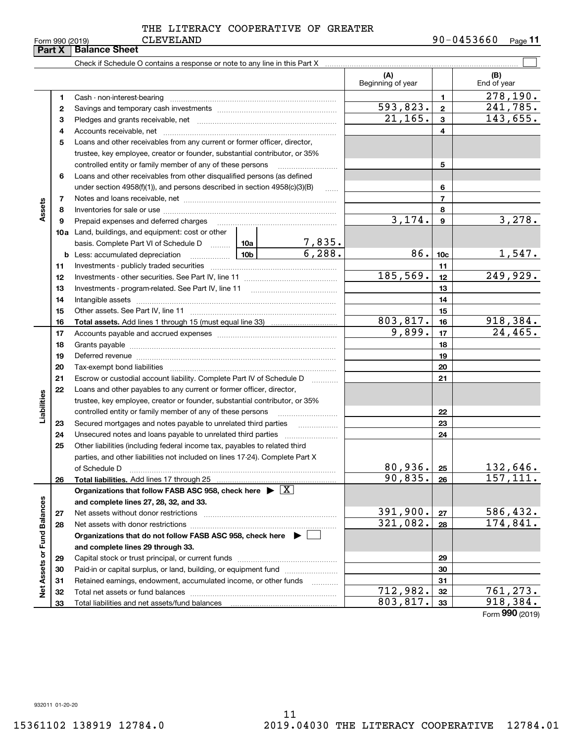THE LITERACY COOPERATIVE OF GREATER CLEVELAND

Form 990 (2019) 90-0453660

## Part X Balance Sheet

Check if Schedule O contains a response or note to any line in this Part X ☐

| | | | (A) Beginning of year | | (B) End of year |
|---|---|---|---|---|---|
| **Assets** | 1 | Cash - non-interest-bearing | | 1 | 278,190. |
| | 2 | Savings and temporary cash investments | 593,823. | 2 | 241,785. |
| | 3 | Pledges and grants receivable, net | 21,165. | 3 | 143,655. |
| | 4 | Accounts receivable, net | | 4 | |
| | 5 | Loans and other receivables from any current or former officer, director, trustee, key employee, creator or founder, substantial contributor, or 35% controlled entity or family member of any of these persons | | 5 | |
| | 6 | Loans and other receivables from other disqualified persons (as defined under section 4958(f)(1)), and persons described in section 4958(c)(3)(B) | | 6 | |
| | 7 | Notes and loans receivable, net | | 7 | |
| | 8 | Inventories for sale or use | | 8 | |
| | 9 | Prepaid expenses and deferred charges | 3,174. | 9 | 3,278. |
| | 10a | Land, buildings, and equipment: cost or other basis. Complete Part VI of Schedule D — 10a: 7,835. | | | |
| | b | Less: accumulated depreciation — 10b: 6,288. | 86. | 10c | 1,547. |
| | 11 | Investments - publicly traded securities | | 11 | |
| | 12 | Investments - other securities. See Part IV, line 11 | 185,569. | 12 | 249,929. |
| | 13 | Investments - program-related. See Part IV, line 11 | | 13 | |
| | 14 | Intangible assets | | 14 | |
| | 15 | Other assets. See Part IV, line 11 | | 15 | |
| | 16 | **Total assets.** Add lines 1 through 15 (must equal line 33) | 803,817. | 16 | 918,384. |
| **Liabilities** | 17 | Accounts payable and accrued expenses | 9,899. | 17 | 24,465. |
| | 18 | Grants payable | | 18 | |
| | 19 | Deferred revenue | | 19 | |
| | 20 | Tax-exempt bond liabilities | | 20 | |
| | 21 | Escrow or custodial account liability. Complete Part IV of Schedule D | | 21 | |
| | 22 | Loans and other payables to any current or former officer, director, trustee, key employee, creator or founder, substantial contributor, or 35% controlled entity or family member of any of these persons | | 22 | |
| | 23 | Secured mortgages and notes payable to unrelated third parties | | 23 | |
| | 24 | Unsecured notes and loans payable to unrelated third parties | | 24 | |
| | 25 | Other liabilities (including federal income tax, payables to related third parties, and other liabilities not included on lines 17-24). Complete Part X of Schedule D | 80,936. | 25 | 132,646. |
| | 26 | **Total liabilities.** Add lines 17 through 25 | 90,835. | 26 | 157,111. |
| **Net Assets or Fund Balances** | | **Organizations that follow FASB ASC 958, check here ▶ ☒ and complete lines 27, 28, 32, and 33.** | | | |
| | 27 | Net assets without donor restrictions | 391,900. | 27 | 586,432. |
| | 28 | Net assets with donor restrictions | 321,082. | 28 | 174,841. |
| | | **Organizations that do not follow FASB ASC 958, check here ▶ ☐ and complete lines 29 through 33.** | | | |
| | 29 | Capital stock or trust principal, or current funds | | 29 | |
| | 30 | Paid-in or capital surplus, or land, building, or equipment fund | | 30 | |
| | 31 | Retained earnings, endowment, accumulated income, or other funds | | 31 | |
| | 32 | Total net assets or fund balances | 712,982. | 32 | 761,273. |
| | 33 | Total liabilities and net assets/fund balances | 803,817. | 33 | 918,384. |

Form **990** (2019)

932011 01-20-20

15361102 138919 12784.0 2019.04030 THE LITERACY COOPERATIVE 12784.01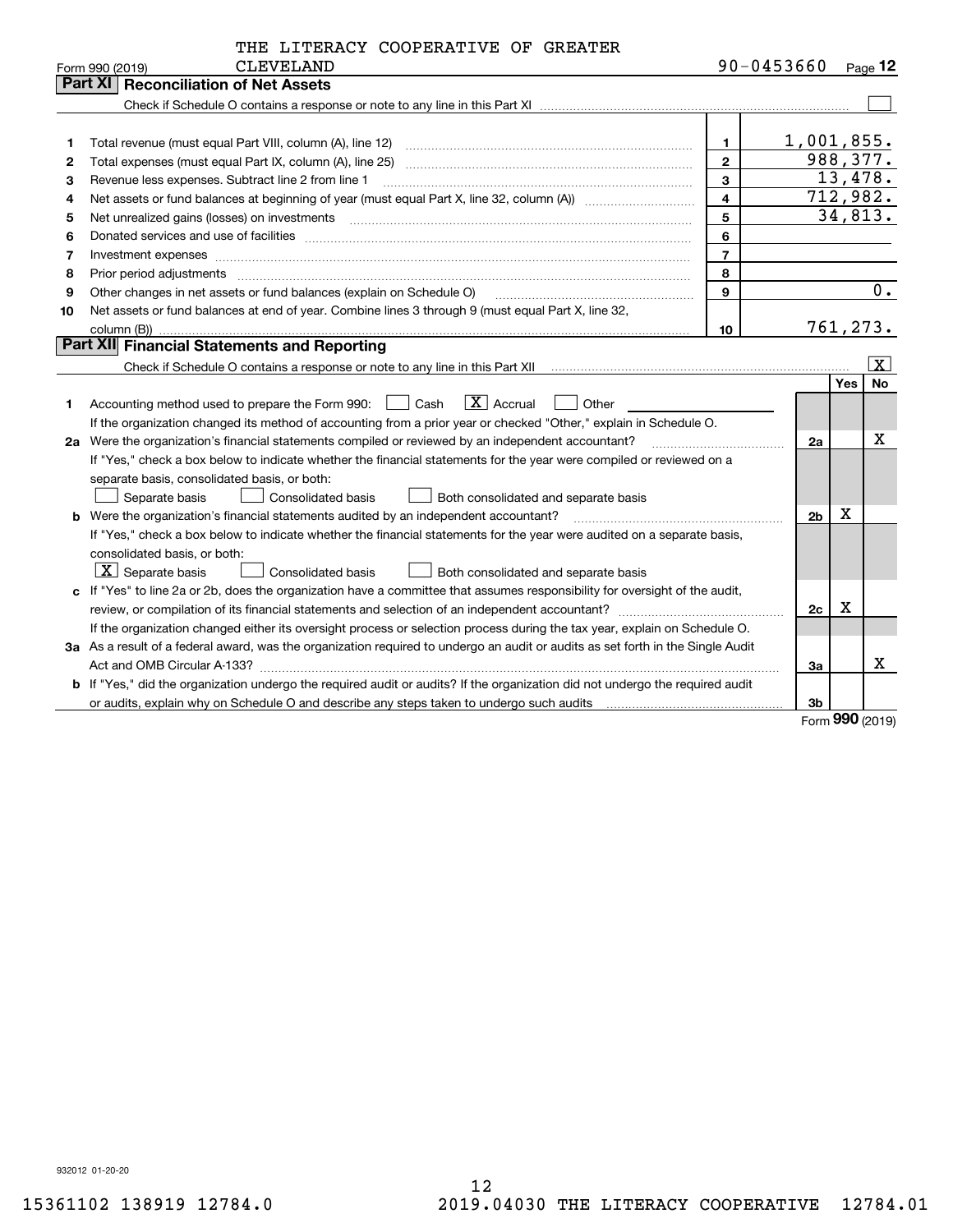THE LITERACY COOPERATIVE OF GREATER CLEVELAND 90-0453660

Form 990 (2019)

## Part XI Reconciliation of Net Assets

Check if Schedule O contains a response or note to any line in this Part XI ☐

| | | | |
|---|---|---|---|
| 1 | Total revenue (must equal Part VIII, column (A), line 12) | 1 | 1,001,855. |
| 2 | Total expenses (must equal Part IX, column (A), line 25) | 2 | 988,377. |
| 3 | Revenue less expenses. Subtract line 2 from line 1 | 3 | 13,478. |
| 4 | Net assets or fund balances at beginning of year (must equal Part X, line 32, column (A)) | 4 | 712,982. |
| 5 | Net unrealized gains (losses) on investments | 5 | 34,813. |
| 6 | Donated services and use of facilities | 6 | |
| 7 | Investment expenses | 7 | |
| 8 | Prior period adjustments | 8 | |
| 9 | Other changes in net assets or fund balances (explain on Schedule O) | 9 | 0. |
| 10 | Net assets or fund balances at end of year. Combine lines 3 through 9 (must equal Part X, line 32, column (B)) | 10 | 761,273. |

## Part XII Financial Statements and Reporting

Check if Schedule O contains a response or note to any line in this Part XII ☒

| | | | Yes | No |
|---|---|---|---|---|
| 1 | Accounting method used to prepare the Form 990: ☐ Cash ☒ Accrual ☐ Other<br>If the organization changed its method of accounting from a prior year or checked "Other," explain in Schedule O. | | | |
| 2a | Were the organization's financial statements compiled or reviewed by an independent accountant?<br>If "Yes," check a box below to indicate whether the financial statements for the year were compiled or reviewed on a separate basis, consolidated basis, or both:<br>☐ Separate basis ☐ Consolidated basis ☐ Both consolidated and separate basis | 2a | | X |
| b | Were the organization's financial statements audited by an independent accountant?<br>If "Yes," check a box below to indicate whether the financial statements for the year were audited on a separate basis, consolidated basis, or both:<br>☒ Separate basis ☐ Consolidated basis ☐ Both consolidated and separate basis | 2b | X | |
| c | If "Yes" to line 2a or 2b, does the organization have a committee that assumes responsibility for oversight of the audit, review, or compilation of its financial statements and selection of an independent accountant?<br>If the organization changed either its oversight process or selection process during the tax year, explain on Schedule O. | 2c | X | |
| 3a | As a result of a federal award, was the organization required to undergo an audit or audits as set forth in the Single Audit Act and OMB Circular A-133? | 3a | | X |
| b | If "Yes," did the organization undergo the required audit or audits? If the organization did not undergo the required audit or audits, explain why on Schedule O and describe any steps taken to undergo such audits | 3b | | |

Form **990** (2019)

932012 01-20-20

15361102 138919 12784.0 2019.04030 THE LITERACY COOPERATIVE 12784.01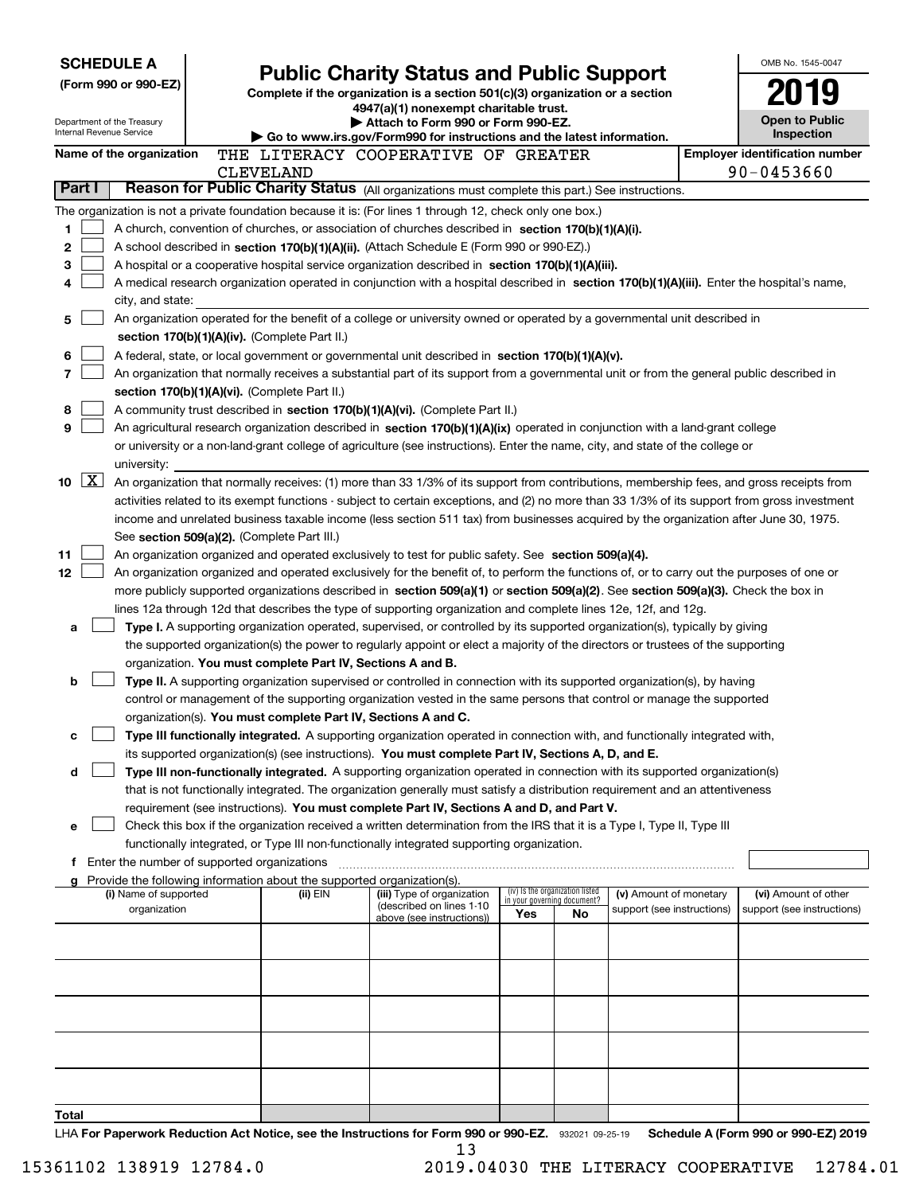**SCHEDULE A**
**(Form 990 or 990-EZ)**

Department of the Treasury
Internal Revenue Service

# Public Charity Status and Public Support

**Complete if the organization is a section 501(c)(3) organization or a section 4947(a)(1) nonexempt charitable trust.**
**▶ Attach to Form 990 or Form 990-EZ.**
**▶ Go to www.irs.gov/Form990 for instructions and the latest information.**

OMB No. 1545-0047
**2019**
**Open to Public Inspection**

**Name of the organization:** THE LITERACY COOPERATIVE OF GREATER CLEVELAND
**Employer identification number:** 90-0453660

## Part I — Reason for Public Charity Status (All organizations must complete this part.) See instructions.

The organization is not a private foundation because it is: (For lines 1 through 12, check only one box.)

1. [ ] A church, convention of churches, or association of churches described in **section 170(b)(1)(A)(i).**
2. [ ] A school described in **section 170(b)(1)(A)(ii).** (Attach Schedule E (Form 990 or 990-EZ).)
3. [ ] A hospital or a cooperative hospital service organization described in **section 170(b)(1)(A)(iii).**
4. [ ] A medical research organization operated in conjunction with a hospital described in **section 170(b)(1)(A)(iii).** Enter the hospital's name, city, and state: ______
5. [ ] An organization operated for the benefit of a college or university owned or operated by a governmental unit described in **section 170(b)(1)(A)(iv).** (Complete Part II.)
6. [ ] A federal, state, or local government or governmental unit described in **section 170(b)(1)(A)(v).**
7. [ ] An organization that normally receives a substantial part of its support from a governmental unit or from the general public described in **section 170(b)(1)(A)(vi).** (Complete Part II.)
8. [ ] A community trust described in **section 170(b)(1)(A)(vi).** (Complete Part II.)
9. [ ] An agricultural research organization described in **section 170(b)(1)(A)(ix)** operated in conjunction with a land-grant college or university or a non-land-grant college of agriculture (see instructions). Enter the name, city, and state of the college or university: ______
10. [X] An organization that normally receives: (1) more than 33 1/3% of its support from contributions, membership fees, and gross receipts from activities related to its exempt functions - subject to certain exceptions, and (2) no more than 33 1/3% of its support from gross investment income and unrelated business taxable income (less section 511 tax) from businesses acquired by the organization after June 30, 1975. See **section 509(a)(2).** (Complete Part III.)
11. [ ] An organization organized and operated exclusively to test for public safety. See **section 509(a)(4).**
12. [ ] An organization organized and operated exclusively for the benefit of, to perform the functions of, or to carry out the purposes of one or more publicly supported organizations described in **section 509(a)(1)** or **section 509(a)(2)**. See **section 509(a)(3).** Check the box in lines 12a through 12d that describes the type of supporting organization and complete lines 12e, 12f, and 12g.
   - **a** [ ] **Type I.** A supporting organization operated, supervised, or controlled by its supported organization(s), typically by giving the supported organization(s) the power to regularly appoint or elect a majority of the directors or trustees of the supporting organization. **You must complete Part IV, Sections A and B.**
   - **b** [ ] **Type II.** A supporting organization supervised or controlled in connection with its supported organization(s), by having control or management of the supporting organization vested in the same persons that control or manage the supported organization(s). **You must complete Part IV, Sections A and C.**
   - **c** [ ] **Type III functionally integrated.** A supporting organization operated in connection with, and functionally integrated with, its supported organization(s) (see instructions). **You must complete Part IV, Sections A, D, and E.**
   - **d** [ ] **Type III non-functionally integrated.** A supporting organization operated in connection with its supported organization(s) that is not functionally integrated. The organization generally must satisfy a distribution requirement and an attentiveness requirement (see instructions). **You must complete Part IV, Sections A and D, and Part V.**
   - **e** [ ] Check this box if the organization received a written determination from the IRS that it is a Type I, Type II, Type III functionally integrated, or Type III non-functionally integrated supporting organization.
   - **f** Enter the number of supported organizations ______
   - **g** Provide the following information about the supported organization(s).

| (i) Name of supported organization | (ii) EIN | (iii) Type of organization (described on lines 1-10 above (see instructions)) | (iv) Is the organization listed in your governing document? Yes | No | (v) Amount of monetary support (see instructions) | (vi) Amount of other support (see instructions) |
|---|---|---|---|---|---|---|
| | | | | | | |
| | | | | | | |
| | | | | | | |
| | | | | | | |
| | | | | | | |
| **Total** | | | | | | |

LHA **For Paperwork Reduction Act Notice, see the Instructions for Form 990 or 990-EZ.** 932021 09-25-19 **Schedule A (Form 990 or 990-EZ) 2019**

15361102 138919 12784.0 2019.04030 THE LITERACY COOPERATIVE 12784.01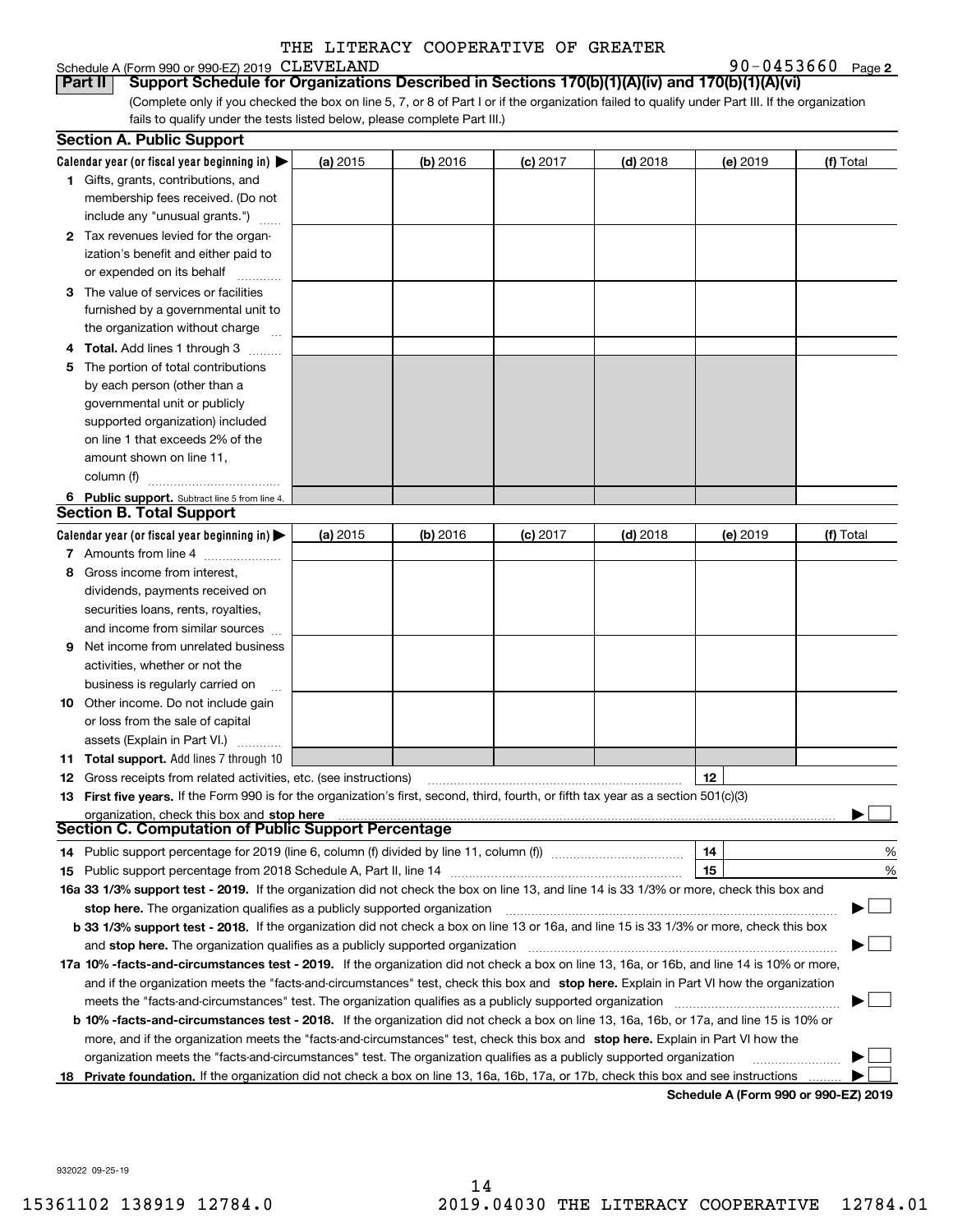THE LITERACY COOPERATIVE OF GREATER

Schedule A (Form 990 or 990-EZ) 2019 CLEVELAND 90-0453660 Page 2

**Part II** **Support Schedule for Organizations Described in Sections 170(b)(1)(A)(iv) and 170(b)(1)(A)(vi)**

(Complete only if you checked the box on line 5, 7, or 8 of Part I or if the organization failed to qualify under Part III. If the organization fails to qualify under the tests listed below, please complete Part III.)

## Section A. Public Support

| Calendar year (or fiscal year beginning in) ▶ | (a) 2015 | (b) 2016 | (c) 2017 | (d) 2018 | (e) 2019 | (f) Total |
|---|---|---|---|---|---|---|
| **1** Gifts, grants, contributions, and membership fees received. (Do not include any "unusual grants.") | | | | | | |
| **2** Tax revenues levied for the organization's benefit and either paid to or expended on its behalf | | | | | | |
| **3** The value of services or facilities furnished by a governmental unit to the organization without charge | | | | | | |
| **4** **Total.** Add lines 1 through 3 | | | | | | |
| **5** The portion of total contributions by each person (other than a governmental unit or publicly supported organization) included on line 1 that exceeds 2% of the amount shown on line 11, column (f) | | | | | | |
| **6** **Public support.** Subtract line 5 from line 4. | | | | | | |

## Section B. Total Support

| Calendar year (or fiscal year beginning in) ▶ | (a) 2015 | (b) 2016 | (c) 2017 | (d) 2018 | (e) 2019 | (f) Total |
|---|---|---|---|---|---|---|
| **7** Amounts from line 4 | | | | | | |
| **8** Gross income from interest, dividends, payments received on securities loans, rents, royalties, and income from similar sources | | | | | | |
| **9** Net income from unrelated business activities, whether or not the business is regularly carried on | | | | | | |
| **10** Other income. Do not include gain or loss from the sale of capital assets (Explain in Part VI.) | | | | | | |
| **11** **Total support.** Add lines 7 through 10 | | | | | | |

**12** Gross receipts from related activities, etc. (see instructions) | **12** |

**13** **First five years.** If the Form 990 is for the organization's first, second, third, fourth, or fifth tax year as a section 501(c)(3) organization, check this box and **stop here** ▶ ☐

## Section C. Computation of Public Support Percentage

**14** Public support percentage for 2019 (line 6, column (f) divided by line 11, column (f)) | **14** | %

**15** Public support percentage from 2018 Schedule A, Part II, line 14 | **15** | %

**16a 33 1/3% support test - 2019.** If the organization did not check the box on line 13, and line 14 is 33 1/3% or more, check this box and **stop here.** The organization qualifies as a publicly supported organization ▶ ☐

**b 33 1/3% support test - 2018.** If the organization did not check a box on line 13 or 16a, and line 15 is 33 1/3% or more, check this box and **stop here.** The organization qualifies as a publicly supported organization ▶ ☐

**17a 10% -facts-and-circumstances test - 2019.** If the organization did not check a box on line 13, 16a, or 16b, and line 14 is 10% or more, and if the organization meets the "facts-and-circumstances" test, check this box and **stop here.** Explain in Part VI how the organization meets the "facts-and-circumstances" test. The organization qualifies as a publicly supported organization ▶ ☐

**b 10% -facts-and-circumstances test - 2018.** If the organization did not check a box on line 13, 16a, 16b, or 17a, and line 15 is 10% or more, and if the organization meets the "facts-and-circumstances" test, check this box and **stop here.** Explain in Part VI how the organization meets the "facts-and-circumstances" test. The organization qualifies as a publicly supported organization ▶ ☐

**18** **Private foundation.** If the organization did not check a box on line 13, 16a, 16b, 17a, or 17b, check this box and see instructions ▶ ☐

**Schedule A (Form 990 or 990-EZ) 2019**

932022 09-25-19

15361102 138919 12784.0 2019.04030 THE LITERACY COOPERATIVE 12784.01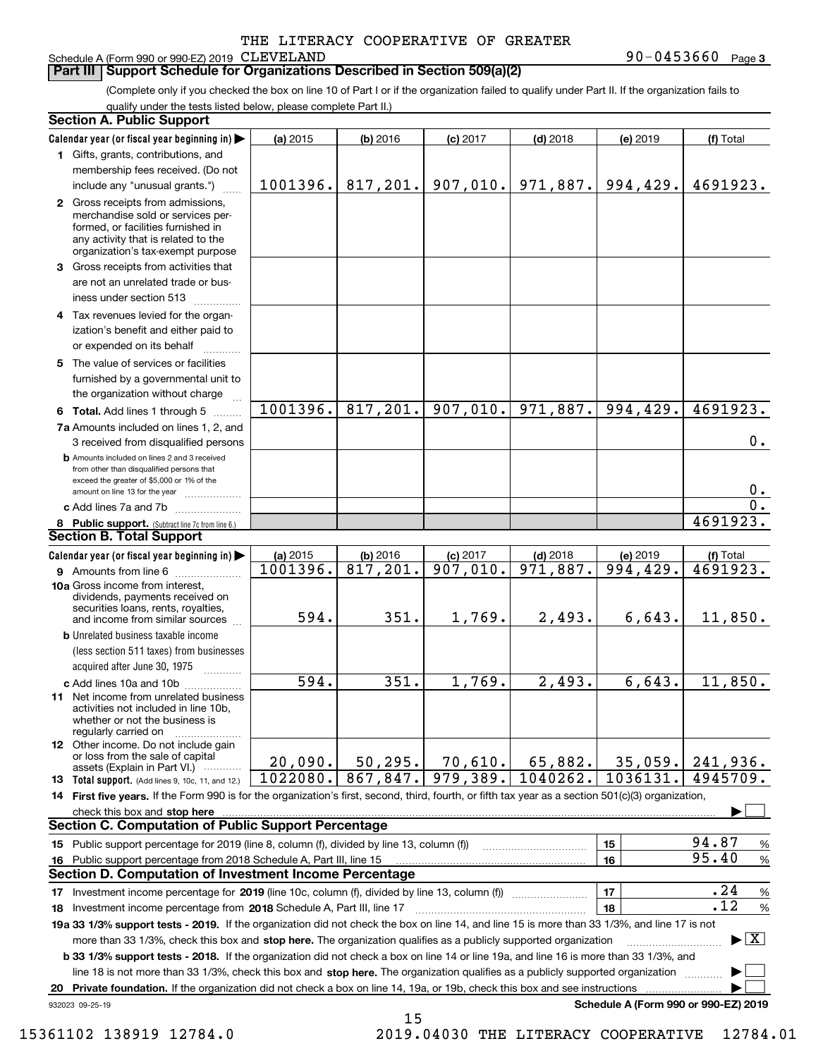THE LITERACY COOPERATIVE OF GREATER

Schedule A (Form 990 or 990-EZ) 2019 CLEVELAND 90-0453660 Page 3

## Part III | Support Schedule for Organizations Described in Section 509(a)(2)

(Complete only if you checked the box on line 10 of Part I or if the organization failed to qualify under Part II. If the organization fails to qualify under the tests listed below, please complete Part II.)

### Section A. Public Support

| Calendar year (or fiscal year beginning in) ▶ | (a) 2015 | (b) 2016 | (c) 2017 | (d) 2018 | (e) 2019 | (f) Total |
|---|---|---|---|---|---|---|
| **1** Gifts, grants, contributions, and membership fees received. (Do not include any "unusual grants.") | 1001396. | 817,201. | 907,010. | 971,887. | 994,429. | 4691923. |
| **2** Gross receipts from admissions, merchandise sold or services performed, or facilities furnished in any activity that is related to the organization's tax-exempt purpose | | | | | | |
| **3** Gross receipts from activities that are not an unrelated trade or business under section 513 | | | | | | |
| **4** Tax revenues levied for the organization's benefit and either paid to or expended on its behalf | | | | | | |
| **5** The value of services or facilities furnished by a governmental unit to the organization without charge | | | | | | |
| **6 Total.** Add lines 1 through 5 | 1001396. | 817,201. | 907,010. | 971,887. | 994,429. | 4691923. |
| **7a** Amounts included on lines 1, 2, and 3 received from disqualified persons | | | | | | 0. |
| **b** Amounts included on lines 2 and 3 received from other than disqualified persons that exceed the greater of $5,000 or 1% of the amount on line 13 for the year | | | | | | 0. |
| **c** Add lines 7a and 7b | | | | | | 0. |
| **8 Public support.** (Subtract line 7c from line 6.) | | | | | | 4691923. |

### Section B. Total Support

| Calendar year (or fiscal year beginning in) ▶ | (a) 2015 | (b) 2016 | (c) 2017 | (d) 2018 | (e) 2019 | (f) Total |
|---|---|---|---|---|---|---|
| **9** Amounts from line 6 | 1001396. | 817,201. | 907,010. | 971,887. | 994,429. | 4691923. |
| **10a** Gross income from interest, dividends, payments received on securities loans, rents, royalties, and income from similar sources | 594. | 351. | 1,769. | 2,493. | 6,643. | 11,850. |
| **b** Unrelated business taxable income (less section 511 taxes) from businesses acquired after June 30, 1975 | | | | | | |
| **c** Add lines 10a and 10b | 594. | 351. | 1,769. | 2,493. | 6,643. | 11,850. |
| **11** Net income from unrelated business activities not included in line 10b, whether or not the business is regularly carried on | | | | | | |
| **12** Other income. Do not include gain or loss from the sale of capital assets (Explain in Part VI.) | 20,090. | 50,295. | 70,610. | 65,882. | 35,059. | 241,936. |
| **13 Total support.** (Add lines 9, 10c, 11, and 12.) | 1022080. | 867,847. | 979,389. | 1040262. | 1036131. | 4945709. |

**14 First five years.** If the Form 990 is for the organization's first, second, third, fourth, or fifth tax year as a section 501(c)(3) organization, check this box and **stop here** ▶ ☐

### Section C. Computation of Public Support Percentage

| | | |
|---|---|---|
| **15** Public support percentage for 2019 (line 8, column (f), divided by line 13, column (f)) | 15 | 94.87 % |
| **16** Public support percentage from 2018 Schedule A, Part III, line 15 | 16 | 95.40 % |

### Section D. Computation of Investment Income Percentage

| | | |
|---|---|---|
| **17** Investment income percentage for **2019** (line 10c, column (f), divided by line 13, column (f)) | 17 | .24 % |
| **18** Investment income percentage from **2018** Schedule A, Part III, line 17 | 18 | .12 % |

**19a 33 1/3% support tests - 2019.** If the organization did not check the box on line 14, and line 15 is more than 33 1/3%, and line 17 is not more than 33 1/3%, check this box and **stop here.** The organization qualifies as a publicly supported organization ▶ ☒

**b 33 1/3% support tests - 2018.** If the organization did not check a box on line 14 or line 19a, and line 16 is more than 33 1/3%, and line 18 is not more than 33 1/3%, check this box and **stop here.** The organization qualifies as a publicly supported organization ▶ ☐

**20 Private foundation.** If the organization did not check a box on line 14, 19a, or 19b, check this box and see instructions ▶ ☐

932023 09-25-19 **Schedule A (Form 990 or 990-EZ) 2019**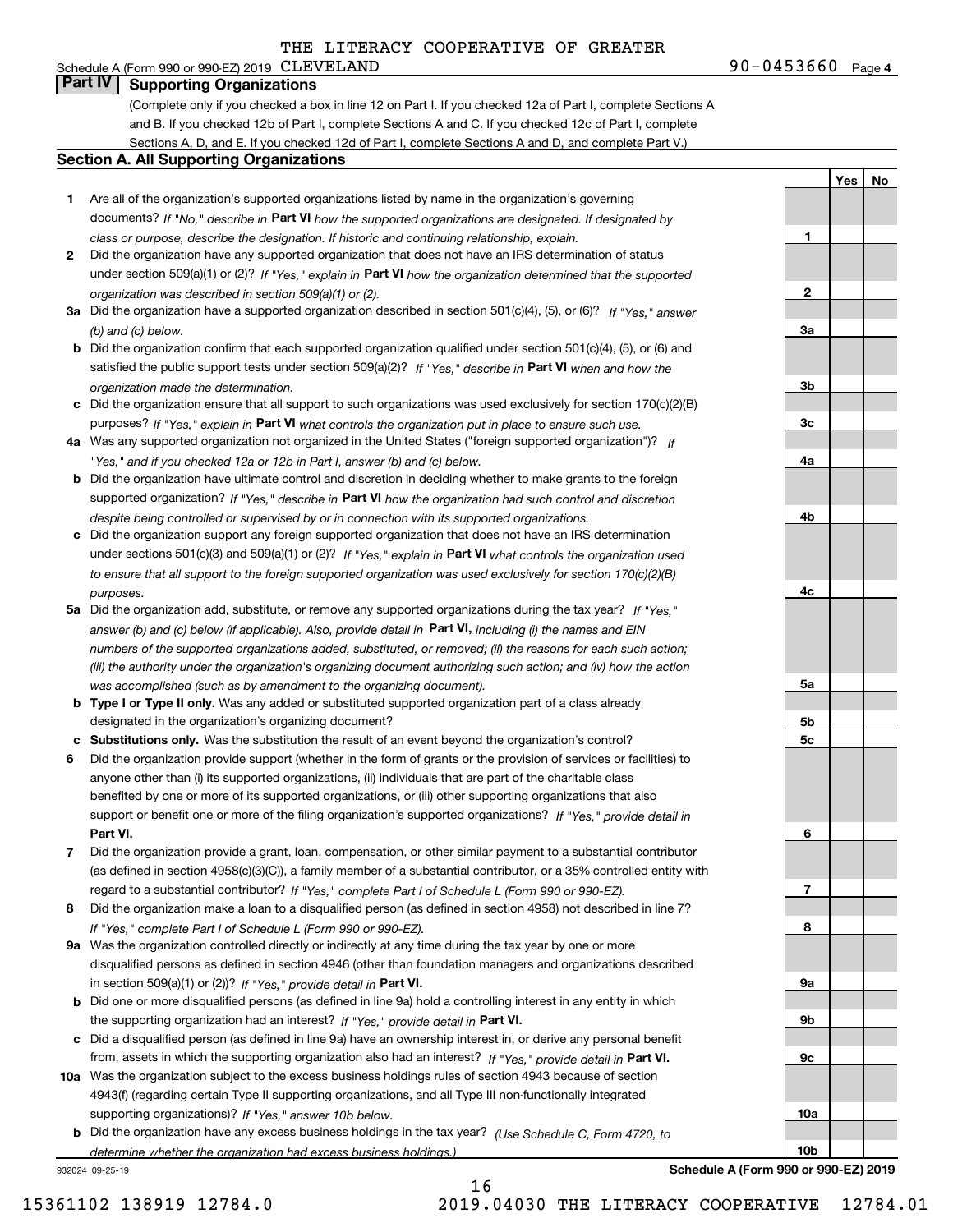THE LITERACY COOPERATIVE OF GREATER

Schedule A (Form 990 or 990-EZ) 2019 CLEVELAND 90-0453660 Page 4

## Part IV Supporting Organizations

(Complete only if you checked a box in line 12 on Part I. If you checked 12a of Part I, complete Sections A and B. If you checked 12b of Part I, complete Sections A and C. If you checked 12c of Part I, complete Sections A, D, and E. If you checked 12d of Part I, complete Sections A and D, and complete Part V.)

### Section A. All Supporting Organizations

| | | | Yes | No |
|---|---|---|---|---|
| 1 | Are all of the organization's supported organizations listed by name in the organization's governing documents? *If "No," describe in* **Part VI** *how the supported organizations are designated. If designated by class or purpose, describe the designation. If historic and continuing relationship, explain.* | 1 | | |
| 2 | Did the organization have any supported organization that does not have an IRS determination of status under section 509(a)(1) or (2)? *If "Yes," explain in* **Part VI** *how the organization determined that the supported organization was described in section 509(a)(1) or (2).* | 2 | | |
| 3a | Did the organization have a supported organization described in section 501(c)(4), (5), or (6)? *If "Yes," answer (b) and (c) below.* | 3a | | |
| b | Did the organization confirm that each supported organization qualified under section 501(c)(4), (5), or (6) and satisfied the public support tests under section 509(a)(2)? *If "Yes," describe in* **Part VI** *when and how the organization made the determination.* | 3b | | |
| c | Did the organization ensure that all support to such organizations was used exclusively for section 170(c)(2)(B) purposes? *If "Yes," explain in* **Part VI** *what controls the organization put in place to ensure such use.* | 3c | | |
| 4a | Was any supported organization not organized in the United States ("foreign supported organization")? *If "Yes," and if you checked 12a or 12b in Part I, answer (b) and (c) below.* | 4a | | |
| b | Did the organization have ultimate control and discretion in deciding whether to make grants to the foreign supported organization? *If "Yes," describe in* **Part VI** *how the organization had such control and discretion despite being controlled or supervised by or in connection with its supported organizations.* | 4b | | |
| c | Did the organization support any foreign supported organization that does not have an IRS determination under sections 501(c)(3) and 509(a)(1) or (2)? *If "Yes," explain in* **Part VI** *what controls the organization used to ensure that all support to the foreign supported organization was used exclusively for section 170(c)(2)(B) purposes.* | 4c | | |
| 5a | Did the organization add, substitute, or remove any supported organizations during the tax year? *If "Yes," answer (b) and (c) below (if applicable). Also, provide detail in* **Part VI,** *including (i) the names and EIN numbers of the supported organizations added, substituted, or removed; (ii) the reasons for each such action; (iii) the authority under the organization's organizing document authorizing such action; and (iv) how the action was accomplished (such as by amendment to the organizing document).* | 5a | | |
| b | **Type I or Type II only.** Was any added or substituted supported organization part of a class already designated in the organization's organizing document? | 5b | | |
| c | **Substitutions only.** Was the substitution the result of an event beyond the organization's control? | 5c | | |
| 6 | Did the organization provide support (whether in the form of grants or the provision of services or facilities) to anyone other than (i) its supported organizations, (ii) individuals that are part of the charitable class benefited by one or more of its supported organizations, or (iii) other supporting organizations that also support or benefit one or more of the filing organization's supported organizations? *If "Yes," provide detail in* **Part VI.** | 6 | | |
| 7 | Did the organization provide a grant, loan, compensation, or other similar payment to a substantial contributor (as defined in section 4958(c)(3)(C)), a family member of a substantial contributor, or a 35% controlled entity with regard to a substantial contributor? *If "Yes," complete Part I of Schedule L (Form 990 or 990-EZ).* | 7 | | |
| 8 | Did the organization make a loan to a disqualified person (as defined in section 4958) not described in line 7? *If "Yes," complete Part I of Schedule L (Form 990 or 990-EZ).* | 8 | | |
| 9a | Was the organization controlled directly or indirectly at any time during the tax year by one or more disqualified persons as defined in section 4946 (other than foundation managers and organizations described in section 509(a)(1) or (2))? *If "Yes," provide detail in* **Part VI.** | 9a | | |
| b | Did one or more disqualified persons (as defined in line 9a) hold a controlling interest in any entity in which the supporting organization had an interest? *If "Yes," provide detail in* **Part VI.** | 9b | | |
| c | Did a disqualified person (as defined in line 9a) have an ownership interest in, or derive any personal benefit from, assets in which the supporting organization also had an interest? *If "Yes," provide detail in* **Part VI.** | 9c | | |
| 10a | Was the organization subject to the excess business holdings rules of section 4943 because of section 4943(f) (regarding certain Type II supporting organizations, and all Type III non-functionally integrated supporting organizations)? *If "Yes," answer 10b below.* | 10a | | |
| b | Did the organization have any excess business holdings in the tax year? *(Use Schedule C, Form 4720, to determine whether the organization had excess business holdings.)* | 10b | | |

932024 09-25-19 **Schedule A (Form 990 or 990-EZ) 2019**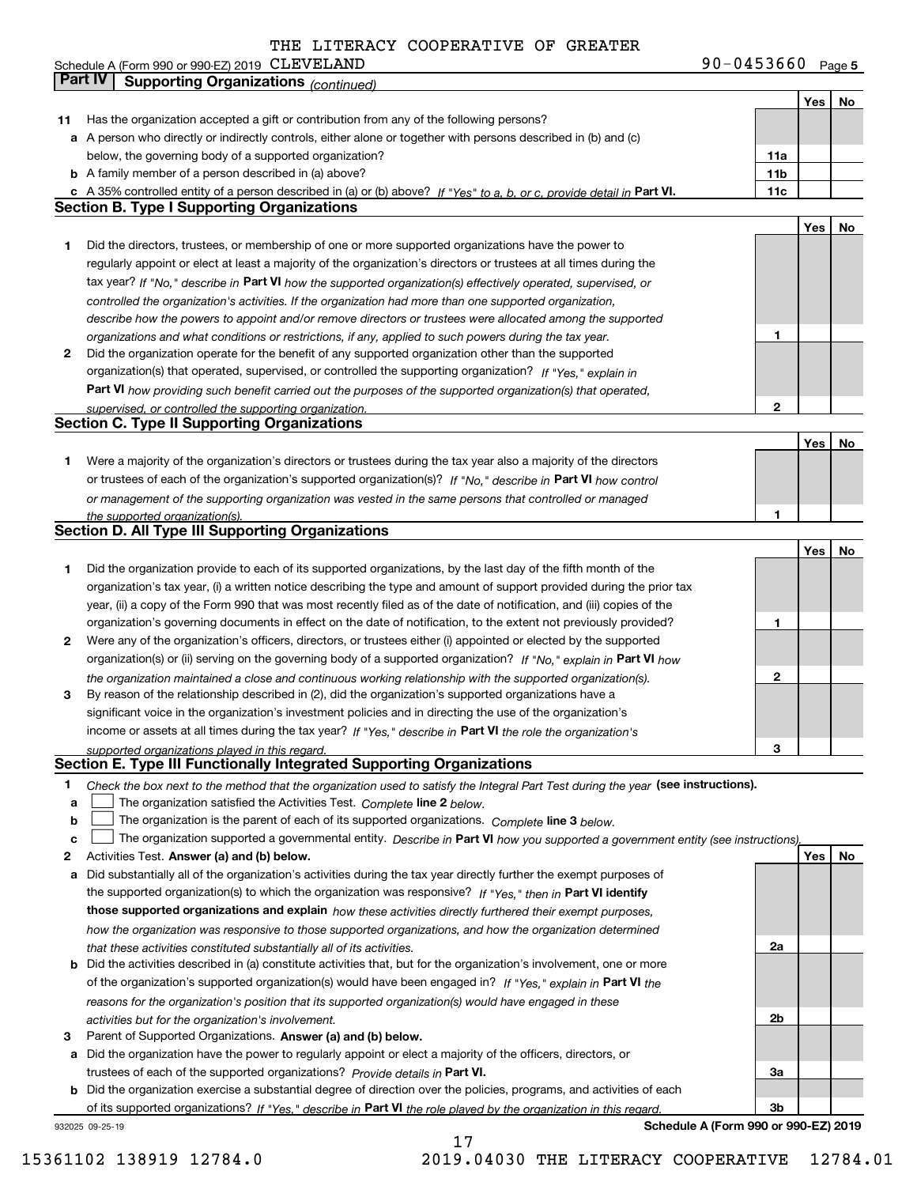THE LITERACY COOPERATIVE OF GREATER

Schedule A (Form 990 or 990-EZ) 2019 CLEVELAND 90-0453660 Page 5

## Part IV Supporting Organizations *(continued)*

| | | | Yes | No |
|---|---|---|---|---|
| **11** | Has the organization accepted a gift or contribution from any of the following persons? | | | |
| **a** | A person who directly or indirectly controls, either alone or together with persons described in (b) and (c) below, the governing body of a supported organization? | **11a** | | |
| **b** | A family member of a person described in (a) above? | **11b** | | |
| **c** | A 35% controlled entity of a person described in (a) or (b) above? *If "Yes" to a, b, or c, provide detail in* **Part VI.** | **11c** | | |

### Section B. Type I Supporting Organizations

| | | | Yes | No |
|---|---|---|---|---|
| **1** | Did the directors, trustees, or membership of one or more supported organizations have the power to regularly appoint or elect at least a majority of the organization's directors or trustees at all times during the tax year? *If "No," describe in* **Part VI** *how the supported organization(s) effectively operated, supervised, or controlled the organization's activities. If the organization had more than one supported organization, describe how the powers to appoint and/or remove directors or trustees were allocated among the supported organizations and what conditions or restrictions, if any, applied to such powers during the tax year.* | **1** | | |
| **2** | Did the organization operate for the benefit of any supported organization other than the supported organization(s) that operated, supervised, or controlled the supporting organization? *If "Yes," explain in* **Part VI** *how providing such benefit carried out the purposes of the supported organization(s) that operated, supervised, or controlled the supporting organization.* | **2** | | |

### Section C. Type II Supporting Organizations

| | | | Yes | No |
|---|---|---|---|---|
| **1** | Were a majority of the organization's directors or trustees during the tax year also a majority of the directors or trustees of each of the organization's supported organization(s)? *If "No," describe in* **Part VI** *how control or management of the supporting organization was vested in the same persons that controlled or managed the supported organization(s).* | **1** | | |

### Section D. All Type III Supporting Organizations

| | | | Yes | No |
|---|---|---|---|---|
| **1** | Did the organization provide to each of its supported organizations, by the last day of the fifth month of the organization's tax year, (i) a written notice describing the type and amount of support provided during the prior tax year, (ii) a copy of the Form 990 that was most recently filed as of the date of notification, and (iii) copies of the organization's governing documents in effect on the date of notification, to the extent not previously provided? | **1** | | |
| **2** | Were any of the organization's officers, directors, or trustees either (i) appointed or elected by the supported organization(s) or (ii) serving on the governing body of a supported organization? *If "No," explain in* **Part VI** *how the organization maintained a close and continuous working relationship with the supported organization(s).* | **2** | | |
| **3** | By reason of the relationship described in (2), did the organization's supported organizations have a significant voice in the organization's investment policies and in directing the use of the organization's income or assets at all times during the tax year? *If "Yes," describe in* **Part VI** *the role the organization's supported organizations played in this regard.* | **3** | | |

### Section E. Type III Functionally Integrated Supporting Organizations

**1** *Check the box next to the method that the organization used to satisfy the Integral Part Test during the year* **(see instructions).**

- **a** ☐ The organization satisfied the Activities Test. *Complete* **line 2** *below.*
- **b** ☐ The organization is the parent of each of its supported organizations. *Complete* **line 3** *below.*
- **c** ☐ The organization supported a governmental entity. *Describe in* **Part VI** *how you supported a government entity (see instructions).*

| | | | Yes | No |
|---|---|---|---|---|
| **2** | Activities Test. **Answer (a) and (b) below.** | | | |
| **a** | Did substantially all of the organization's activities during the tax year directly further the exempt purposes of the supported organization(s) to which the organization was responsive? *If "Yes," then in* **Part VI identify those supported organizations and explain** *how these activities directly furthered their exempt purposes, how the organization was responsive to those supported organizations, and how the organization determined that these activities constituted substantially all of its activities.* | **2a** | | |
| **b** | Did the activities described in (a) constitute activities that, but for the organization's involvement, one or more of the organization's supported organization(s) would have been engaged in? *If "Yes," explain in* **Part VI** *the reasons for the organization's position that its supported organization(s) would have engaged in these activities but for the organization's involvement.* | **2b** | | |
| **3** | Parent of Supported Organizations. **Answer (a) and (b) below.** | | | |
| **a** | Did the organization have the power to regularly appoint or elect a majority of the officers, directors, or trustees of each of the supported organizations? *Provide details in* **Part VI.** | **3a** | | |
| **b** | Did the organization exercise a substantial degree of direction over the policies, programs, and activities of each of its supported organizations? *If "Yes," describe in* **Part VI** *the role played by the organization in this regard.* | **3b** | | |

932025 09-25-19 **Schedule A (Form 990 or 990-EZ) 2019**

15361102 138919 12784.0 2019.04030 THE LITERACY COOPERATIVE 12784.01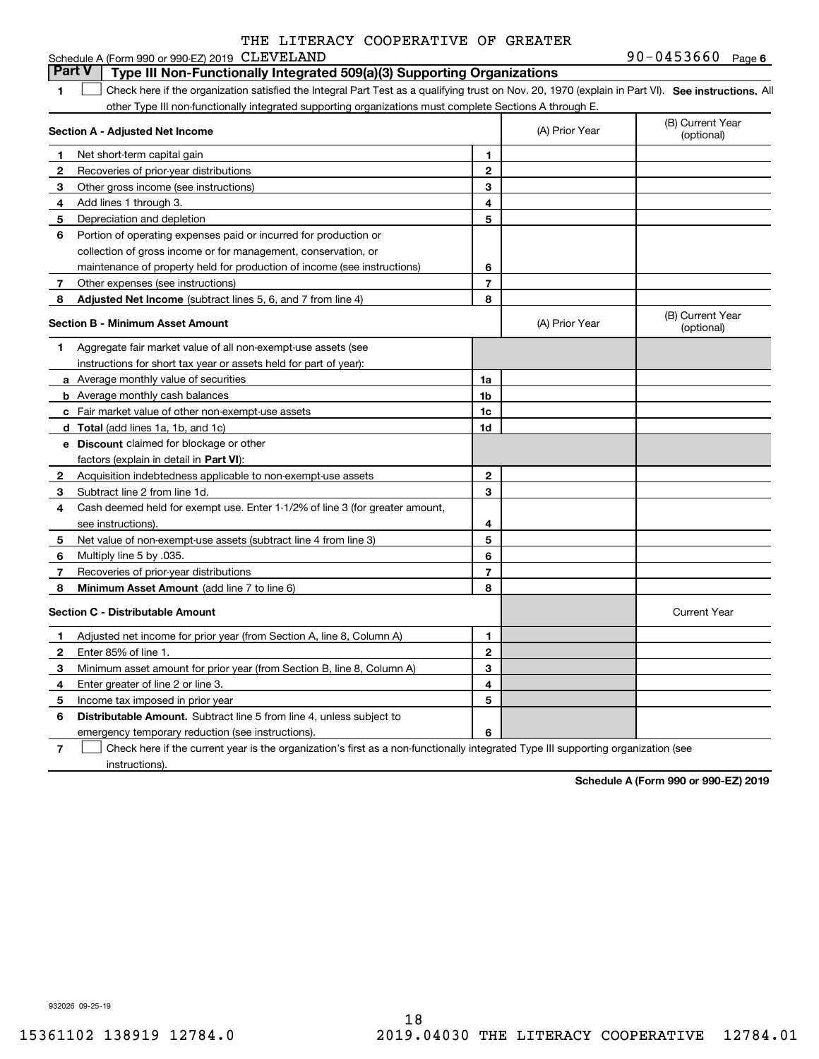THE LITERACY COOPERATIVE OF GREATER

Schedule A (Form 990 or 990-EZ) 2019 CLEVELAND 90-0453660 Page 6

**Part V | Type III Non-Functionally Integrated 509(a)(3) Supporting Organizations**

**1** ☐ Check here if the organization satisfied the Integral Part Test as a qualifying trust on Nov. 20, 1970 (explain in Part VI). **See instructions.** All other Type III non-functionally integrated supporting organizations must complete Sections A through E.

| **Section A - Adjusted Net Income** | | (A) Prior Year | (B) Current Year (optional) |
|---|---|---|---|
| **1** Net short-term capital gain | 1 | | |
| **2** Recoveries of prior-year distributions | 2 | | |
| **3** Other gross income (see instructions) | 3 | | |
| **4** Add lines 1 through 3. | 4 | | |
| **5** Depreciation and depletion | 5 | | |
| **6** Portion of operating expenses paid or incurred for production or collection of gross income or for management, conservation, or maintenance of property held for production of income (see instructions) | 6 | | |
| **7** Other expenses (see instructions) | 7 | | |
| **8** **Adjusted Net Income** (subtract lines 5, 6, and 7 from line 4) | 8 | | |

| **Section B - Minimum Asset Amount** | | (A) Prior Year | (B) Current Year (optional) |
|---|---|---|---|
| **1** Aggregate fair market value of all non-exempt-use assets (see instructions for short tax year or assets held for part of year): | | | |
| **a** Average monthly value of securities | 1a | | |
| **b** Average monthly cash balances | 1b | | |
| **c** Fair market value of other non-exempt-use assets | 1c | | |
| **d** **Total** (add lines 1a, 1b, and 1c) | 1d | | |
| **e** **Discount** claimed for blockage or other factors (explain in detail in **Part VI**): | | | |
| **2** Acquisition indebtedness applicable to non-exempt-use assets | 2 | | |
| **3** Subtract line 2 from line 1d. | 3 | | |
| **4** Cash deemed held for exempt use. Enter 1-1/2% of line 3 (for greater amount, see instructions). | 4 | | |
| **5** Net value of non-exempt-use assets (subtract line 4 from line 3) | 5 | | |
| **6** Multiply line 5 by .035. | 6 | | |
| **7** Recoveries of prior-year distributions | 7 | | |
| **8** **Minimum Asset Amount** (add line 7 to line 6) | 8 | | |

| **Section C - Distributable Amount** | | | Current Year |
|---|---|---|---|
| **1** Adjusted net income for prior year (from Section A, line 8, Column A) | 1 | | |
| **2** Enter 85% of line 1. | 2 | | |
| **3** Minimum asset amount for prior year (from Section B, line 8, Column A) | 3 | | |
| **4** Enter greater of line 2 or line 3. | 4 | | |
| **5** Income tax imposed in prior year | 5 | | |
| **6** **Distributable Amount.** Subtract line 5 from line 4, unless subject to emergency temporary reduction (see instructions). | 6 | | |

**7** ☐ Check here if the current year is the organization's first as a non-functionally integrated Type III supporting organization (see instructions).

**Schedule A (Form 990 or 990-EZ) 2019**

932026 09-25-19

15361102 138919 12784.0 2019.04030 THE LITERACY COOPERATIVE 12784.01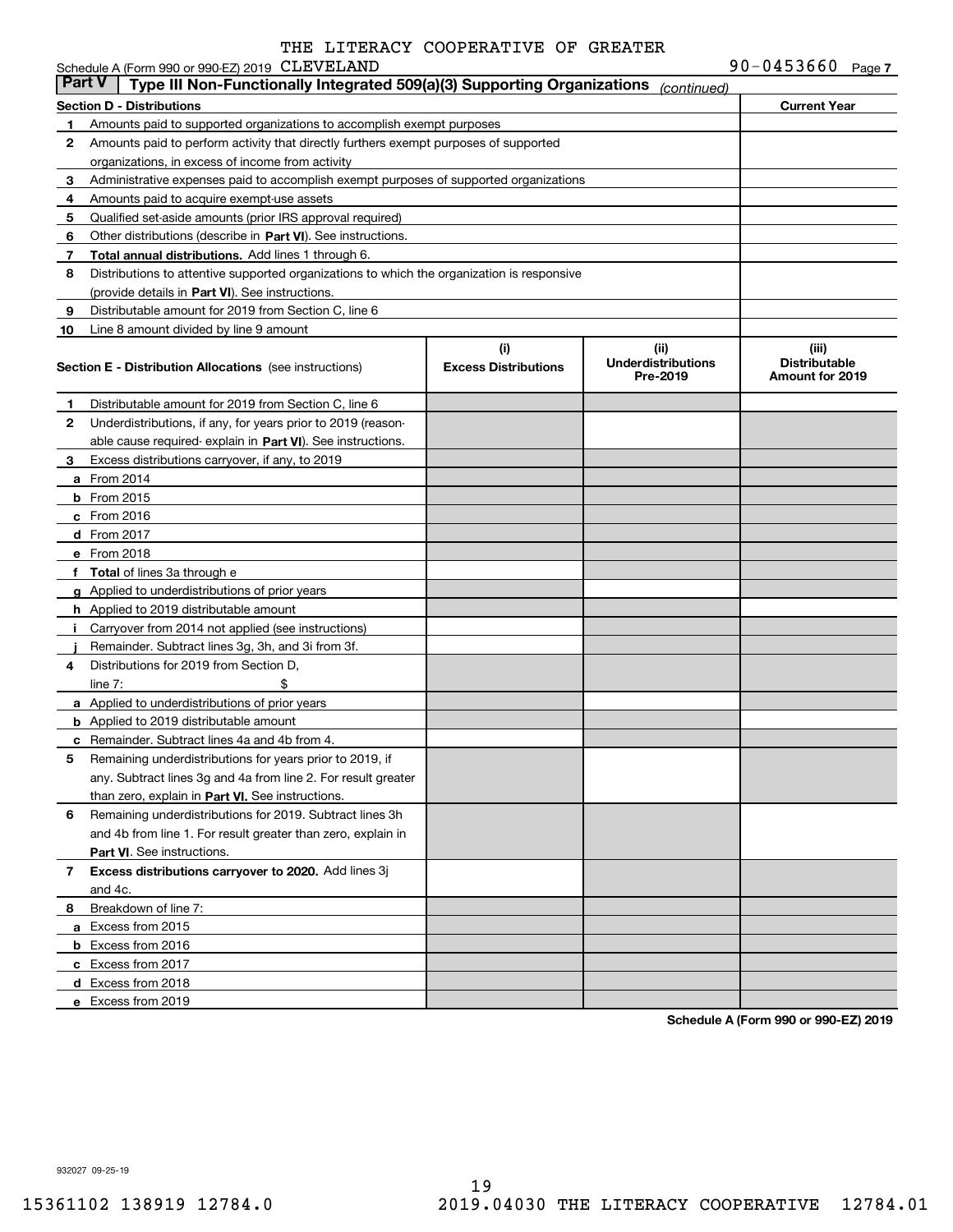Schedule A (Form 990 or 990-EZ) 2019 THE LITERACY COOPERATIVE OF GREATER CLEVELAND 90-0453660 Page 7

**Part V | Type III Non-Functionally Integrated 509(a)(3) Supporting Organizations** *(continued)*

| Section D - Distributions | | Current Year |
|---|---|---|
| 1 | Amounts paid to supported organizations to accomplish exempt purposes | |
| 2 | Amounts paid to perform activity that directly furthers exempt purposes of supported organizations, in excess of income from activity | |
| 3 | Administrative expenses paid to accomplish exempt purposes of supported organizations | |
| 4 | Amounts paid to acquire exempt-use assets | |
| 5 | Qualified set-aside amounts (prior IRS approval required) | |
| 6 | Other distributions (describe in **Part VI**). See instructions. | |
| 7 | **Total annual distributions.** Add lines 1 through 6. | |
| 8 | Distributions to attentive supported organizations to which the organization is responsive (provide details in **Part VI**). See instructions. | |
| 9 | Distributable amount for 2019 from Section C, line 6 | |
| 10 | Line 8 amount divided by line 9 amount | |

| Section E - Distribution Allocations (see instructions) | (i) Excess Distributions | (ii) Underdistributions Pre-2019 | (iii) Distributable Amount for 2019 |
|---|---|---|---|
| **1** Distributable amount for 2019 from Section C, line 6 | | | |
| **2** Underdistributions, if any, for years prior to 2019 (reasonable cause required- explain in **Part VI**). See instructions. | | | |
| **3** Excess distributions carryover, if any, to 2019 | | | |
| **a** From 2014 | | | |
| **b** From 2015 | | | |
| **c** From 2016 | | | |
| **d** From 2017 | | | |
| **e** From 2018 | | | |
| **f** **Total** of lines 3a through e | | | |
| **g** Applied to underdistributions of prior years | | | |
| **h** Applied to 2019 distributable amount | | | |
| **i** Carryover from 2014 not applied (see instructions) | | | |
| **j** Remainder. Subtract lines 3g, 3h, and 3i from 3f. | | | |
| **4** Distributions for 2019 from Section D, line 7: $ | | | |
| **a** Applied to underdistributions of prior years | | | |
| **b** Applied to 2019 distributable amount | | | |
| **c** Remainder. Subtract lines 4a and 4b from 4. | | | |
| **5** Remaining underdistributions for years prior to 2019, if any. Subtract lines 3g and 4a from line 2. For result greater than zero, explain in **Part VI.** See instructions. | | | |
| **6** Remaining underdistributions for 2019. Subtract lines 3h and 4b from line 1. For result greater than zero, explain in **Part VI**. See instructions. | | | |
| **7** **Excess distributions carryover to 2020.** Add lines 3j and 4c. | | | |
| **8** Breakdown of line 7: | | | |
| **a** Excess from 2015 | | | |
| **b** Excess from 2016 | | | |
| **c** Excess from 2017 | | | |
| **d** Excess from 2018 | | | |
| **e** Excess from 2019 | | | |

**Schedule A (Form 990 or 990-EZ) 2019**

932027 09-25-19

15361102 138919 12784.0 2019.04030 THE LITERACY COOPERATIVE 12784.01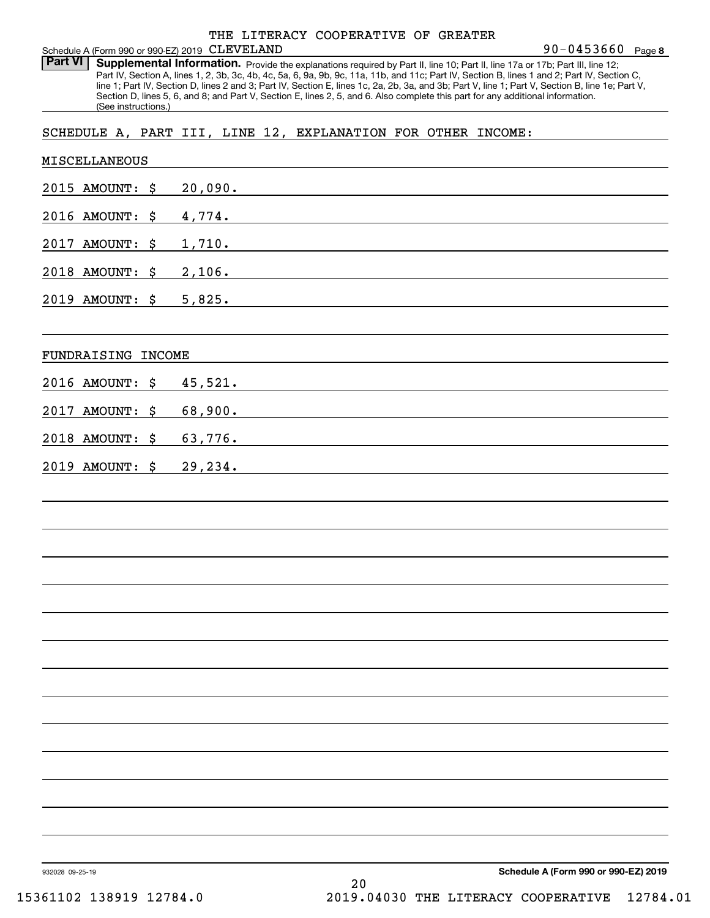THE LITERACY COOPERATIVE OF GREATER CLEVELAND 90-0453660

Schedule A (Form 990 or 990-EZ) 2019 Page 8

**Part VI Supplemental Information.** Provide the explanations required by Part II, line 10; Part II, line 17a or 17b; Part III, line 12; Part IV, Section A, lines 1, 2, 3b, 3c, 4b, 4c, 5a, 6, 9a, 9b, 9c, 11a, 11b, and 11c; Part IV, Section B, lines 1 and 2; Part IV, Section C, line 1; Part IV, Section D, lines 2 and 3; Part IV, Section E, lines 1c, 2a, 2b, 3a, and 3b; Part V, line 1; Part V, Section B, line 1e; Part V, Section D, lines 5, 6, and 8; and Part V, Section E, lines 2, 5, and 6. Also complete this part for any additional information. (See instructions.)

SCHEDULE A, PART III, LINE 12, EXPLANATION FOR OTHER INCOME:

MISCELLANEOUS

2015 AMOUNT: $ 20,090.

2016 AMOUNT: $ 4,774.

2017 AMOUNT: $ 1,710.

2018 AMOUNT: $ 2,106.

2019 AMOUNT: $ 5,825.

FUNDRAISING INCOME

2016 AMOUNT: $ 45,521.

2017 AMOUNT: $ 68,900.

2018 AMOUNT: $ 63,776.

2019 AMOUNT: $ 29,234.

932028 09-25-19 **Schedule A (Form 990 or 990-EZ) 2019**

15361102 138919 12784.0 2019.04030 THE LITERACY COOPERATIVE 12784.01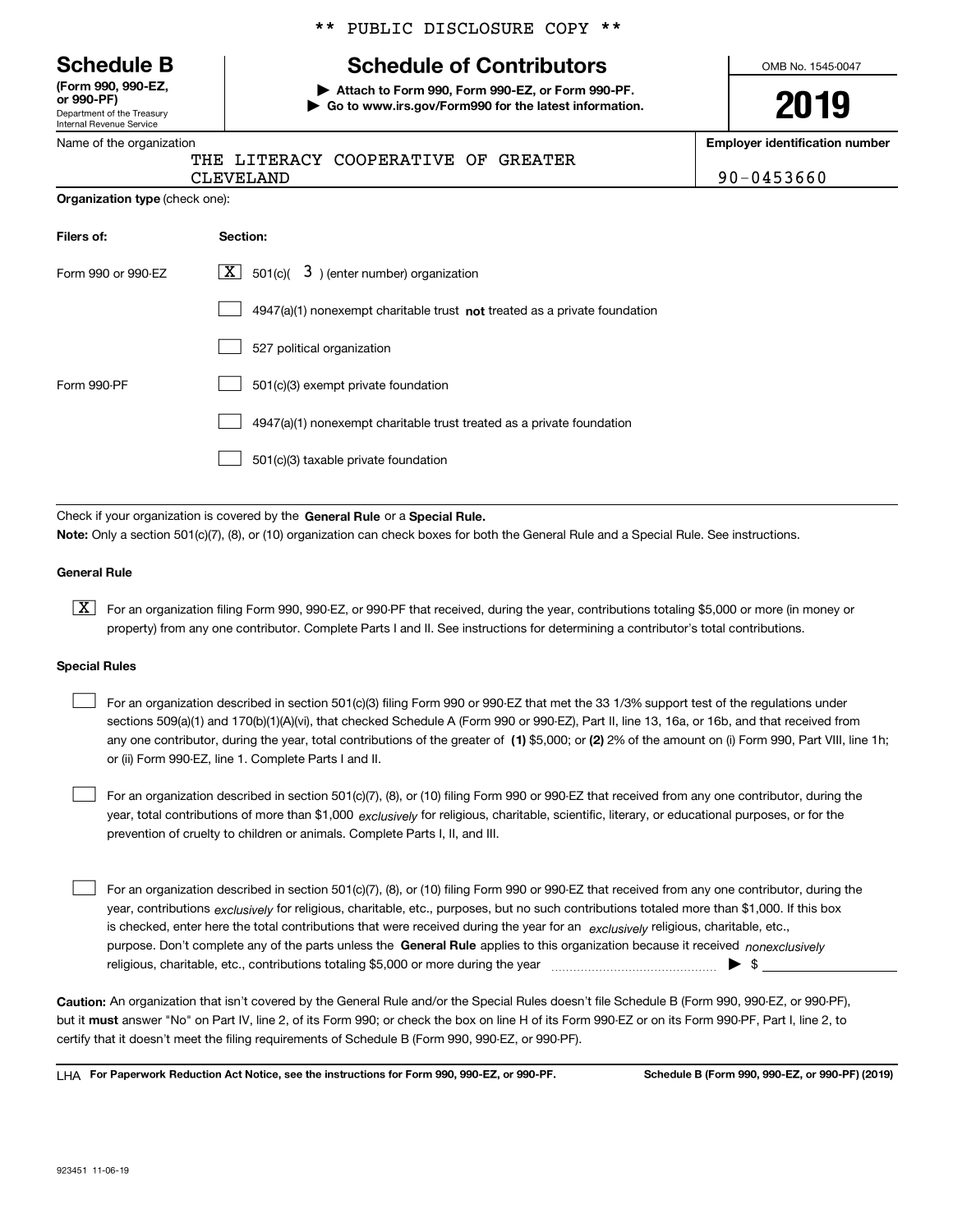** PUBLIC DISCLOSURE COPY **

# Schedule B

**(Form 990, 990-EZ, or 990-PF)**
Department of the Treasury
Internal Revenue Service

## Schedule of Contributors

▶ **Attach to Form 990, Form 990-EZ, or Form 990-PF.**
▶ **Go to www.irs.gov/Form990 for the latest information.**

OMB No. 1545-0047

**2019**

Name of the organization: THE LITERACY COOPERATIVE OF GREATER CLEVELAND

**Employer identification number:** 90-0453660

**Organization type** (check one):

| **Filers of:** | **Section:** |
|---|---|
| Form 990 or 990-EZ | [X] 501(c)( 3 ) (enter number) organization |
| | [ ] 4947(a)(1) nonexempt charitable trust **not** treated as a private foundation |
| | [ ] 527 political organization |
| Form 990-PF | [ ] 501(c)(3) exempt private foundation |
| | [ ] 4947(a)(1) nonexempt charitable trust treated as a private foundation |
| | [ ] 501(c)(3) taxable private foundation |

Check if your organization is covered by the **General Rule** or a **Special Rule.**

**Note:** Only a section 501(c)(7), (8), or (10) organization can check boxes for both the General Rule and a Special Rule. See instructions.

### General Rule

[X] For an organization filing Form 990, 990-EZ, or 990-PF that received, during the year, contributions totaling $5,000 or more (in money or property) from any one contributor. Complete Parts I and II. See instructions for determining a contributor's total contributions.

### Special Rules

[ ] For an organization described in section 501(c)(3) filing Form 990 or 990-EZ that met the 33 1/3% support test of the regulations under sections 509(a)(1) and 170(b)(1)(A)(vi), that checked Schedule A (Form 990 or 990-EZ), Part II, line 13, 16a, or 16b, and that received from any one contributor, during the year, total contributions of the greater of **(1)** $5,000; or **(2)** 2% of the amount on (i) Form 990, Part VIII, line 1h; or (ii) Form 990-EZ, line 1. Complete Parts I and II.

[ ] For an organization described in section 501(c)(7), (8), or (10) filing Form 990 or 990-EZ that received from any one contributor, during the year, total contributions of more than $1,000 *exclusively* for religious, charitable, scientific, literary, or educational purposes, or for the prevention of cruelty to children or animals. Complete Parts I, II, and III.

[ ] For an organization described in section 501(c)(7), (8), or (10) filing Form 990 or 990-EZ that received from any one contributor, during the year, contributions *exclusively* for religious, charitable, etc., purposes, but no such contributions totaled more than $1,000. If this box is checked, enter here the total contributions that were received during the year for an *exclusively* religious, charitable, etc., purpose. Don't complete any of the parts unless the **General Rule** applies to this organization because it received *nonexclusively* religious, charitable, etc., contributions totaling $5,000 or more during the year ▶ $ ______

**Caution:** An organization that isn't covered by the General Rule and/or the Special Rules doesn't file Schedule B (Form 990, 990-EZ, or 990-PF), but it **must** answer "No" on Part IV, line 2, of its Form 990; or check the box on line H of its Form 990-EZ or on its Form 990-PF, Part I, line 2, to certify that it doesn't meet the filing requirements of Schedule B (Form 990, 990-EZ, or 990-PF).

LHA **For Paperwork Reduction Act Notice, see the instructions for Form 990, 990-EZ, or 990-PF.** **Schedule B (Form 990, 990-EZ, or 990-PF) (2019)**

923451 11-06-19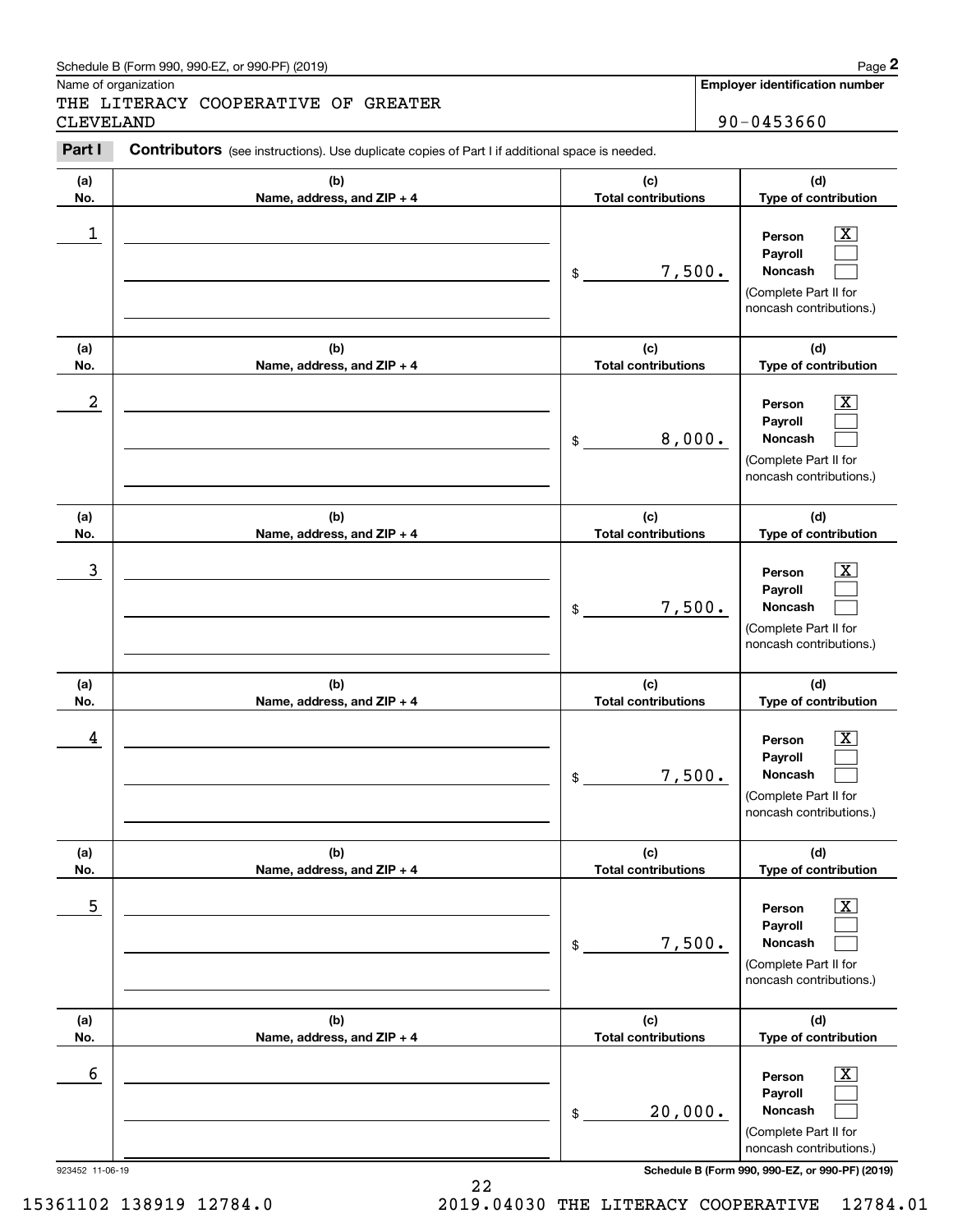Schedule B (Form 990, 990-EZ, or 990-PF) (2019)

Name of organization

THE LITERACY COOPERATIVE OF GREATER CLEVELAND

**Employer identification number**

90-0453660

**Part I** **Contributors** (see instructions). Use duplicate copies of Part I if additional space is needed.

| (a) No. | (b) Name, address, and ZIP + 4 | (c) Total contributions | (d) Type of contribution |
|---|---|---|---|
| 1 | | $ 7,500. | Person [X] Payroll [ ] Noncash [ ] (Complete Part II for noncash contributions.) |
| 2 | | $ 8,000. | Person [X] Payroll [ ] Noncash [ ] (Complete Part II for noncash contributions.) |
| 3 | | $ 7,500. | Person [X] Payroll [ ] Noncash [ ] (Complete Part II for noncash contributions.) |
| 4 | | $ 7,500. | Person [X] Payroll [ ] Noncash [ ] (Complete Part II for noncash contributions.) |
| 5 | | $ 7,500. | Person [X] Payroll [ ] Noncash [ ] (Complete Part II for noncash contributions.) |
| 6 | | $ 20,000. | Person [X] Payroll [ ] Noncash [ ] (Complete Part II for noncash contributions.) |

923452 11-06-19

15361102 138919 12784.0 2019.04030 THE LITERACY COOPERATIVE 12784.01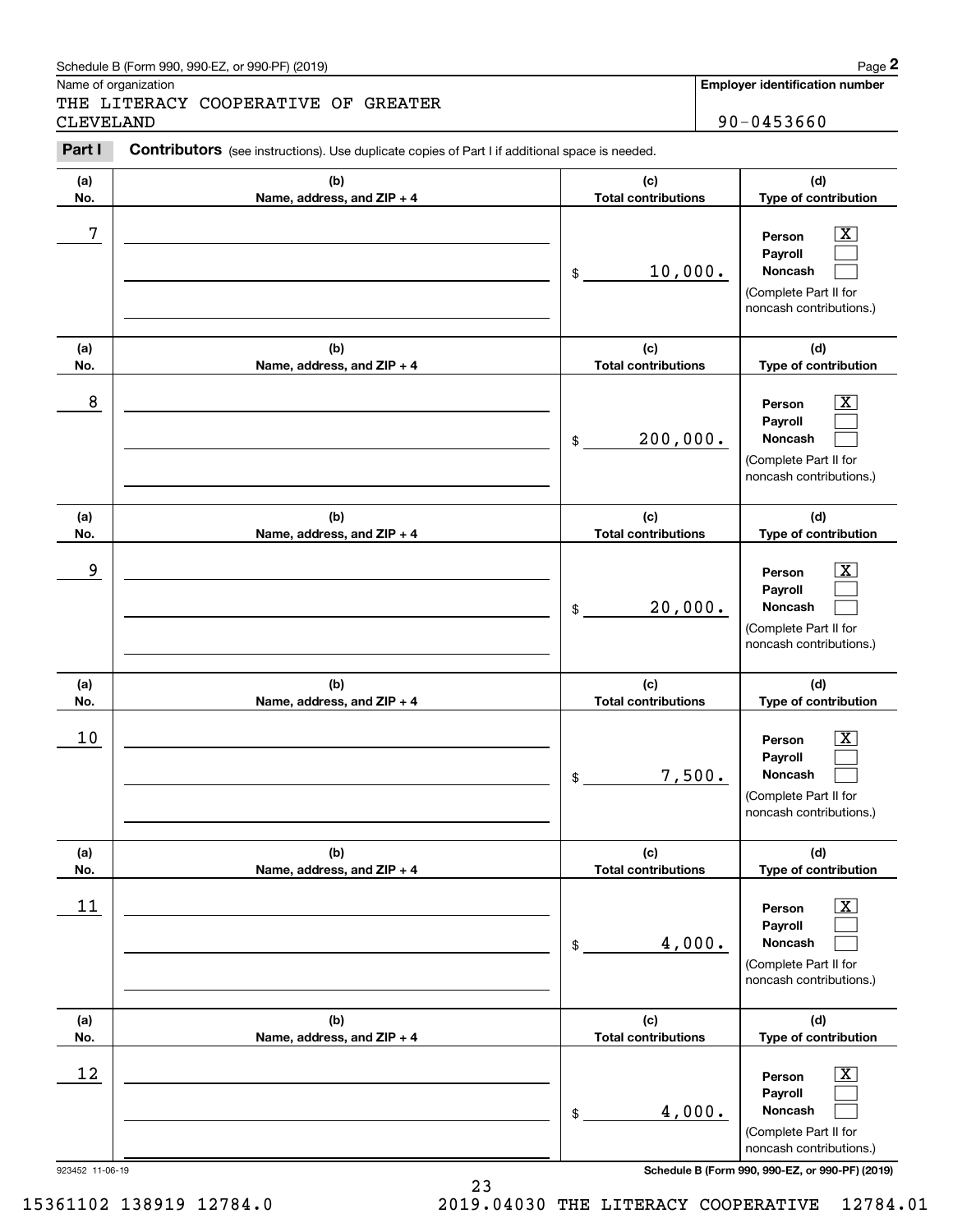Schedule B (Form 990, 990-EZ, or 990-PF) (2019)

Name of organization

THE LITERACY COOPERATIVE OF GREATER CLEVELAND

**Employer identification number**

90-0453660

**Part I** **Contributors** (see instructions). Use duplicate copies of Part I if additional space is needed.

| (a) No. | (b) Name, address, and ZIP + 4 | (c) Total contributions | (d) Type of contribution |
|---|---|---|---|
| 7 | | $ 10,000. | Person [X] Payroll [ ] Noncash [ ] (Complete Part II for noncash contributions.) |
| 8 | | $ 200,000. | Person [X] Payroll [ ] Noncash [ ] (Complete Part II for noncash contributions.) |
| 9 | | $ 20,000. | Person [X] Payroll [ ] Noncash [ ] (Complete Part II for noncash contributions.) |
| 10 | | $ 7,500. | Person [X] Payroll [ ] Noncash [ ] (Complete Part II for noncash contributions.) |
| 11 | | $ 4,000. | Person [X] Payroll [ ] Noncash [ ] (Complete Part II for noncash contributions.) |
| 12 | | $ 4,000. | Person [X] Payroll [ ] Noncash [ ] (Complete Part II for noncash contributions.) |

923452 11-06-19

**Schedule B (Form 990, 990-EZ, or 990-PF) (2019)**

15361102 138919 12784.0 2019.04030 THE LITERACY COOPERATIVE 12784.01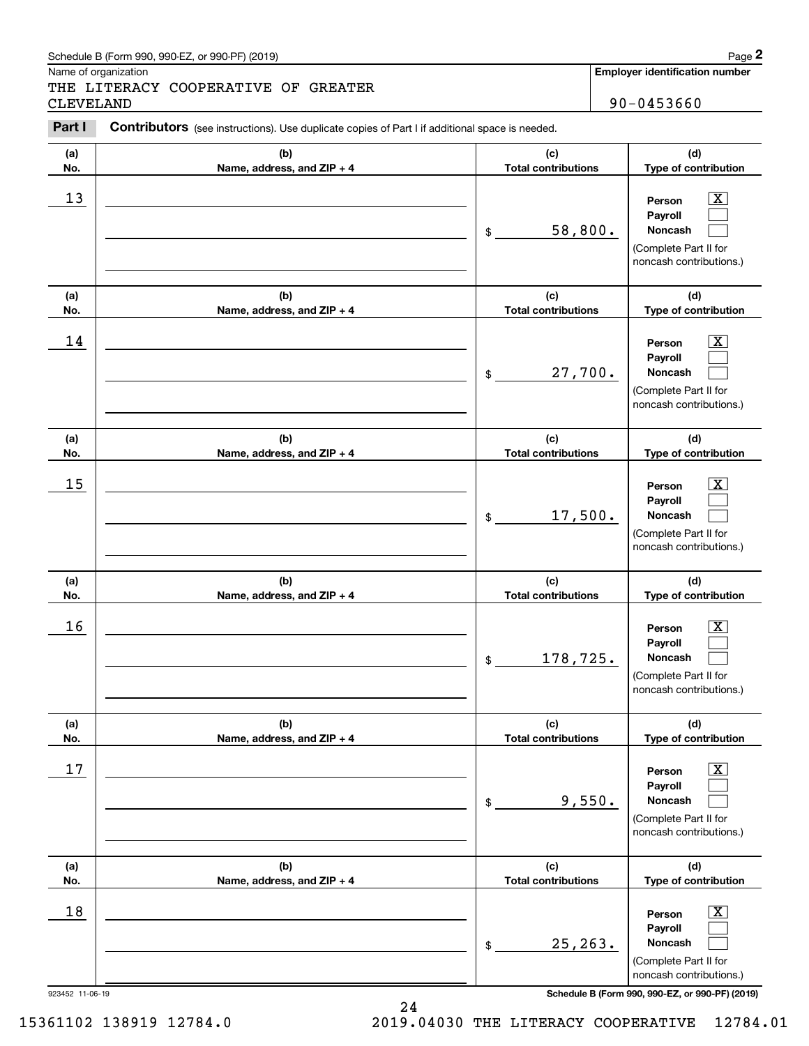Schedule B (Form 990, 990-EZ, or 990-PF) (2019)

Name of organization: THE LITERACY COOPERATIVE OF GREATER CLEVELAND

Employer identification number: 90-0453660

**Part I** **Contributors** (see instructions). Use duplicate copies of Part I if additional space is needed.

| (a) No. | (b) Name, address, and ZIP + 4 | (c) Total contributions | (d) Type of contribution |
|---|---|---|---|
| 13 | | $ 58,800. | Person [X] Payroll [ ] Noncash [ ] (Complete Part II for noncash contributions.) |
| 14 | | $ 27,700. | Person [X] Payroll [ ] Noncash [ ] (Complete Part II for noncash contributions.) |
| 15 | | $ 17,500. | Person [X] Payroll [ ] Noncash [ ] (Complete Part II for noncash contributions.) |
| 16 | | $ 178,725. | Person [X] Payroll [ ] Noncash [ ] (Complete Part II for noncash contributions.) |
| 17 | | $ 9,550. | Person [X] Payroll [ ] Noncash [ ] (Complete Part II for noncash contributions.) |
| 18 | | $ 25,263. | Person [X] Payroll [ ] Noncash [ ] (Complete Part II for noncash contributions.) |

923452 11-06-19

Schedule B (Form 990, 990-EZ, or 990-PF) (2019)

15361102 138919 12784.0 2019.04030 THE LITERACY COOPERATIVE 12784.01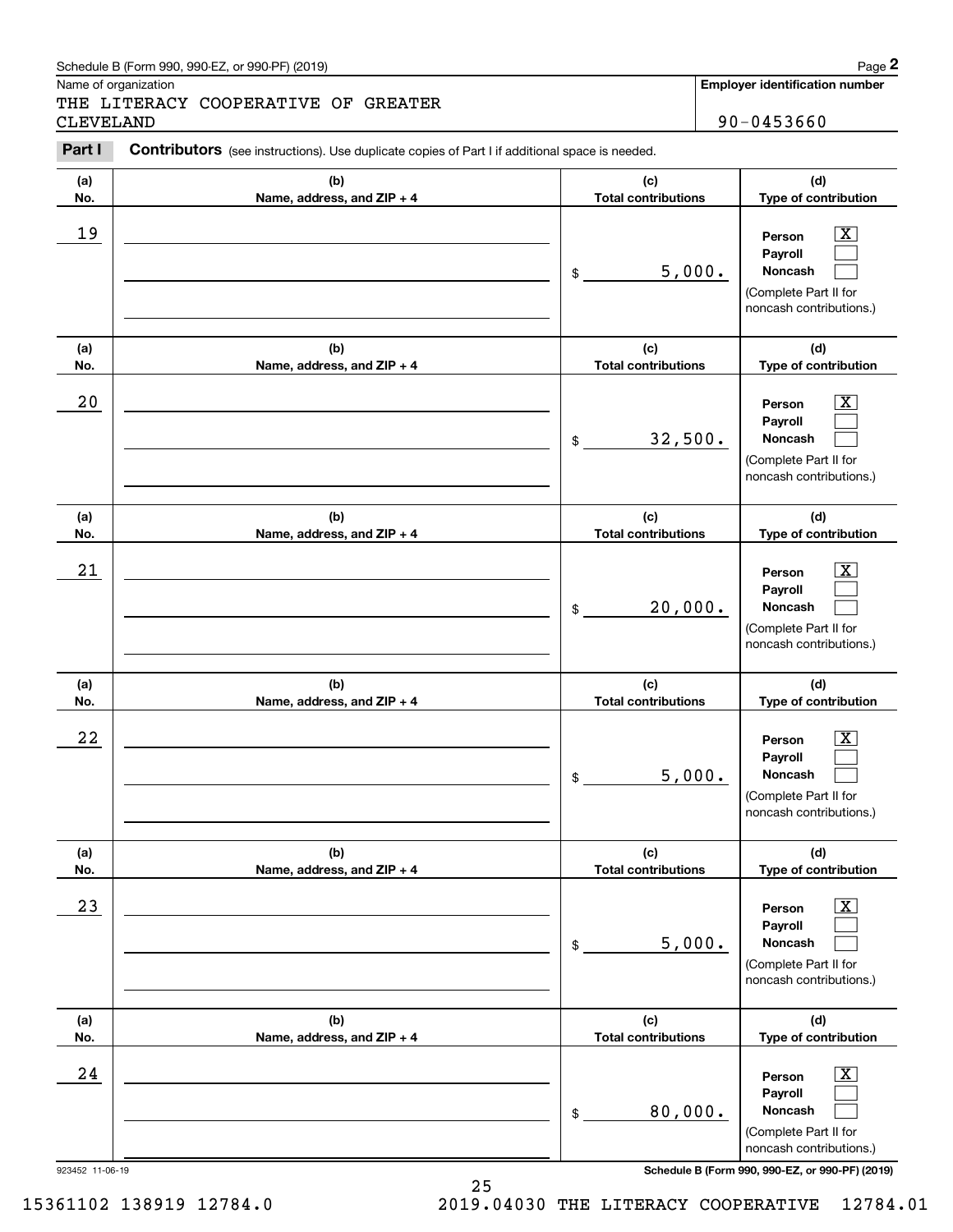Name of organization

THE LITERACY COOPERATIVE OF GREATER CLEVELAND

**Employer identification number**

90-0453660

**Part I** **Contributors** (see instructions). Use duplicate copies of Part I if additional space is needed.

| (a) No. | (b) Name, address, and ZIP + 4 | (c) Total contributions | (d) Type of contribution |
|---|---|---|---|
| 19 | | $ 5,000. | Person [X] Payroll [ ] Noncash [ ] (Complete Part II for noncash contributions.) |
| 20 | | $ 32,500. | Person [X] Payroll [ ] Noncash [ ] (Complete Part II for noncash contributions.) |
| 21 | | $ 20,000. | Person [X] Payroll [ ] Noncash [ ] (Complete Part II for noncash contributions.) |
| 22 | | $ 5,000. | Person [X] Payroll [ ] Noncash [ ] (Complete Part II for noncash contributions.) |
| 23 | | $ 5,000. | Person [X] Payroll [ ] Noncash [ ] (Complete Part II for noncash contributions.) |
| 24 | | $ 80,000. | Person [X] Payroll [ ] Noncash [ ] (Complete Part II for noncash contributions.) |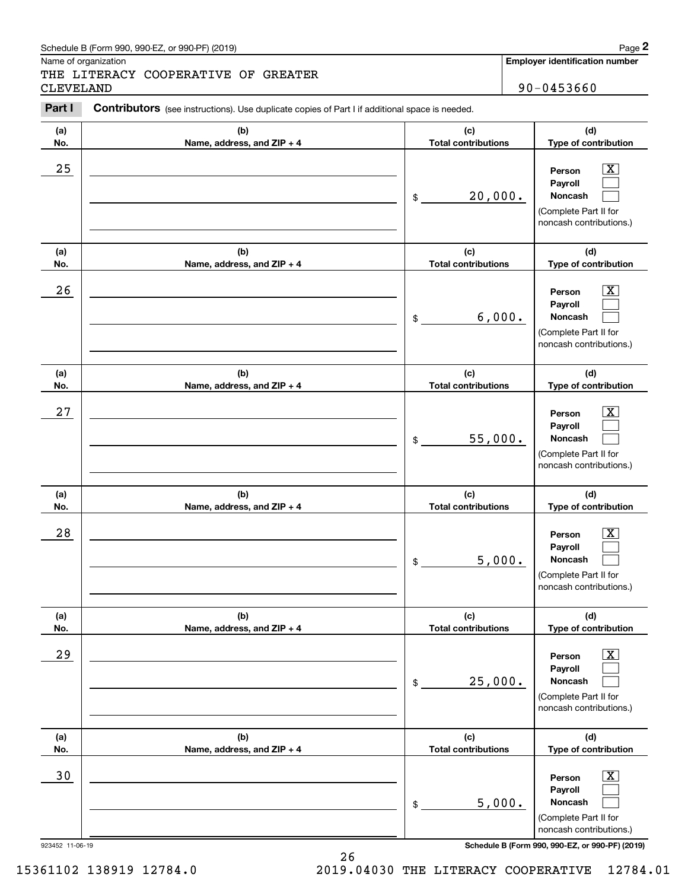Schedule B (Form 990, 990-EZ, or 990-PF) (2019)

Name of organization: THE LITERACY COOPERATIVE OF GREATER CLEVELAND

**Employer identification number**: 90-0453660

**Part I** **Contributors** (see instructions). Use duplicate copies of Part I if additional space is needed.

| (a) No. | (b) Name, address, and ZIP + 4 | (c) Total contributions | (d) Type of contribution |
|---|---|---|---|
| 25 | | $ 20,000. | Person [X] Payroll [ ] Noncash [ ] (Complete Part II for noncash contributions.) |
| 26 | | $ 6,000. | Person [X] Payroll [ ] Noncash [ ] (Complete Part II for noncash contributions.) |
| 27 | | $ 55,000. | Person [X] Payroll [ ] Noncash [ ] (Complete Part II for noncash contributions.) |
| 28 | | $ 5,000. | Person [X] Payroll [ ] Noncash [ ] (Complete Part II for noncash contributions.) |
| 29 | | $ 25,000. | Person [X] Payroll [ ] Noncash [ ] (Complete Part II for noncash contributions.) |
| 30 | | $ 5,000. | Person [X] Payroll [ ] Noncash [ ] (Complete Part II for noncash contributions.) |

923452 11-06-19

**Schedule B (Form 990, 990-EZ, or 990-PF) (2019)**

15361102 138919 12784.0 2019.04030 THE LITERACY COOPERATIVE 12784.01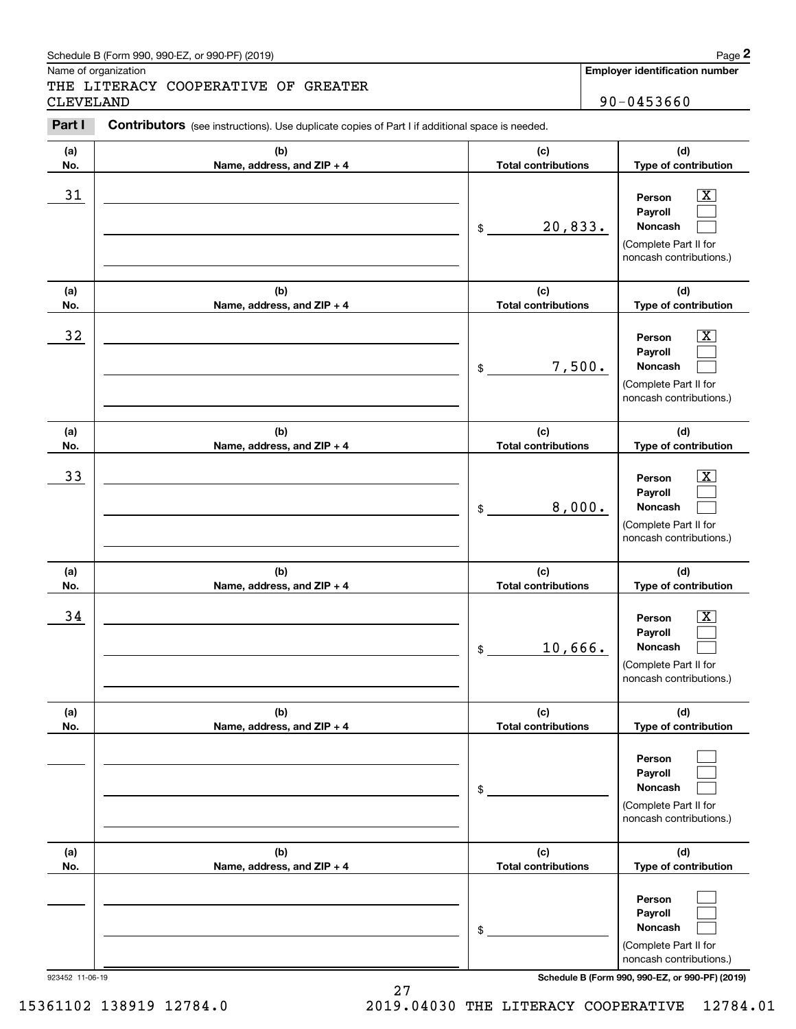Schedule B (Form 990, 990-EZ, or 990-PF) (2019)

Name of organization: THE LITERACY COOPERATIVE OF GREATER CLEVELAND

**Employer identification number:** 90-0453660

**Part I** **Contributors** (see instructions). Use duplicate copies of Part I if additional space is needed.

| (a) No. | (b) Name, address, and ZIP + 4 | (c) Total contributions | (d) Type of contribution |
|---|---|---|---|
| 31 | | $ 20,833. | Person [X] Payroll [ ] Noncash [ ] (Complete Part II for noncash contributions.) |
| 32 | | $ 7,500. | Person [X] Payroll [ ] Noncash [ ] (Complete Part II for noncash contributions.) |
| 33 | | $ 8,000. | Person [X] Payroll [ ] Noncash [ ] (Complete Part II for noncash contributions.) |
| 34 | | $ 10,666. | Person [X] Payroll [ ] Noncash [ ] (Complete Part II for noncash contributions.) |
| | | $ | Person [ ] Payroll [ ] Noncash [ ] (Complete Part II for noncash contributions.) |
| | | $ | Person [ ] Payroll [ ] Noncash [ ] (Complete Part II for noncash contributions.) |

923452 11-06-19

Schedule B (Form 990, 990-EZ, or 990-PF) (2019)

15361102 138919 12784.0 2019.04030 THE LITERACY COOPERATIVE 12784.01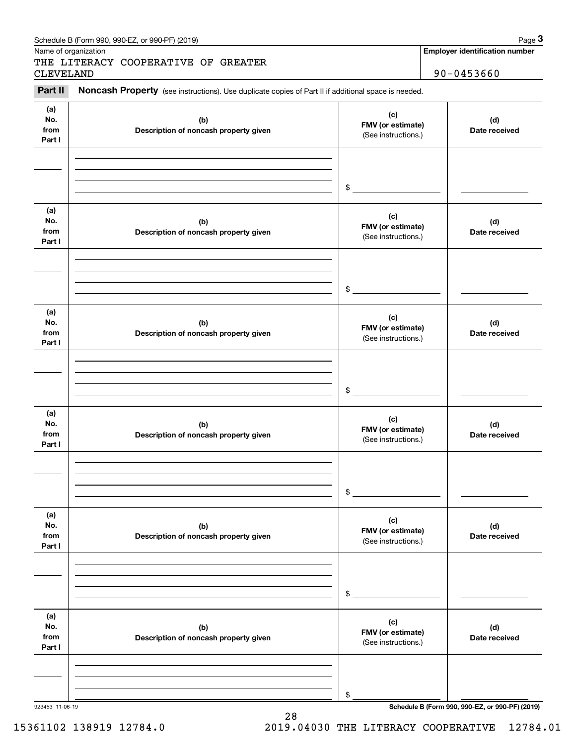Name of organization

THE LITERACY COOPERATIVE OF GREATER CLEVELAND

**Employer identification number**

90-0453660

**Part II** **Noncash Property** (see instructions). Use duplicate copies of Part II if additional space is needed.

| (a) No. from Part I | (b) Description of noncash property given | (c) FMV (or estimate) (See instructions.) | (d) Date received |
|---|---|---|---|
| | | $ | |

| (a) No. from Part I | (b) Description of noncash property given | (c) FMV (or estimate) (See instructions.) | (d) Date received |
|---|---|---|---|
| | | $ | |

| (a) No. from Part I | (b) Description of noncash property given | (c) FMV (or estimate) (See instructions.) | (d) Date received |
|---|---|---|---|
| | | $ | |

| (a) No. from Part I | (b) Description of noncash property given | (c) FMV (or estimate) (See instructions.) | (d) Date received |
|---|---|---|---|
| | | $ | |

| (a) No. from Part I | (b) Description of noncash property given | (c) FMV (or estimate) (See instructions.) | (d) Date received |
|---|---|---|---|
| | | $ | |

| (a) No. from Part I | (b) Description of noncash property given | (c) FMV (or estimate) (See instructions.) | (d) Date received |
|---|---|---|---|
| | | $ | |

923453 11-06-19

**Schedule B (Form 990, 990-EZ, or 990-PF) (2019)**

15361102 138919 12784.0 2019.04030 THE LITERACY COOPERATIVE 12784.01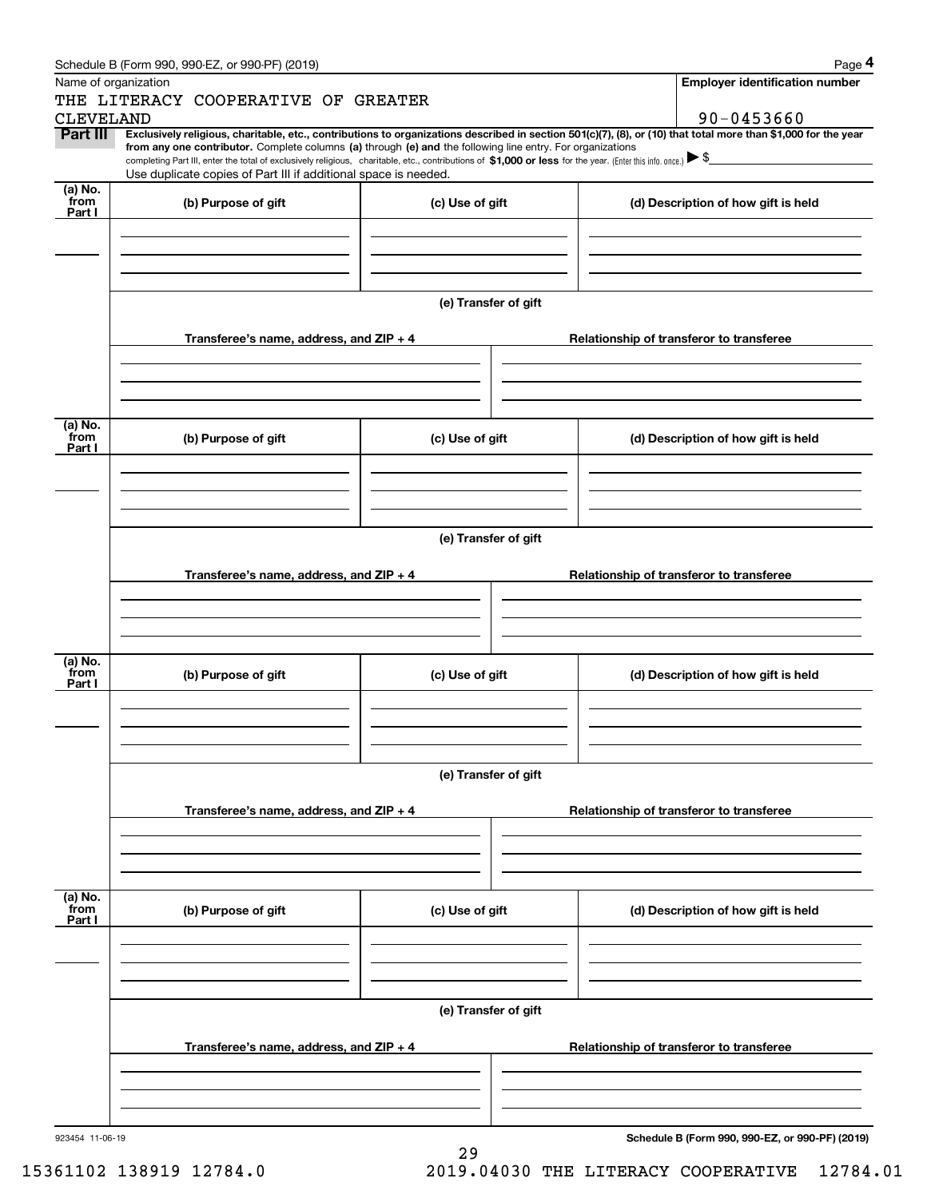Schedule B (Form 990, 990-EZ, or 990-PF) (2019) Page **4**

Name of organization

THE LITERACY COOPERATIVE OF GREATER CLEVELAND

**Employer identification number**

90-0453660

**Part III** **Exclusively religious, charitable, etc., contributions to organizations described in section 501(c)(7), (8), or (10) that total more than $1,000 for the year from any one contributor.** Complete columns **(a)** through **(e) and** the following line entry. For organizations completing Part III, enter the total of exclusively religious, charitable, etc., contributions of **$1,000 or less** for the year. (Enter this info. once.) ▶ $

Use duplicate copies of Part III if additional space is needed.

| (a) No. from Part I | (b) Purpose of gift | (c) Use of gift | (d) Description of how gift is held |
|---|---|---|---|
| | | | |

**(e) Transfer of gift**

| Transferee's name, address, and ZIP + 4 | Relationship of transferor to transferee |
|---|---|
| | |

| (a) No. from Part I | (b) Purpose of gift | (c) Use of gift | (d) Description of how gift is held |
|---|---|---|---|
| | | | |

**(e) Transfer of gift**

| Transferee's name, address, and ZIP + 4 | Relationship of transferor to transferee |
|---|---|
| | |

| (a) No. from Part I | (b) Purpose of gift | (c) Use of gift | (d) Description of how gift is held |
|---|---|---|---|
| | | | |

**(e) Transfer of gift**

| Transferee's name, address, and ZIP + 4 | Relationship of transferor to transferee |
|---|---|
| | |

| (a) No. from Part I | (b) Purpose of gift | (c) Use of gift | (d) Description of how gift is held |
|---|---|---|---|
| | | | |

**(e) Transfer of gift**

| Transferee's name, address, and ZIP + 4 | Relationship of transferor to transferee |
|---|---|
| | |

923454 11-06-19

**Schedule B (Form 990, 990-EZ, or 990-PF) (2019)**

15361102 138919 12784.0 2019.04030 THE LITERACY COOPERATIVE 12784.01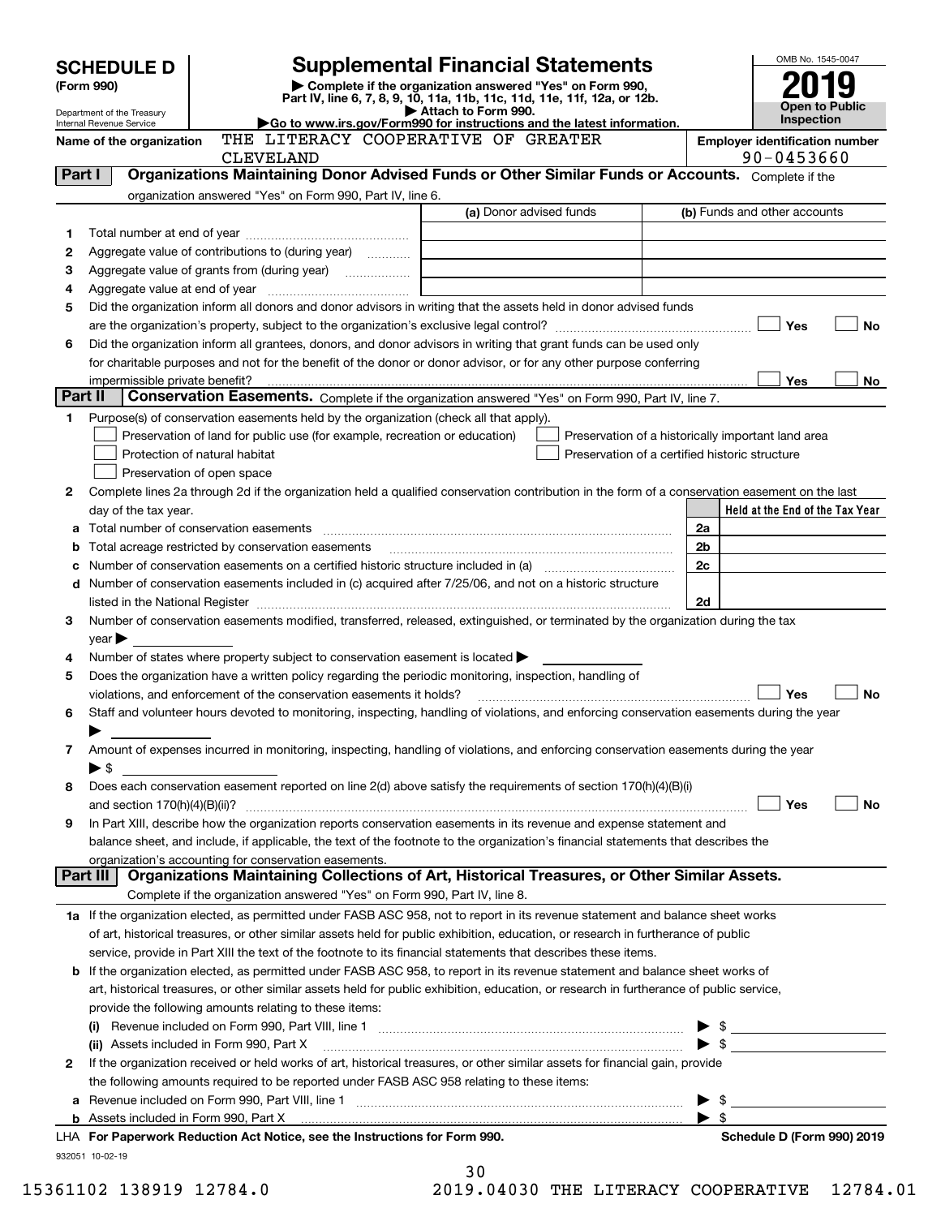# SCHEDULE D (Form 990)

Department of the Treasury
Internal Revenue Service

# Supplemental Financial Statements

▶ Complete if the organization answered "Yes" on Form 990, Part IV, line 6, 7, 8, 9, 10, 11a, 11b, 11c, 11d, 11e, 11f, 12a, or 12b.
▶ Attach to Form 990.
▶Go to www.irs.gov/Form990 for instructions and the latest information.

OMB No. 1545-0047

**2019**

**Open to Public Inspection**

Name of the organization: THE LITERACY COOPERATIVE OF GREATER CLEVELAND

Employer identification number: 90-0453660

## Part I — Organizations Maintaining Donor Advised Funds or Other Similar Funds or Accounts.
Complete if the organization answered "Yes" on Form 990, Part IV, line 6.

| | | (a) Donor advised funds | (b) Funds and other accounts |
|---|---|---|---|
| 1 | Total number at end of year | | |
| 2 | Aggregate value of contributions to (during year) | | |
| 3 | Aggregate value of grants from (during year) | | |
| 4 | Aggregate value at end of year | | |

5 Did the organization inform all donors and donor advisors in writing that the assets held in donor advised funds are the organization's property, subject to the organization's exclusive legal control? ☐ Yes ☐ No

6 Did the organization inform all grantees, donors, and donor advisors in writing that grant funds can be used only for charitable purposes and not for the benefit of the donor or donor advisor, or for any other purpose conferring impermissible private benefit? ☐ Yes ☐ No

## Part II — Conservation Easements.
Complete if the organization answered "Yes" on Form 990, Part IV, line 7.

1 Purpose(s) of conservation easements held by the organization (check all that apply).
- ☐ Preservation of land for public use (for example, recreation or education)
- ☐ Protection of natural habitat
- ☐ Preservation of open space
- ☐ Preservation of a historically important land area
- ☐ Preservation of a certified historic structure

2 Complete lines 2a through 2d if the organization held a qualified conservation contribution in the form of a conservation easement on the last day of the tax year.

| | | | Held at the End of the Tax Year |
|---|---|---|---|
| a | Total number of conservation easements | 2a | |
| b | Total acreage restricted by conservation easements | 2b | |
| c | Number of conservation easements on a certified historic structure included in (a) | 2c | |
| d | Number of conservation easements included in (c) acquired after 7/25/06, and not on a historic structure listed in the National Register | 2d | |

3 Number of conservation easements modified, transferred, released, extinguished, or terminated by the organization during the tax year ▶

4 Number of states where property subject to conservation easement is located ▶

5 Does the organization have a written policy regarding the periodic monitoring, inspection, handling of violations, and enforcement of the conservation easements it holds? ☐ Yes ☐ No

6 Staff and volunteer hours devoted to monitoring, inspecting, handling of violations, and enforcing conservation easements during the year ▶

7 Amount of expenses incurred in monitoring, inspecting, handling of violations, and enforcing conservation easements during the year ▶ $

8 Does each conservation easement reported on line 2(d) above satisfy the requirements of section 170(h)(4)(B)(i) and section 170(h)(4)(B)(ii)? ☐ Yes ☐ No

9 In Part XIII, describe how the organization reports conservation easements in its revenue and expense statement and balance sheet, and include, if applicable, the text of the footnote to the organization's financial statements that describes the organization's accounting for conservation easements.

## Part III — Organizations Maintaining Collections of Art, Historical Treasures, or Other Similar Assets.
Complete if the organization answered "Yes" on Form 990, Part IV, line 8.

1a If the organization elected, as permitted under FASB ASC 958, not to report in its revenue statement and balance sheet works of art, historical treasures, or other similar assets held for public exhibition, education, or research in furtherance of public service, provide in Part XIII the text of the footnote to its financial statements that describes these items.

b If the organization elected, as permitted under FASB ASC 958, to report in its revenue statement and balance sheet works of art, historical treasures, or other similar assets held for public exhibition, education, or research in furtherance of public service, provide the following amounts relating to these items:

(i) Revenue included on Form 990, Part VIII, line 1 ▶ $

(ii) Assets included in Form 990, Part X ▶ $

2 If the organization received or held works of art, historical treasures, or other similar assets for financial gain, provide the following amounts required to be reported under FASB ASC 958 relating to these items:

a Revenue included on Form 990, Part VIII, line 1 ▶ $

b Assets included in Form 990, Part X ▶ $

LHA For Paperwork Reduction Act Notice, see the Instructions for Form 990. Schedule D (Form 990) 2019

932051 10-02-19

15361102 138919 12784.0 2019.04030 THE LITERACY COOPERATIVE 12784.01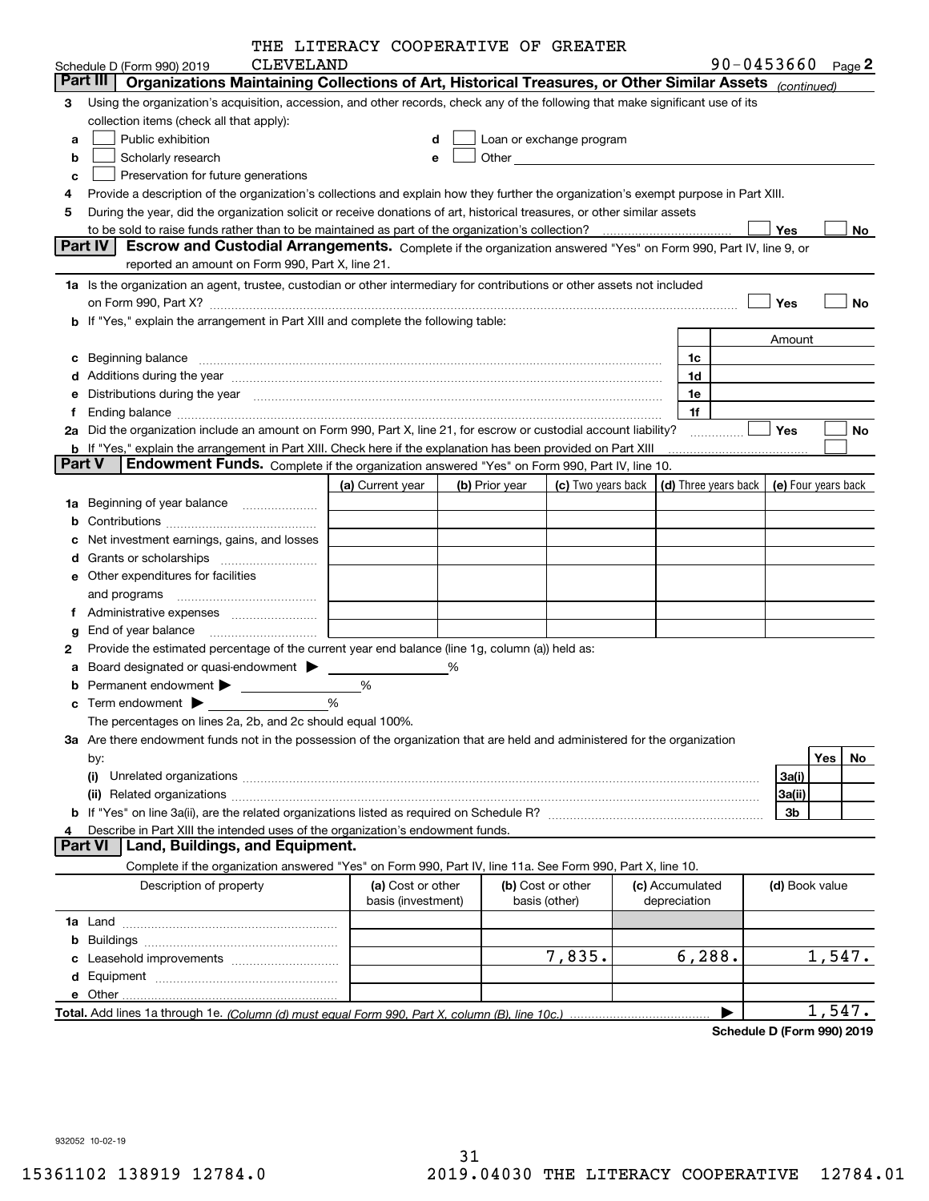THE LITERACY COOPERATIVE OF GREATER CLEVELAND

Schedule D (Form 990) 2019 — 90-0453660 Page **2**

**Part III — Organizations Maintaining Collections of Art, Historical Treasures, or Other Similar Assets** *(continued)*

3 Using the organization's acquisition, accession, and other records, check any of the following that make significant use of its collection items (check all that apply):

a ☐ Public exhibition
b ☐ Scholarly research
c ☐ Preservation for future generations
d ☐ Loan or exchange program
e ☐ Other

4 Provide a description of the organization's collections and explain how they further the organization's exempt purpose in Part XIII.

5 During the year, did the organization solicit or receive donations of art, historical treasures, or other similar assets to be sold to raise funds rather than to be maintained as part of the organization's collection? ☐ Yes ☐ No

**Part IV — Escrow and Custodial Arrangements.** Complete if the organization answered "Yes" on Form 990, Part IV, line 9, or reported an amount on Form 990, Part X, line 21.

1a Is the organization an agent, trustee, custodian or other intermediary for contributions or other assets not included on Form 990, Part X? ☐ Yes ☐ No

b If "Yes," explain the arrangement in Part XIII and complete the following table:

| | | Amount |
|---|---|---|
| c Beginning balance | 1c | |
| d Additions during the year | 1d | |
| e Distributions during the year | 1e | |
| f Ending balance | 1f | |

2a Did the organization include an amount on Form 990, Part X, line 21, for escrow or custodial account liability? ☐ Yes ☐ No

b If "Yes," explain the arrangement in Part XIII. Check here if the explanation has been provided on Part XIII ☐

**Part V — Endowment Funds.** Complete if the organization answered "Yes" on Form 990, Part IV, line 10.

| | (a) Current year | (b) Prior year | (c) Two years back | (d) Three years back | (e) Four years back |
|---|---|---|---|---|---|
| 1a Beginning of year balance | | | | | |
| b Contributions | | | | | |
| c Net investment earnings, gains, and losses | | | | | |
| d Grants or scholarships | | | | | |
| e Other expenditures for facilities and programs | | | | | |
| f Administrative expenses | | | | | |
| g End of year balance | | | | | |

2 Provide the estimated percentage of the current year end balance (line 1g, column (a)) held as:

a Board designated or quasi-endowment ▶ %
b Permanent endowment ▶ %
c Term endowment ▶ %

The percentages on lines 2a, 2b, and 2c should equal 100%.

3a Are there endowment funds not in the possession of the organization that are held and administered for the organization by:

| | | Yes | No |
|---|---|---|---|
| (i) Unrelated organizations | 3a(i) | | |
| (ii) Related organizations | 3a(ii) | | |
| b If "Yes" on line 3a(ii), are the related organizations listed as required on Schedule R? | 3b | | |

4 Describe in Part XIII the intended uses of the organization's endowment funds.

**Part VI — Land, Buildings, and Equipment.**

Complete if the organization answered "Yes" on Form 990, Part IV, line 11a. See Form 990, Part X, line 10.

| Description of property | (a) Cost or other basis (investment) | (b) Cost or other basis (other) | (c) Accumulated depreciation | (d) Book value |
|---|---|---|---|---|
| 1a Land | | | | |
| b Buildings | | | | |
| c Leasehold improvements | | 7,835. | 6,288. | 1,547. |
| d Equipment | | | | |
| e Other | | | | |
| **Total.** Add lines 1a through 1e. *(Column (d) must equal Form 990, Part X, column (B), line 10c.)* | | | ▶ | 1,547. |

**Schedule D (Form 990) 2019**

932052 10-02-19

15361102 138919 12784.0 2019.04030 THE LITERACY COOPERATIVE 12784.01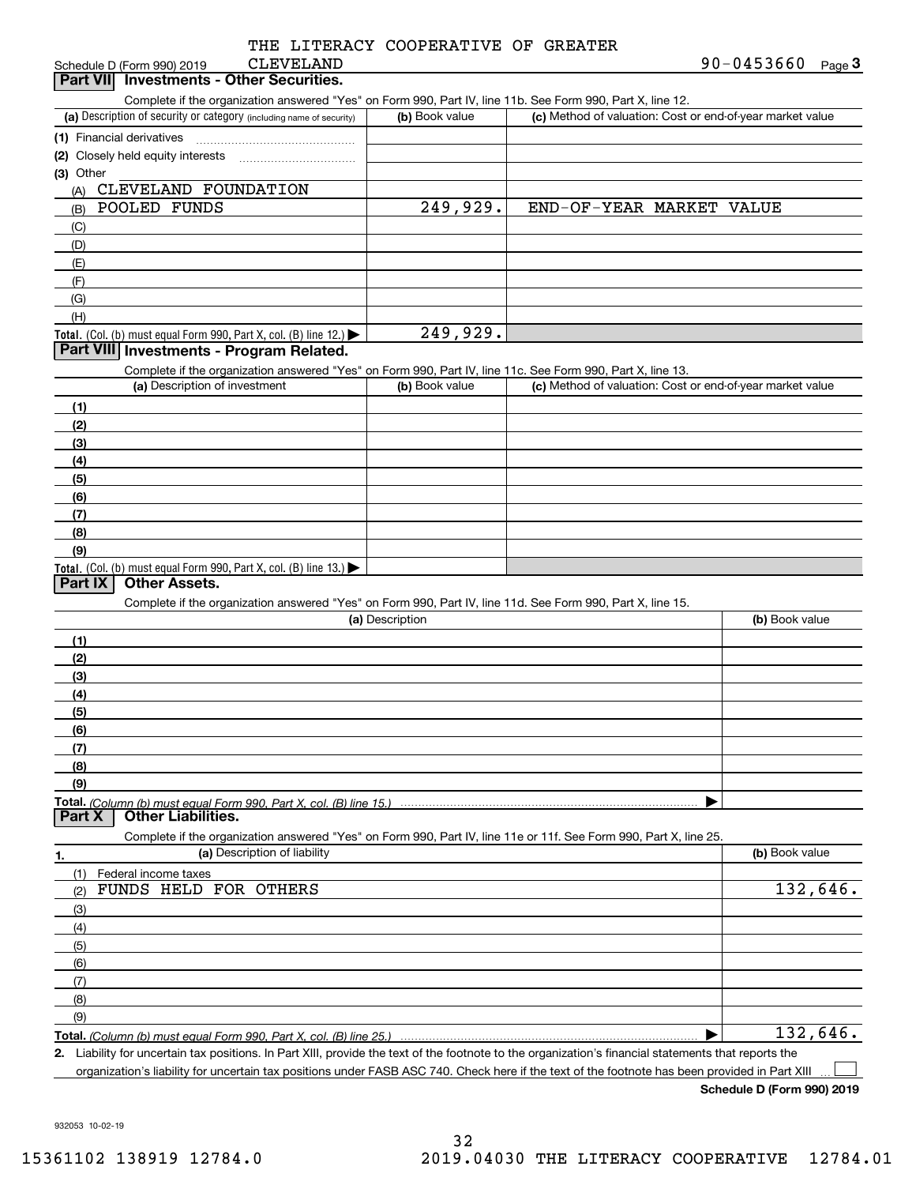Schedule D (Form 990) 2019 THE LITERACY COOPERATIVE OF GREATER CLEVELAND 90-0453660

## Part VII Investments - Other Securities.

Complete if the organization answered "Yes" on Form 990, Part IV, line 11b. See Form 990, Part X, line 12.

| (a) Description of security or category (including name of security) | (b) Book value | (c) Method of valuation: Cost or end-of-year market value |
|---|---|---|
| (1) Financial derivatives | | |
| (2) Closely held equity interests | | |
| (3) Other | | |
| (A) CLEVELAND FOUNDATION | | |
| (B) POOLED FUNDS | 249,929. | END-OF-YEAR MARKET VALUE |
| (C) | | |
| (D) | | |
| (E) | | |
| (F) | | |
| (G) | | |
| (H) | | |
| **Total.** (Col. (b) must equal Form 990, Part X, col. (B) line 12.) | 249,929. | |

## Part VIII Investments - Program Related.

Complete if the organization answered "Yes" on Form 990, Part IV, line 11c. See Form 990, Part X, line 13.

| (a) Description of investment | (b) Book value | (c) Method of valuation: Cost or end-of-year market value |
|---|---|---|
| (1) | | |
| (2) | | |
| (3) | | |
| (4) | | |
| (5) | | |
| (6) | | |
| (7) | | |
| (8) | | |
| (9) | | |
| **Total.** (Col. (b) must equal Form 990, Part X, col. (B) line 13.) | | |

## Part IX Other Assets.

Complete if the organization answered "Yes" on Form 990, Part IV, line 11d. See Form 990, Part X, line 15.

| (a) Description | (b) Book value |
|---|---|
| (1) | |
| (2) | |
| (3) | |
| (4) | |
| (5) | |
| (6) | |
| (7) | |
| (8) | |
| (9) | |
| **Total.** *(Column (b) must equal Form 990, Part X, col. (B) line 15.)* | |

## Part X Other Liabilities.

Complete if the organization answered "Yes" on Form 990, Part IV, line 11e or 11f. See Form 990, Part X, line 25.

| 1. (a) Description of liability | (b) Book value |
|---|---|
| (1) Federal income taxes | |
| (2) FUNDS HELD FOR OTHERS | 132,646. |
| (3) | |
| (4) | |
| (5) | |
| (6) | |
| (7) | |
| (8) | |
| (9) | |
| **Total.** *(Column (b) must equal Form 990, Part X, col. (B) line 25.)* | 132,646. |

**2.** Liability for uncertain tax positions. In Part XIII, provide the text of the footnote to the organization's financial statements that reports the organization's liability for uncertain tax positions under FASB ASC 740. Check here if the text of the footnote has been provided in Part XIII ☐

**Schedule D (Form 990) 2019**

932053 10-02-19

15361102 138919 12784.0 2019.04030 THE LITERACY COOPERATIVE 12784.01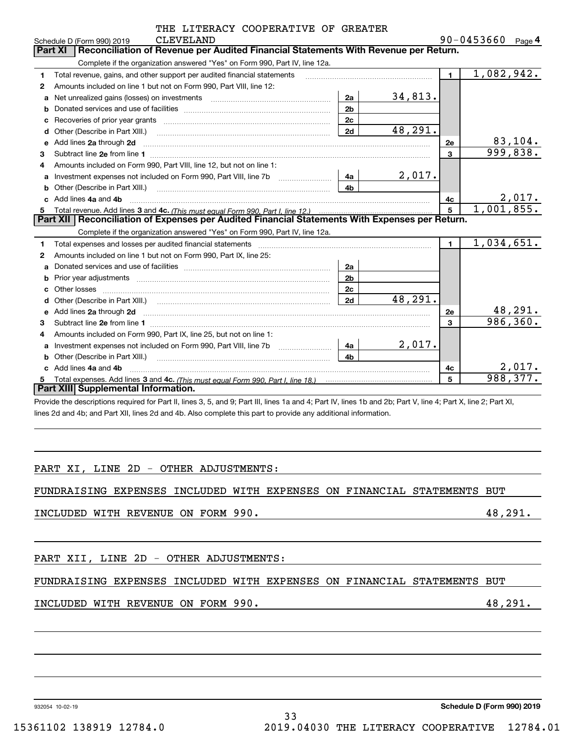THE LITERACY COOPERATIVE OF GREATER CLEVELAND

Schedule D (Form 990) 2019 — 90-0453660 — Page 4

## Part XI | Reconciliation of Revenue per Audited Financial Statements With Revenue per Return.

Complete if the organization answered "Yes" on Form 990, Part IV, line 12a.

| | | | | | |
|---|---|---|---|---|---|
| 1 | Total revenue, gains, and other support per audited financial statements | | | 1 | 1,082,942. |
| 2 | Amounts included on line 1 but not on Form 990, Part VIII, line 12: | | | | |
| a | Net unrealized gains (losses) on investments | 2a | 34,813. | | |
| b | Donated services and use of facilities | 2b | | | |
| c | Recoveries of prior year grants | 2c | | | |
| d | Other (Describe in Part XIII.) | 2d | 48,291. | | |
| e | Add lines 2a through 2d | | | 2e | 83,104. |
| 3 | Subtract line 2e from line 1 | | | 3 | 999,838. |
| 4 | Amounts included on Form 990, Part VIII, line 12, but not on line 1: | | | | |
| a | Investment expenses not included on Form 990, Part VIII, line 7b | 4a | 2,017. | | |
| b | Other (Describe in Part XIII.) | 4b | | | |
| c | Add lines 4a and 4b | | | 4c | 2,017. |
| 5 | Total revenue. Add lines 3 and 4c. *(This must equal Form 990, Part I, line 12.)* | | | 5 | 1,001,855. |

## Part XII | Reconciliation of Expenses per Audited Financial Statements With Expenses per Return.

Complete if the organization answered "Yes" on Form 990, Part IV, line 12a.

| | | | | | |
|---|---|---|---|---|---|
| 1 | Total expenses and losses per audited financial statements | | | 1 | 1,034,651. |
| 2 | Amounts included on line 1 but not on Form 990, Part IX, line 25: | | | | |
| a | Donated services and use of facilities | 2a | | | |
| b | Prior year adjustments | 2b | | | |
| c | Other losses | 2c | | | |
| d | Other (Describe in Part XIII.) | 2d | 48,291. | | |
| e | Add lines 2a through 2d | | | 2e | 48,291. |
| 3 | Subtract line 2e from line 1 | | | 3 | 986,360. |
| 4 | Amounts included on Form 990, Part IX, line 25, but not on line 1: | | | | |
| a | Investment expenses not included on Form 990, Part VIII, line 7b | 4a | 2,017. | | |
| b | Other (Describe in Part XIII.) | 4b | | | |
| c | Add lines 4a and 4b | | | 4c | 2,017. |
| 5 | Total expenses. Add lines 3 and 4c. *(This must equal Form 990, Part I, line 18.)* | | | 5 | 988,377. |

## Part XIII | Supplemental Information.

Provide the descriptions required for Part II, lines 3, 5, and 9; Part III, lines 1a and 4; Part IV, lines 1b and 2b; Part V, line 4; Part X, line 2; Part XI, lines 2d and 4b; and Part XII, lines 2d and 4b. Also complete this part to provide any additional information.

PART XI, LINE 2D - OTHER ADJUSTMENTS:

FUNDRAISING EXPENSES INCLUDED WITH EXPENSES ON FINANCIAL STATEMENTS BUT INCLUDED WITH REVENUE ON FORM 990. 48,291.

PART XII, LINE 2D - OTHER ADJUSTMENTS:

FUNDRAISING EXPENSES INCLUDED WITH EXPENSES ON FINANCIAL STATEMENTS BUT INCLUDED WITH REVENUE ON FORM 990. 48,291.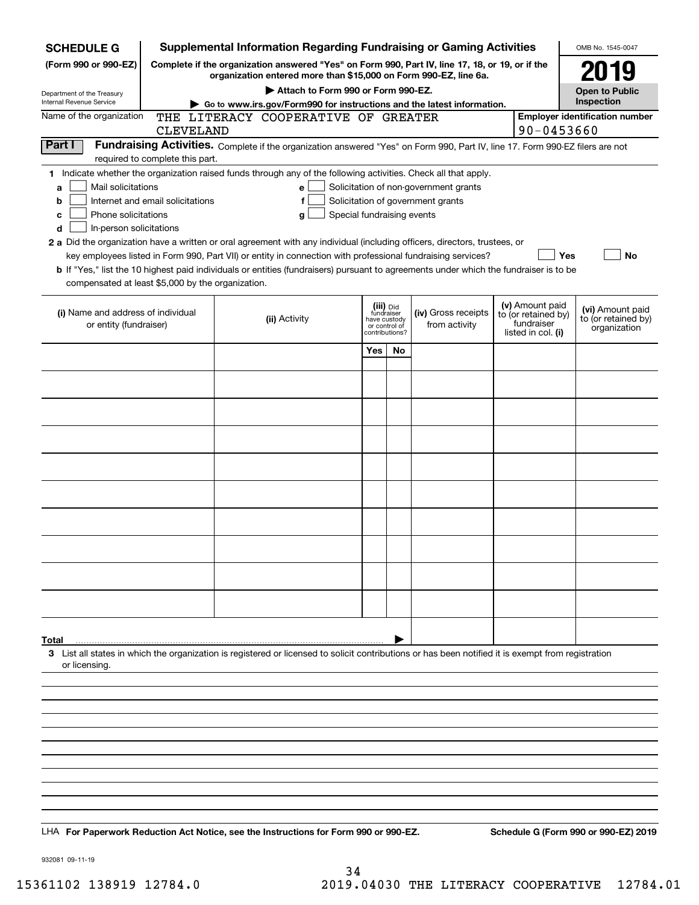**SCHEDULE G (Form 990 or 990-EZ)**

Department of the Treasury
Internal Revenue Service

# Supplemental Information Regarding Fundraising or Gaming Activities

**Complete if the organization answered "Yes" on Form 990, Part IV, line 17, 18, or 19, or if the organization entered more than $15,000 on Form 990-EZ, line 6a.**

**▶ Attach to Form 990 or Form 990-EZ.**

**▶ Go to www.irs.gov/Form990 for instructions and the latest information.**

OMB No. 1545-0047

**2019**

**Open to Public Inspection**

Name of the organization: THE LITERACY COOPERATIVE OF GREATER CLEVELAND

**Employer identification number:** 90-0453660

**Part I** **Fundraising Activities.** Complete if the organization answered "Yes" on Form 990, Part IV, line 17. Form 990-EZ filers are not required to complete this part.

**1** Indicate whether the organization raised funds through any of the following activities. Check all that apply.

- **a** ☐ Mail solicitations
- **b** ☐ Internet and email solicitations
- **c** ☐ Phone solicitations
- **d** ☐ In-person solicitations
- **e** ☐ Solicitation of non-government grants
- **f** ☐ Solicitation of government grants
- **g** ☐ Special fundraising events

**2 a** Did the organization have a written or oral agreement with any individual (including officers, directors, trustees, or key employees listed in Form 990, Part VII) or entity in connection with professional fundraising services? ☐ **Yes** ☐ **No**

**b** If "Yes," list the 10 highest paid individuals or entities (fundraisers) pursuant to agreements under which the fundraiser is to be compensated at least $5,000 by the organization.

| (i) Name and address of individual or entity (fundraiser) | (ii) Activity | (iii) Did fundraiser have custody or control of contributions? Yes | No | (iv) Gross receipts from activity | (v) Amount paid to (or retained by) fundraiser listed in col. (i) | (vi) Amount paid to (or retained by) organization |
|---|---|---|---|---|---|---|
| | | | | | | |
| | | | | | | |
| | | | | | | |
| | | | | | | |
| | | | | | | |
| | | | | | | |
| | | | | | | |
| | | | | | | |
| | | | | | | |
| | | | | | | |
| **Total** ▶ | | | | | | |

**3** List all states in which the organization is registered or licensed to solicit contributions or has been notified it is exempt from registration or licensing.

LHA **For Paperwork Reduction Act Notice, see the Instructions for Form 990 or 990-EZ.** **Schedule G (Form 990 or 990-EZ) 2019**

932081 09-11-19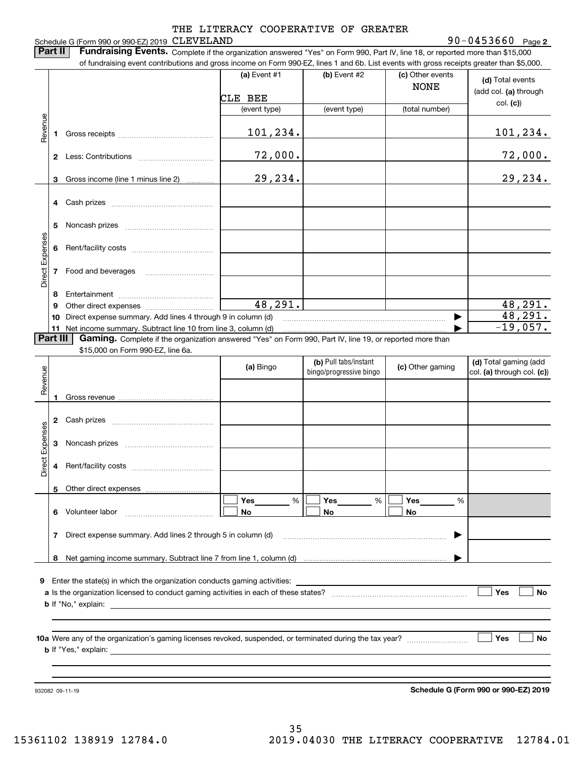THE LITERACY COOPERATIVE OF GREATER CLEVELAND

Schedule G (Form 990 or 990-EZ) 2019 — 90-0453660 Page 2

**Part II — Fundraising Events.** Complete if the organization answered "Yes" on Form 990, Part IV, line 18, or reported more than $15,000 of fundraising event contributions and gross income on Form 990-EZ, lines 1 and 6b. List events with gross receipts greater than $5,000.

| | | (a) Event #1 | (b) Event #2 | (c) Other events | (d) Total events (add col. (a) through col. (c)) |
|---|---|---|---|---|---|
| | | CLE BEE | | NONE | |
| | | (event type) | (event type) | (total number) | |
| Revenue | 1 Gross receipts | 101,234. | | | 101,234. |
| | 2 Less: Contributions | 72,000. | | | 72,000. |
| | 3 Gross income (line 1 minus line 2) | 29,234. | | | 29,234. |
| Direct Expenses | 4 Cash prizes | | | | |
| | 5 Noncash prizes | | | | |
| | 6 Rent/facility costs | | | | |
| | 7 Food and beverages | | | | |
| | 8 Entertainment | | | | |
| | 9 Other direct expenses | 48,291. | | | 48,291. |
| | 10 Direct expense summary. Add lines 4 through 9 in column (d) | | | ▶ | 48,291. |
| | 11 Net income summary. Subtract line 10 from line 3, column (d) | | | ▶ | -19,057. |

**Part III — Gaming.** Complete if the organization answered "Yes" on Form 990, Part IV, line 19, or reported more than $15,000 on Form 990-EZ, line 6a.

| | | (a) Bingo | (b) Pull tabs/instant bingo/progressive bingo | (c) Other gaming | (d) Total gaming (add col. (a) through col. (c)) |
|---|---|---|---|---|---|
| Revenue | 1 Gross revenue | | | | |
| Direct Expenses | 2 Cash prizes | | | | |
| | 3 Noncash prizes | | | | |
| | 4 Rent/facility costs | | | | |
| | 5 Other direct expenses | | | | |
| | 6 Volunteer labor | ☐ Yes ___ % ☐ No | ☐ Yes ___ % ☐ No | ☐ Yes ___ % ☐ No | |
| | 7 Direct expense summary. Add lines 2 through 5 in column (d) | | | ▶ | |
| | 8 Net gaming income summary. Subtract line 7 from line 1, column (d) | | | ▶ | |

9 Enter the state(s) in which the organization conducts gaming activities: ____________

a Is the organization licensed to conduct gaming activities in each of these states? ☐ Yes ☐ No

b If "No," explain: ____________

10a Were any of the organization's gaming licenses revoked, suspended, or terminated during the tax year? ☐ Yes ☐ No

b If "Yes," explain: ____________

932082 09-11-19 — Schedule G (Form 990 or 990-EZ) 2019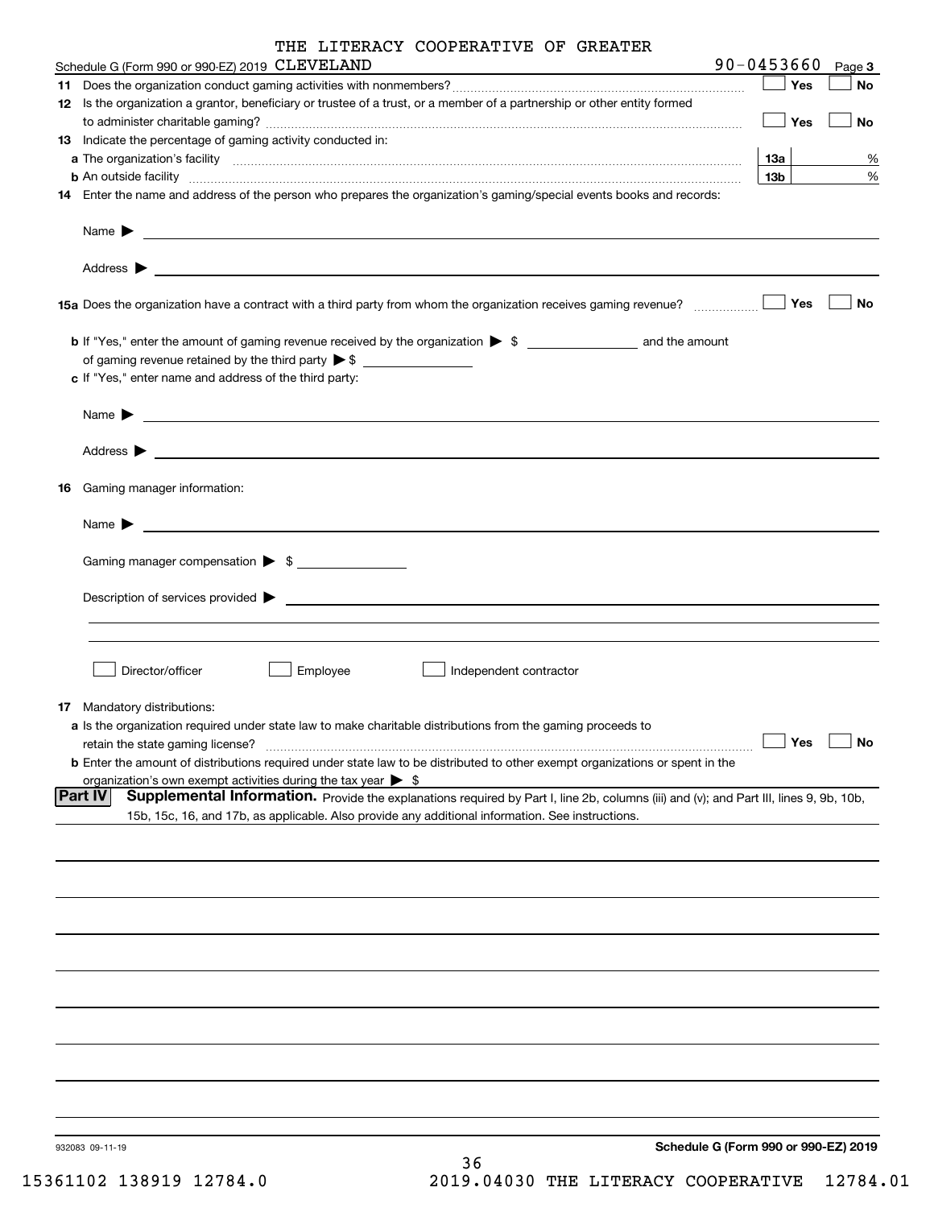THE LITERACY COOPERATIVE OF GREATER CLEVERAND

Schedule G (Form 990 or 990-EZ) 2019 CLEVELAND 90-0453660 Page 3

**11** Does the organization conduct gaming activities with nonmembers? ☐ Yes ☐ No

**12** Is the organization a grantor, beneficiary or trustee of a trust, or a member of a partnership or other entity formed to administer charitable gaming? ☐ Yes ☐ No

**13** Indicate the percentage of gaming activity conducted in:

**a** The organization's facility **13a** %

**b** An outside facility **13b** %

**14** Enter the name and address of the person who prepares the organization's gaming/special events books and records:

Name ▶

Address ▶

**15a** Does the organization have a contract with a third party from whom the organization receives gaming revenue? ☐ Yes ☐ No

**b** If "Yes," enter the amount of gaming revenue received by the organization ▶ $ ______ and the amount of gaming revenue retained by the third party ▶ $ ______

**c** If "Yes," enter name and address of the third party:

Name ▶

Address ▶

**16** Gaming manager information:

Name ▶

Gaming manager compensation ▶ $ ______

Description of services provided ▶

☐ Director/officer ☐ Employee ☐ Independent contractor

**17** Mandatory distributions:

**a** Is the organization required under state law to make charitable distributions from the gaming proceeds to retain the state gaming license? ☐ Yes ☐ No

**b** Enter the amount of distributions required under state law to be distributed to other exempt organizations or spent in the organization's own exempt activities during the tax year ▶ $

**Part IV** **Supplemental Information.** Provide the explanations required by Part I, line 2b, columns (iii) and (v); and Part III, lines 9, 9b, 10b, 15b, 15c, 16, and 17b, as applicable. Also provide any additional information. See instructions.

932083 09-11-19 **Schedule G (Form 990 or 990-EZ) 2019**

15361102 138919 12784.0 2019.04030 THE LITERACY COOPERATIVE 12784.01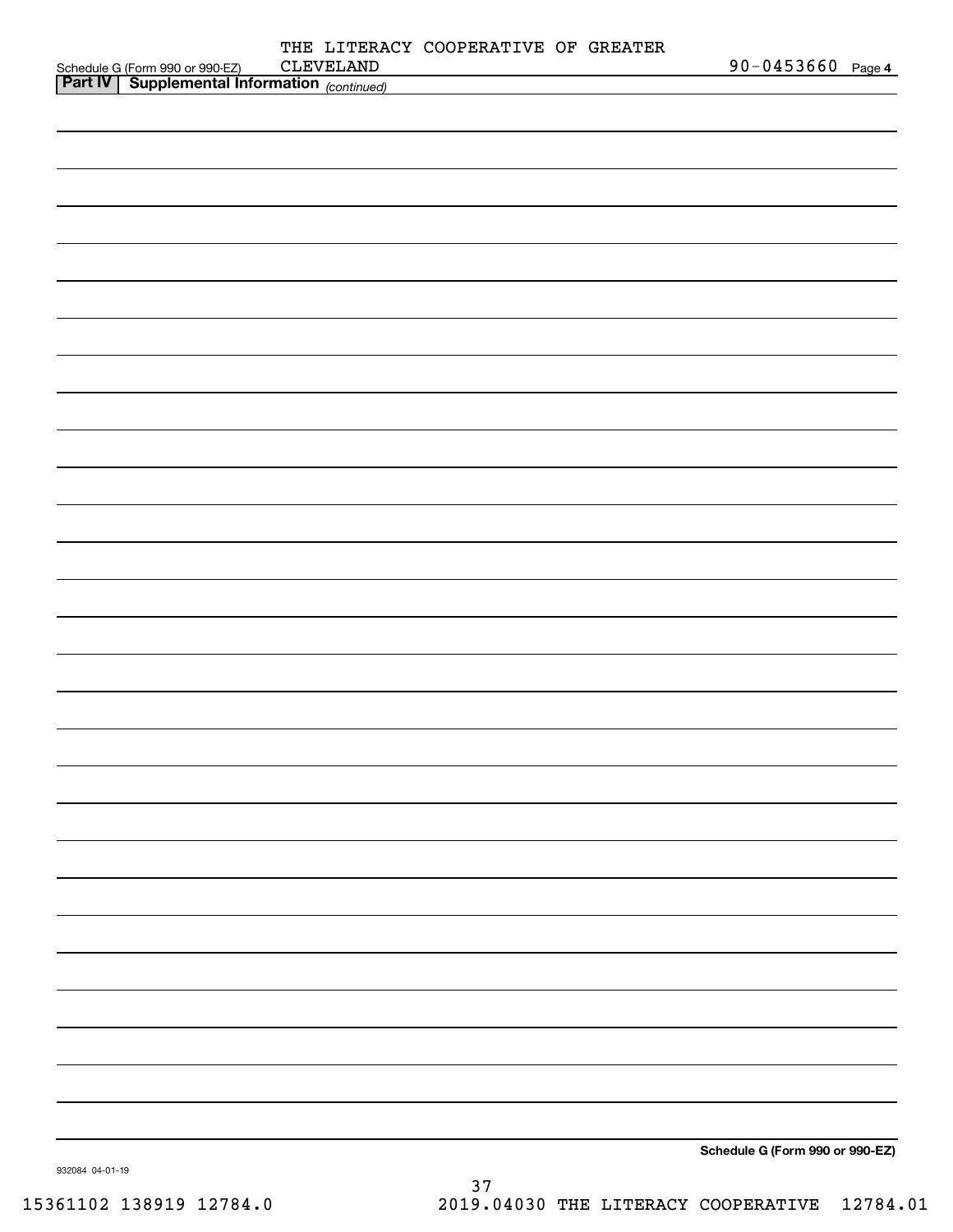THE LITERACY COOPERATIVE OF GREATER CLEVELAND

Schedule G (Form 990 or 990-EZ) 90-0453660 Page 4

**Part IV | Supplemental Information** *(continued)*

**Schedule G (Form 990 or 990-EZ)**

932084 04-01-19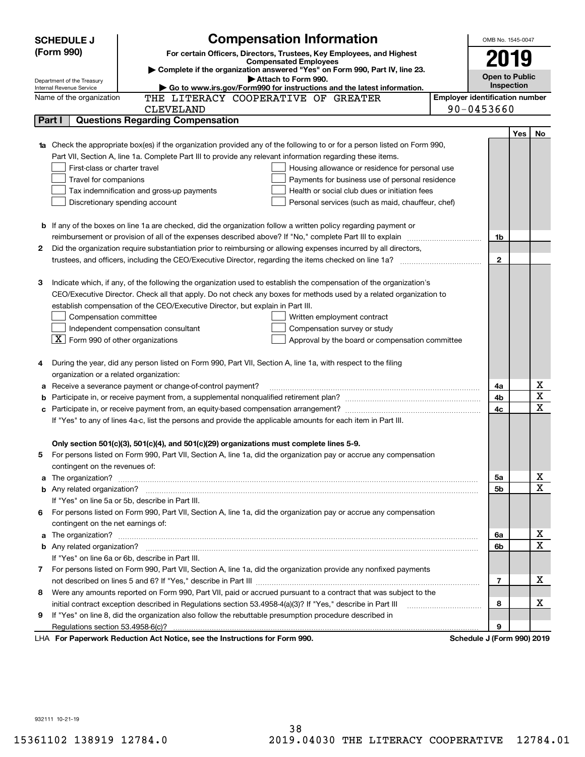**SCHEDULE J (Form 990)**

Department of the Treasury
Internal Revenue Service

# Compensation Information

**For certain Officers, Directors, Trustees, Key Employees, and Highest Compensated Employees**

▶ Complete if the organization answered "Yes" on Form 990, Part IV, line 23.
▶ Attach to Form 990.
▶ Go to www.irs.gov/Form990 for instructions and the latest information.

OMB No. 1545-0047

**2019**

**Open to Public Inspection**

Name of the organization: THE LITERACY COOPERATIVE OF GREATER CLEVELAND

**Employer identification number:** 90-0453660

## Part I Questions Regarding Compensation

| | | | Yes | No |
|---|---|---|---|---|
| **1a** | Check the appropriate box(es) if the organization provided any of the following to or for a person listed on Form 990, Part VII, Section A, line 1a. Complete Part III to provide any relevant information regarding these items.<br>☐ First-class or charter travel ☐ Housing allowance or residence for personal use<br>☐ Travel for companions ☐ Payments for business use of personal residence<br>☐ Tax indemnification and gross-up payments ☐ Health or social club dues or initiation fees<br>☐ Discretionary spending account ☐ Personal services (such as maid, chauffeur, chef) | | | |
| **b** | If any of the boxes on line 1a are checked, did the organization follow a written policy regarding payment or reimbursement or provision of all of the expenses described above? If "No," complete Part III to explain | 1b | | |
| **2** | Did the organization require substantiation prior to reimbursing or allowing expenses incurred by all directors, trustees, and officers, including the CEO/Executive Director, regarding the items checked on line 1a? | 2 | | |
| **3** | Indicate which, if any, of the following the organization used to establish the compensation of the organization's CEO/Executive Director. Check all that apply. Do not check any boxes for methods used by a related organization to establish compensation of the CEO/Executive Director, but explain in Part III.<br>☐ Compensation committee ☐ Written employment contract<br>☐ Independent compensation consultant ☐ Compensation survey or study<br>☒ Form 990 of other organizations ☐ Approval by the board or compensation committee | | | |
| **4** | During the year, did any person listed on Form 990, Part VII, Section A, line 1a, with respect to the filing organization or a related organization: | | | |
| **a** | Receive a severance payment or change-of-control payment? | 4a | | X |
| **b** | Participate in, or receive payment from, a supplemental nonqualified retirement plan? | 4b | | X |
| **c** | Participate in, or receive payment from, an equity-based compensation arrangement? | 4c | | X |
| | If "Yes" to any of lines 4a-c, list the persons and provide the applicable amounts for each item in Part III. | | | |
| | **Only section 501(c)(3), 501(c)(4), and 501(c)(29) organizations must complete lines 5-9.** | | | |
| **5** | For persons listed on Form 990, Part VII, Section A, line 1a, did the organization pay or accrue any compensation contingent on the revenues of: | | | |
| **a** | The organization? | 5a | | X |
| **b** | Any related organization? | 5b | | X |
| | If "Yes" on line 5a or 5b, describe in Part III. | | | |
| **6** | For persons listed on Form 990, Part VII, Section A, line 1a, did the organization pay or accrue any compensation contingent on the net earnings of: | | | |
| **a** | The organization? | 6a | | X |
| **b** | Any related organization? | 6b | | X |
| | If "Yes" on line 6a or 6b, describe in Part III. | | | |
| **7** | For persons listed on Form 990, Part VII, Section A, line 1a, did the organization provide any nonfixed payments not described on lines 5 and 6? If "Yes," describe in Part III | 7 | | X |
| **8** | Were any amounts reported on Form 990, Part VII, paid or accrued pursuant to a contract that was subject to the initial contract exception described in Regulations section 53.4958-4(a)(3)? If "Yes," describe in Part III | 8 | | X |
| **9** | If "Yes" on line 8, did the organization also follow the rebuttable presumption procedure described in Regulations section 53.4958-6(c)? | 9 | | |

LHA **For Paperwork Reduction Act Notice, see the Instructions for Form 990.** **Schedule J (Form 990) 2019**

932111 10-21-19

15361102 138919 12784.0 2019.04030 THE LITERACY COOPERATIVE 12784.01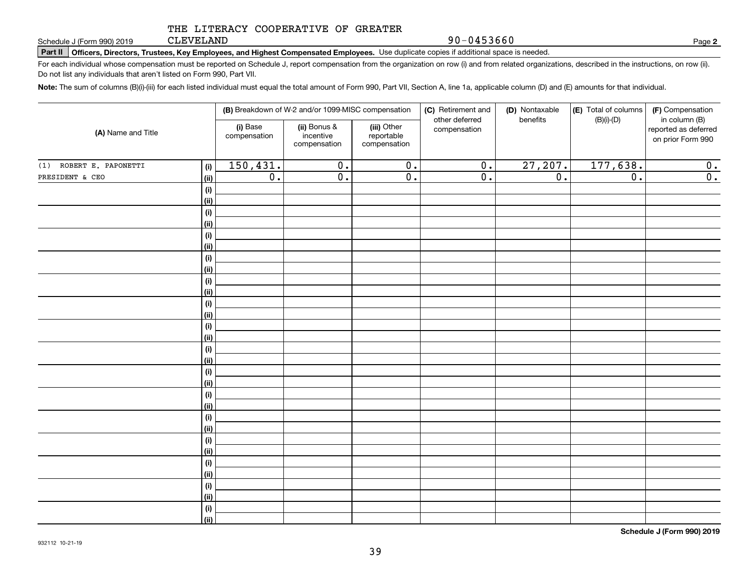THE LITERACY COOPERATIVE OF GREATER CLEVELAND

Schedule J (Form 990) 2019 90-0453660 Page **2**

**Part II** **Officers, Directors, Trustees, Key Employees, and Highest Compensated Employees.** Use duplicate copies if additional space is needed.

For each individual whose compensation must be reported on Schedule J, report compensation from the organization on row (i) and from related organizations, described in the instructions, on row (ii). Do not list any individuals that aren't listed on Form 990, Part VII.

**Note:** The sum of columns (B)(i)-(iii) for each listed individual must equal the total amount of Form 990, Part VII, Section A, line 1a, applicable column (D) and (E) amounts for that individual.

| (A) Name and Title | | (B) Breakdown of W-2 and/or 1099-MISC compensation | | | (C) Retirement and other deferred compensation | (D) Nontaxable benefits | (E) Total of columns (B)(i)-(D) | (F) Compensation in column (B) reported as deferred on prior Form 990 |
|---|---|---|---|---|---|---|---|---|
| | | (i) Base compensation | (ii) Bonus & incentive compensation | (iii) Other reportable compensation | | | | |
| (1) ROBERT E. PAPONETTI | (i) | 150,431. | 0. | 0. | 0. | 27,207. | 177,638. | 0. |
| PRESIDENT & CEO | (ii) | 0. | 0. | 0. | 0. | 0. | 0. | 0. |
| | (i) | | | | | | | |
| | (ii) | | | | | | | |
| | (i) | | | | | | | |
| | (ii) | | | | | | | |
| | (i) | | | | | | | |
| | (ii) | | | | | | | |
| | (i) | | | | | | | |
| | (ii) | | | | | | | |
| | (i) | | | | | | | |
| | (ii) | | | | | | | |
| | (i) | | | | | | | |
| | (ii) | | | | | | | |
| | (i) | | | | | | | |
| | (ii) | | | | | | | |
| | (i) | | | | | | | |
| | (ii) | | | | | | | |
| | (i) | | | | | | | |
| | (ii) | | | | | | | |
| | (i) | | | | | | | |
| | (ii) | | | | | | | |
| | (i) | | | | | | | |
| | (ii) | | | | | | | |
| | (i) | | | | | | | |
| | (ii) | | | | | | | |
| | (i) | | | | | | | |
| | (ii) | | | | | | | |
| | (i) | | | | | | | |
| | (ii) | | | | | | | |
| | (i) | | | | | | | |
| | (ii) | | | | | | | |

**Schedule J (Form 990) 2019**

932112 10-21-19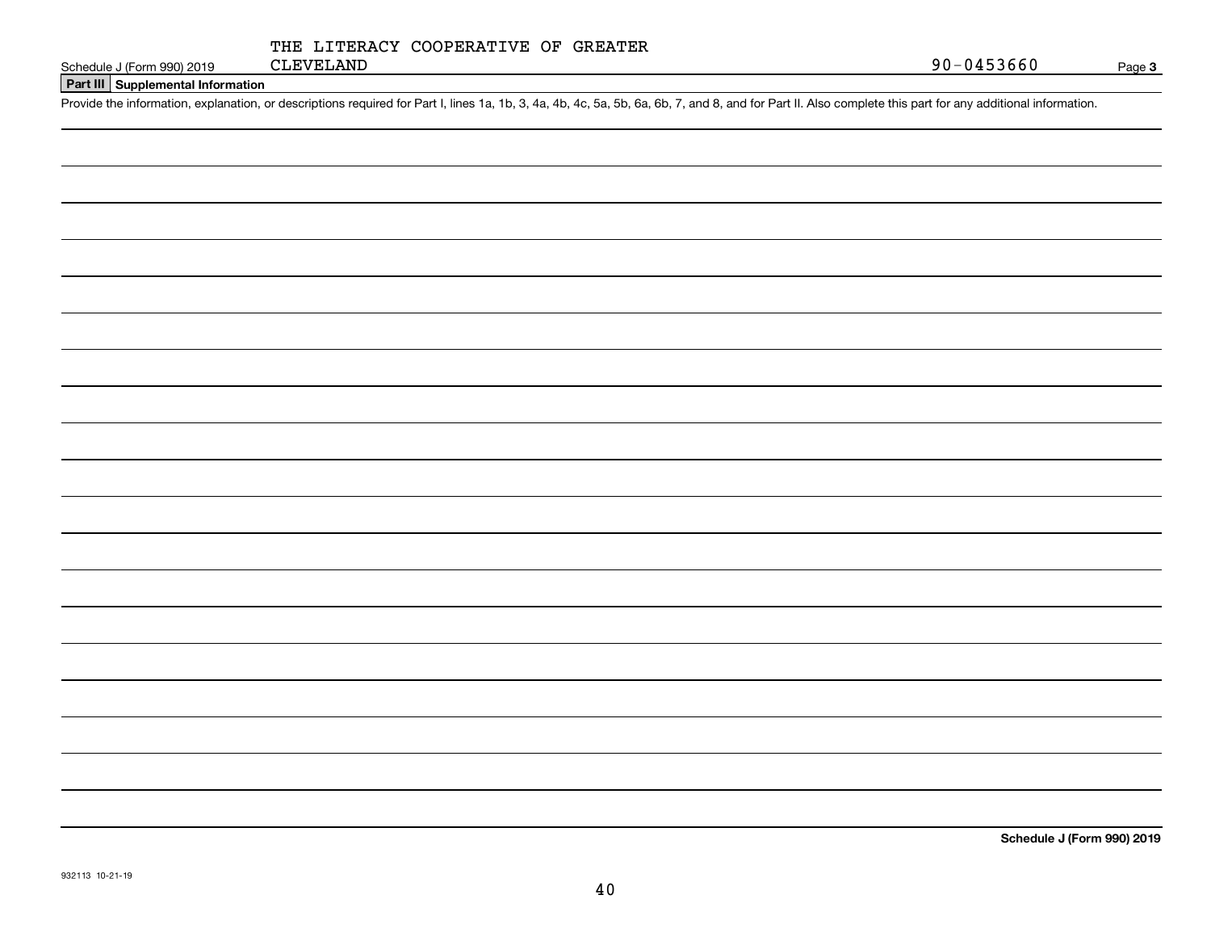Schedule J (Form 990) 2019 THE LITERACY COOPERATIVE OF GREATER CLEVELAND 90-0453660 Page **3**

## Part III Supplemental Information

Provide the information, explanation, or descriptions required for Part I, lines 1a, 1b, 3, 4a, 4b, 4c, 5a, 5b, 6a, 6b, 7, and 8, and for Part II. Also complete this part for any additional information.

**Schedule J (Form 990) 2019**

932113 10-21-19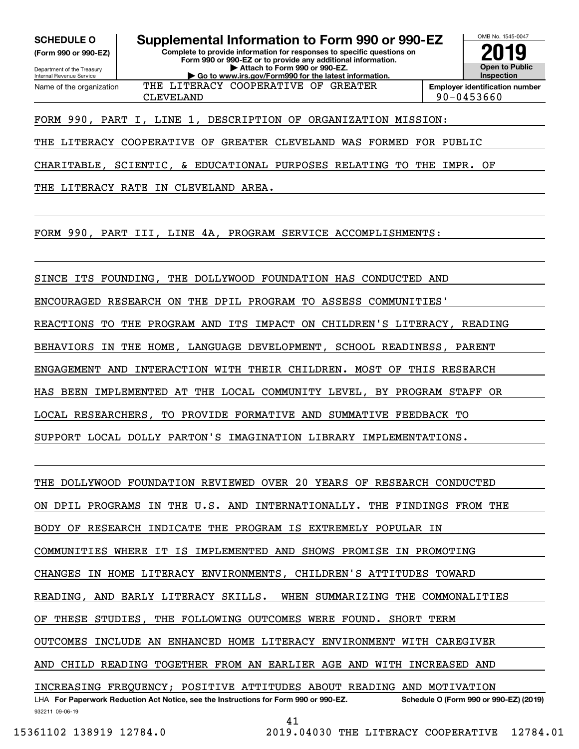**SCHEDULE O**
**(Form 990 or 990-EZ)**

Department of the Treasury
Internal Revenue Service

# Supplemental Information to Form 990 or 990-EZ

**Complete to provide information for responses to specific questions on Form 990 or 990-EZ or to provide any additional information.**
**▶ Attach to Form 990 or 990-EZ.**
**▶ Go to www.irs.gov/Form990 for the latest information.**

OMB No. 1545-0047
**2019**
**Open to Public Inspection**

| Name of the organization | Employer identification number |
|---|---|
| THE LITERACY COOPERATIVE OF GREATER CLEVELAND | 90-0453660 |

FORM 990, PART I, LINE 1, DESCRIPTION OF ORGANIZATION MISSION:

THE LITERACY COOPERATIVE OF GREATER CLEVELAND WAS FORMED FOR PUBLIC CHARITABLE, SCIENTIC, & EDUCATIONAL PURPOSES RELATING TO THE IMPR. OF THE LITERACY RATE IN CLEVELAND AREA.

FORM 990, PART III, LINE 4A, PROGRAM SERVICE ACCOMPLISHMENTS:

SINCE ITS FOUNDING, THE DOLLYWOOD FOUNDATION HAS CONDUCTED AND ENCOURAGED RESEARCH ON THE DPIL PROGRAM TO ASSESS COMMUNITIES' REACTIONS TO THE PROGRAM AND ITS IMPACT ON CHILDREN'S LITERACY, READING BEHAVIORS IN THE HOME, LANGUAGE DEVELOPMENT, SCHOOL READINESS, PARENT ENGAGEMENT AND INTERACTION WITH THEIR CHILDREN. MOST OF THIS RESEARCH HAS BEEN IMPLEMENTED AT THE LOCAL COMMUNITY LEVEL, BY PROGRAM STAFF OR LOCAL RESEARCHERS, TO PROVIDE FORMATIVE AND SUMMATIVE FEEDBACK TO SUPPORT LOCAL DOLLY PARTON'S IMAGINATION LIBRARY IMPLEMENTATIONS.

THE DOLLYWOOD FOUNDATION REVIEWED OVER 20 YEARS OF RESEARCH CONDUCTED ON DPIL PROGRAMS IN THE U.S. AND INTERNATIONALLY. THE FINDINGS FROM THE BODY OF RESEARCH INDICATE THE PROGRAM IS EXTREMELY POPULAR IN COMMUNITIES WHERE IT IS IMPLEMENTED AND SHOWS PROMISE IN PROMOTING CHANGES IN HOME LITERACY ENVIRONMENTS, CHILDREN'S ATTITUDES TOWARD READING, AND EARLY LITERACY SKILLS. WHEN SUMMARIZING THE COMMONALITIES OF THESE STUDIES, THE FOLLOWING OUTCOMES WERE FOUND. SHORT TERM OUTCOMES INCLUDE AN ENHANCED HOME LITERACY ENVIRONMENT WITH CAREGIVER AND CHILD READING TOGETHER FROM AN EARLIER AGE AND WITH INCREASED AND INCREASING FREQUENCY; POSITIVE ATTITUDES ABOUT READING AND MOTIVATION

LHA **For Paperwork Reduction Act Notice, see the Instructions for Form 990 or 990-EZ.** **Schedule O (Form 990 or 990-EZ) (2019)**
932211 09-06-19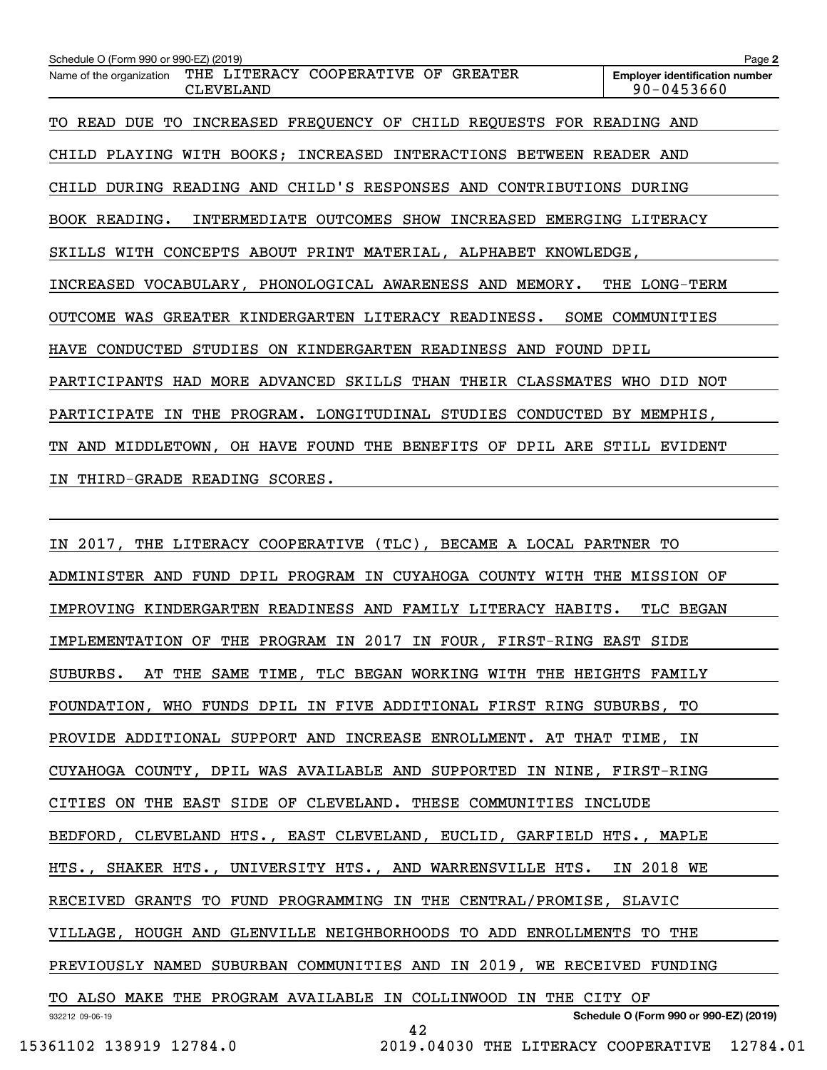TO READ DUE TO INCREASED FREQUENCY OF CHILD REQUESTS FOR READING AND CHILD PLAYING WITH BOOKS; INCREASED INTERACTIONS BETWEEN READER AND CHILD DURING READING AND CHILD'S RESPONSES AND CONTRIBUTIONS DURING BOOK READING. INTERMEDIATE OUTCOMES SHOW INCREASED EMERGING LITERACY SKILLS WITH CONCEPTS ABOUT PRINT MATERIAL, ALPHABET KNOWLEDGE, INCREASED VOCABULARY, PHONOLOGICAL AWARENESS AND MEMORY. THE LONG-TERM OUTCOME WAS GREATER KINDERGARTEN LITERACY READINESS. SOME COMMUNITIES HAVE CONDUCTED STUDIES ON KINDERGARTEN READINESS AND FOUND DPIL PARTICIPANTS HAD MORE ADVANCED SKILLS THAN THEIR CLASSMATES WHO DID NOT PARTICIPATE IN THE PROGRAM. LONGITUDINAL STUDIES CONDUCTED BY MEMPHIS, TN AND MIDDLETOWN, OH HAVE FOUND THE BENEFITS OF DPIL ARE STILL EVIDENT IN THIRD-GRADE READING SCORES.

IN 2017, THE LITERACY COOPERATIVE (TLC), BECAME A LOCAL PARTNER TO ADMINISTER AND FUND DPIL PROGRAM IN CUYAHOGA COUNTY WITH THE MISSION OF IMPROVING KINDERGARTEN READINESS AND FAMILY LITERACY HABITS. TLC BEGAN IMPLEMENTATION OF THE PROGRAM IN 2017 IN FOUR, FIRST-RING EAST SIDE SUBURBS. AT THE SAME TIME, TLC BEGAN WORKING WITH THE HEIGHTS FAMILY FOUNDATION, WHO FUNDS DPIL IN FIVE ADDITIONAL FIRST RING SUBURBS, TO PROVIDE ADDITIONAL SUPPORT AND INCREASE ENROLLMENT. AT THAT TIME, IN CUYAHOGA COUNTY, DPIL WAS AVAILABLE AND SUPPORTED IN NINE, FIRST-RING CITIES ON THE EAST SIDE OF CLEVELAND. THESE COMMUNITIES INCLUDE BEDFORD, CLEVELAND HTS., EAST CLEVELAND, EUCLID, GARFIELD HTS., MAPLE HTS., SHAKER HTS., UNIVERSITY HTS., AND WARRENSVILLE HTS. IN 2018 WE RECEIVED GRANTS TO FUND PROGRAMMING IN THE CENTRAL/PROMISE, SLAVIC VILLAGE, HOUGH AND GLENVILLE NEIGHBORHOODS TO ADD ENROLLMENTS TO THE PREVIOUSLY NAMED SUBURBAN COMMUNITIES AND IN 2019, WE RECEIVED FUNDING TO ALSO MAKE THE PROGRAM AVAILABLE IN COLLINWOOD IN THE CITY OF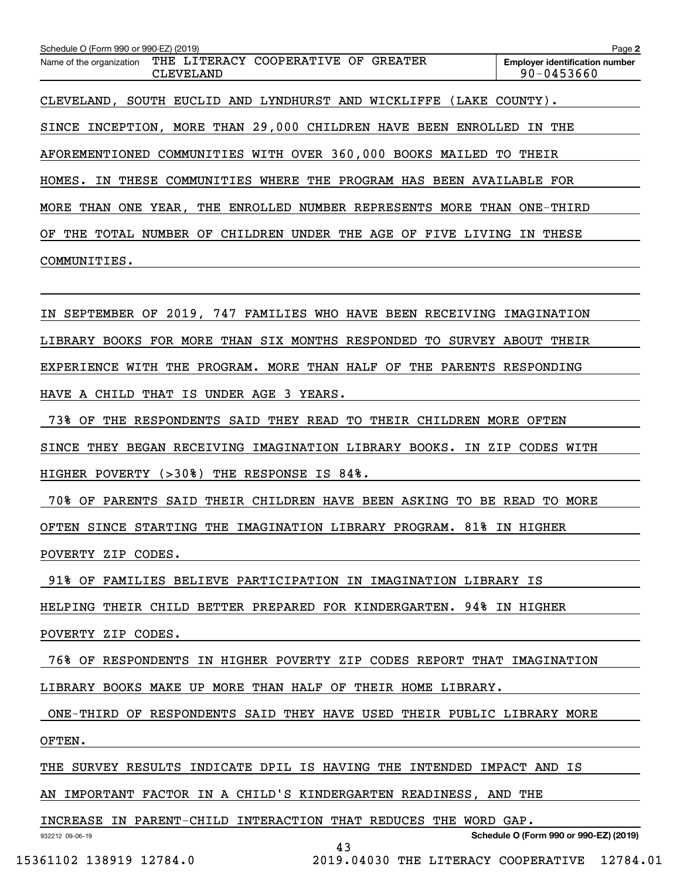Schedule O (Form 990 or 990-EZ) (2019)

Name of the organization: THE LITERACY COOPERATIVE OF GREATER CLEVELAND

Employer identification number: 90-0453660

CLEVELAND, SOUTH EUCLID AND LYNDHURST AND WICKLIFFE (LAKE COUNTY). SINCE INCEPTION, MORE THAN 29,000 CHILDREN HAVE BEEN ENROLLED IN THE AFOREMENTIONED COMMUNITIES WITH OVER 360,000 BOOKS MAILED TO THEIR HOMES. IN THESE COMMUNITIES WHERE THE PROGRAM HAS BEEN AVAILABLE FOR MORE THAN ONE YEAR, THE ENROLLED NUMBER REPRESENTS MORE THAN ONE-THIRD OF THE TOTAL NUMBER OF CHILDREN UNDER THE AGE OF FIVE LIVING IN THESE COMMUNITIES.

IN SEPTEMBER OF 2019, 747 FAMILIES WHO HAVE BEEN RECEIVING IMAGINATION LIBRARY BOOKS FOR MORE THAN SIX MONTHS RESPONDED TO SURVEY ABOUT THEIR EXPERIENCE WITH THE PROGRAM. MORE THAN HALF OF THE PARENTS RESPONDING HAVE A CHILD THAT IS UNDER AGE 3 YEARS.

73% OF THE RESPONDENTS SAID THEY READ TO THEIR CHILDREN MORE OFTEN SINCE THEY BEGAN RECEIVING IMAGINATION LIBRARY BOOKS. IN ZIP CODES WITH HIGHER POVERTY (>30%) THE RESPONSE IS 84%.

70% OF PARENTS SAID THEIR CHILDREN HAVE BEEN ASKING TO BE READ TO MORE OFTEN SINCE STARTING THE IMAGINATION LIBRARY PROGRAM. 81% IN HIGHER POVERTY ZIP CODES.

91% OF FAMILIES BELIEVE PARTICIPATION IN IMAGINATION LIBRARY IS HELPING THEIR CHILD BETTER PREPARED FOR KINDERGARTEN. 94% IN HIGHER POVERTY ZIP CODES.

76% OF RESPONDENTS IN HIGHER POVERTY ZIP CODES REPORT THAT IMAGINATION LIBRARY BOOKS MAKE UP MORE THAN HALF OF THEIR HOME LIBRARY.

ONE-THIRD OF RESPONDENTS SAID THEY HAVE USED THEIR PUBLIC LIBRARY MORE OFTEN.

THE SURVEY RESULTS INDICATE DPIL IS HAVING THE INTENDED IMPACT AND IS AN IMPORTANT FACTOR IN A CHILD'S KINDERGARTEN READINESS, AND THE INCREASE IN PARENT-CHILD INTERACTION THAT REDUCES THE WORD GAP.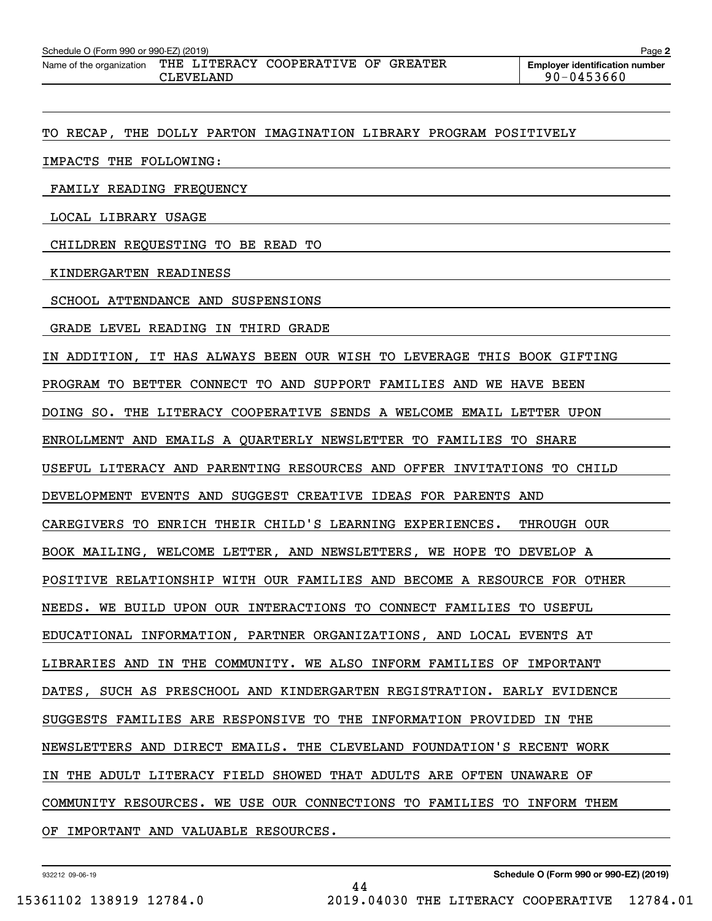Schedule O (Form 990 or 990-EZ) (2019)

Name of the organization: THE LITERACY COOPERATIVE OF GREATER CLEVELAND

Employer identification number: 90-0453660

TO RECAP, THE DOLLY PARTON IMAGINATION LIBRARY PROGRAM POSITIVELY IMPACTS THE FOLLOWING:

FAMILY READING FREQUENCY

LOCAL LIBRARY USAGE

CHILDREN REQUESTING TO BE READ TO

KINDERGARTEN READINESS

SCHOOL ATTENDANCE AND SUSPENSIONS

GRADE LEVEL READING IN THIRD GRADE

IN ADDITION, IT HAS ALWAYS BEEN OUR WISH TO LEVERAGE THIS BOOK GIFTING PROGRAM TO BETTER CONNECT TO AND SUPPORT FAMILIES AND WE HAVE BEEN DOING SO. THE LITERACY COOPERATIVE SENDS A WELCOME EMAIL LETTER UPON ENROLLMENT AND EMAILS A QUARTERLY NEWSLETTER TO FAMILIES TO SHARE USEFUL LITERACY AND PARENTING RESOURCES AND OFFER INVITATIONS TO CHILD DEVELOPMENT EVENTS AND SUGGEST CREATIVE IDEAS FOR PARENTS AND CAREGIVERS TO ENRICH THEIR CHILD'S LEARNING EXPERIENCES. THROUGH OUR BOOK MAILING, WELCOME LETTER, AND NEWSLETTERS, WE HOPE TO DEVELOP A POSITIVE RELATIONSHIP WITH OUR FAMILIES AND BECOME A RESOURCE FOR OTHER NEEDS. WE BUILD UPON OUR INTERACTIONS TO CONNECT FAMILIES TO USEFUL EDUCATIONAL INFORMATION, PARTNER ORGANIZATIONS, AND LOCAL EVENTS AT LIBRARIES AND IN THE COMMUNITY. WE ALSO INFORM FAMILIES OF IMPORTANT DATES, SUCH AS PRESCHOOL AND KINDERGARTEN REGISTRATION. EARLY EVIDENCE SUGGESTS FAMILIES ARE RESPONSIVE TO THE INFORMATION PROVIDED IN THE NEWSLETTERS AND DIRECT EMAILS. THE CLEVELAND FOUNDATION'S RECENT WORK IN THE ADULT LITERACY FIELD SHOWED THAT ADULTS ARE OFTEN UNAWARE OF COMMUNITY RESOURCES. WE USE OUR CONNECTIONS TO FAMILIES TO INFORM THEM OF IMPORTANT AND VALUABLE RESOURCES.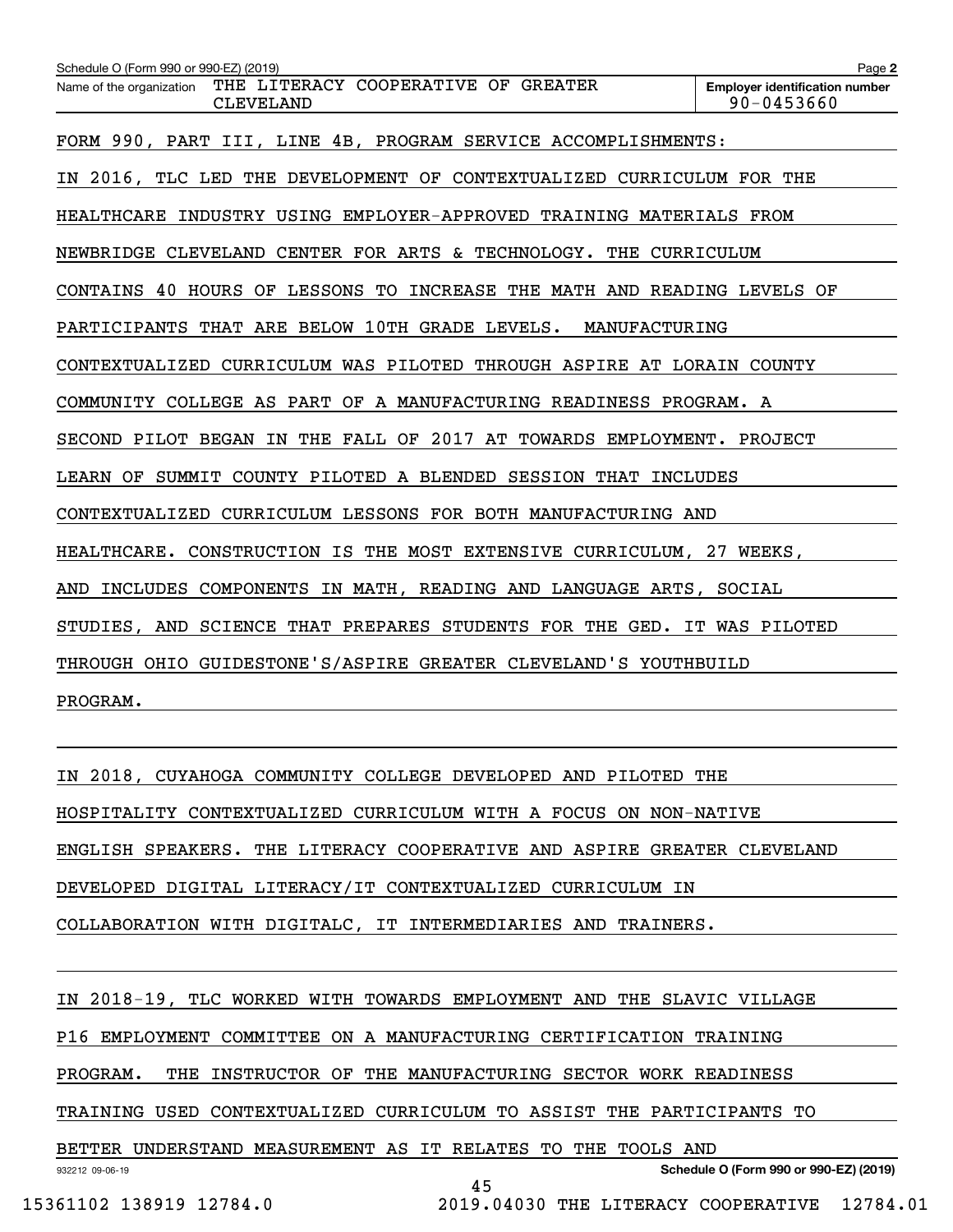Schedule O (Form 990 or 990-EZ) (2019)

Name of the organization: THE LITERACY COOPERATIVE OF GREATER CLEVELAND

Employer identification number: 90-0453660

FORM 990, PART III, LINE 4B, PROGRAM SERVICE ACCOMPLISHMENTS:

IN 2016, TLC LED THE DEVELOPMENT OF CONTEXTUALIZED CURRICULUM FOR THE HEALTHCARE INDUSTRY USING EMPLOYER-APPROVED TRAINING MATERIALS FROM NEWBRIDGE CLEVELAND CENTER FOR ARTS & TECHNOLOGY. THE CURRICULUM CONTAINS 40 HOURS OF LESSONS TO INCREASE THE MATH AND READING LEVELS OF PARTICIPANTS THAT ARE BELOW 10TH GRADE LEVELS. MANUFACTURING CONTEXTUALIZED CURRICULUM WAS PILOTED THROUGH ASPIRE AT LORAIN COUNTY COMMUNITY COLLEGE AS PART OF A MANUFACTURING READINESS PROGRAM. A SECOND PILOT BEGAN IN THE FALL OF 2017 AT TOWARDS EMPLOYMENT. PROJECT LEARN OF SUMMIT COUNTY PILOTED A BLENDED SESSION THAT INCLUDES CONTEXTUALIZED CURRICULUM LESSONS FOR BOTH MANUFACTURING AND HEALTHCARE. CONSTRUCTION IS THE MOST EXTENSIVE CURRICULUM, 27 WEEKS, AND INCLUDES COMPONENTS IN MATH, READING AND LANGUAGE ARTS, SOCIAL STUDIES, AND SCIENCE THAT PREPARES STUDENTS FOR THE GED. IT WAS PILOTED THROUGH OHIO GUIDESTONE'S/ASPIRE GREATER CLEVELAND'S YOUTHBUILD PROGRAM.

IN 2018, CUYAHOGA COMMUNITY COLLEGE DEVELOPED AND PILOTED THE HOSPITALITY CONTEXTUALIZED CURRICULUM WITH A FOCUS ON NON-NATIVE ENGLISH SPEAKERS. THE LITERACY COOPERATIVE AND ASPIRE GREATER CLEVELAND DEVELOPED DIGITAL LITERACY/IT CONTEXTUALIZED CURRICULUM IN COLLABORATION WITH DIGITALC, IT INTERMEDIARIES AND TRAINERS.

IN 2018-19, TLC WORKED WITH TOWARDS EMPLOYMENT AND THE SLAVIC VILLAGE P16 EMPLOYMENT COMMITTEE ON A MANUFACTURING CERTIFICATION TRAINING PROGRAM. THE INSTRUCTOR OF THE MANUFACTURING SECTOR WORK READINESS TRAINING USED CONTEXTUALIZED CURRICULUM TO ASSIST THE PARTICIPANTS TO BETTER UNDERSTAND MEASUREMENT AS IT RELATES TO THE TOOLS AND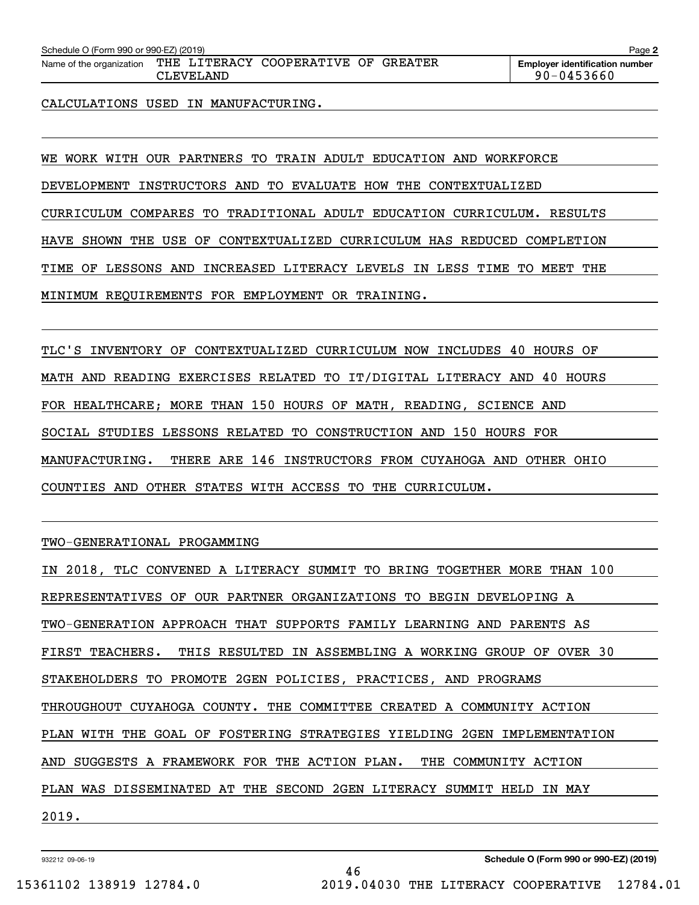CALCULATIONS USED IN MANUFACTURING.

WE WORK WITH OUR PARTNERS TO TRAIN ADULT EDUCATION AND WORKFORCE DEVELOPMENT INSTRUCTORS AND TO EVALUATE HOW THE CONTEXTUALIZED CURRICULUM COMPARES TO TRADITIONAL ADULT EDUCATION CURRICULUM. RESULTS HAVE SHOWN THE USE OF CONTEXTUALIZED CURRICULUM HAS REDUCED COMPLETION TIME OF LESSONS AND INCREASED LITERACY LEVELS IN LESS TIME TO MEET THE MINIMUM REQUIREMENTS FOR EMPLOYMENT OR TRAINING.

TLC'S INVENTORY OF CONTEXTUALIZED CURRICULUM NOW INCLUDES 40 HOURS OF MATH AND READING EXERCISES RELATED TO IT/DIGITAL LITERACY AND 40 HOURS FOR HEALTHCARE; MORE THAN 150 HOURS OF MATH, READING, SCIENCE AND SOCIAL STUDIES LESSONS RELATED TO CONSTRUCTION AND 150 HOURS FOR MANUFACTURING. THERE ARE 146 INSTRUCTORS FROM CUYAHOGA AND OTHER OHIO COUNTIES AND OTHER STATES WITH ACCESS TO THE CURRICULUM.

TWO-GENERATIONAL PROGAMMING

IN 2018, TLC CONVENED A LITERACY SUMMIT TO BRING TOGETHER MORE THAN 100 REPRESENTATIVES OF OUR PARTNER ORGANIZATIONS TO BEGIN DEVELOPING A TWO-GENERATION APPROACH THAT SUPPORTS FAMILY LEARNING AND PARENTS AS FIRST TEACHERS. THIS RESULTED IN ASSEMBLING A WORKING GROUP OF OVER 30 STAKEHOLDERS TO PROMOTE 2GEN POLICIES, PRACTICES, AND PROGRAMS THROUGHOUT CUYAHOGA COUNTY. THE COMMITTEE CREATED A COMMUNITY ACTION PLAN WITH THE GOAL OF FOSTERING STRATEGIES YIELDING 2GEN IMPLEMENTATION AND SUGGESTS A FRAMEWORK FOR THE ACTION PLAN. THE COMMUNITY ACTION PLAN WAS DISSEMINATED AT THE SECOND 2GEN LITERACY SUMMIT HELD IN MAY 2019.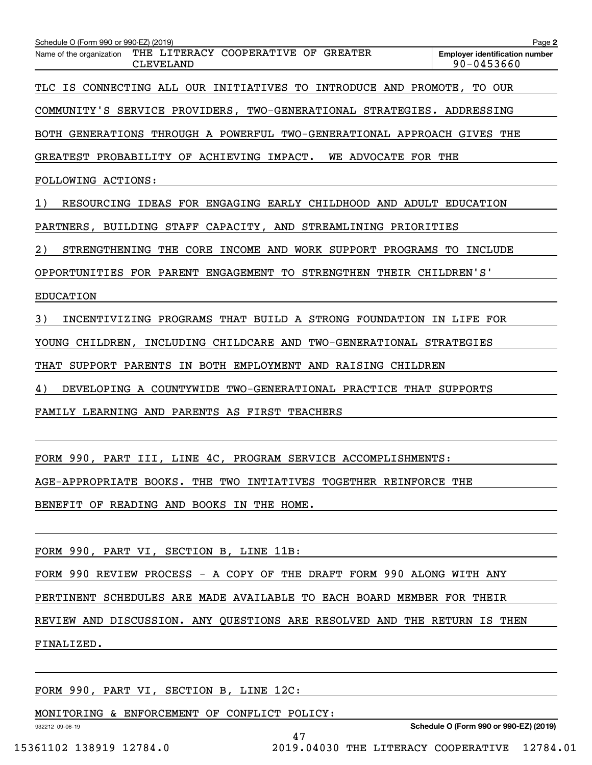Name of the organization: THE LITERACY COOPERATIVE OF GREATER CLEVELAND

Employer identification number: 90-0453660

TLC IS CONNECTING ALL OUR INITIATIVES TO INTRODUCE AND PROMOTE, TO OUR COMMUNITY'S SERVICE PROVIDERS, TWO-GENERATIONAL STRATEGIES. ADDRESSING BOTH GENERATIONS THROUGH A POWERFUL TWO-GENERATIONAL APPROACH GIVES THE GREATEST PROBABILITY OF ACHIEVING IMPACT. WE ADVOCATE FOR THE FOLLOWING ACTIONS:

1) RESOURCING IDEAS FOR ENGAGING EARLY CHILDHOOD AND ADULT EDUCATION PARTNERS, BUILDING STAFF CAPACITY, AND STREAMLINING PRIORITIES

2) STRENGTHENING THE CORE INCOME AND WORK SUPPORT PROGRAMS TO INCLUDE OPPORTUNITIES FOR PARENT ENGAGEMENT TO STRENGTHEN THEIR CHILDREN'S' EDUCATION

3) INCENTIVIZING PROGRAMS THAT BUILD A STRONG FOUNDATION IN LIFE FOR YOUNG CHILDREN, INCLUDING CHILDCARE AND TWO-GENERATIONAL STRATEGIES THAT SUPPORT PARENTS IN BOTH EMPLOYMENT AND RAISING CHILDREN

4) DEVELOPING A COUNTYWIDE TWO-GENERATIONAL PRACTICE THAT SUPPORTS FAMILY LEARNING AND PARENTS AS FIRST TEACHERS

FORM 990, PART III, LINE 4C, PROGRAM SERVICE ACCOMPLISHMENTS:

AGE-APPROPRIATE BOOKS. THE TWO INTIATIVES TOGETHER REINFORCE THE BENEFIT OF READING AND BOOKS IN THE HOME.

FORM 990, PART VI, SECTION B, LINE 11B:

FORM 990 REVIEW PROCESS - A COPY OF THE DRAFT FORM 990 ALONG WITH ANY PERTINENT SCHEDULES ARE MADE AVAILABLE TO EACH BOARD MEMBER FOR THEIR REVIEW AND DISCUSSION. ANY QUESTIONS ARE RESOLVED AND THE RETURN IS THEN FINALIZED.

FORM 990, PART VI, SECTION B, LINE 12C:

MONITORING & ENFORCEMENT OF CONFLICT POLICY: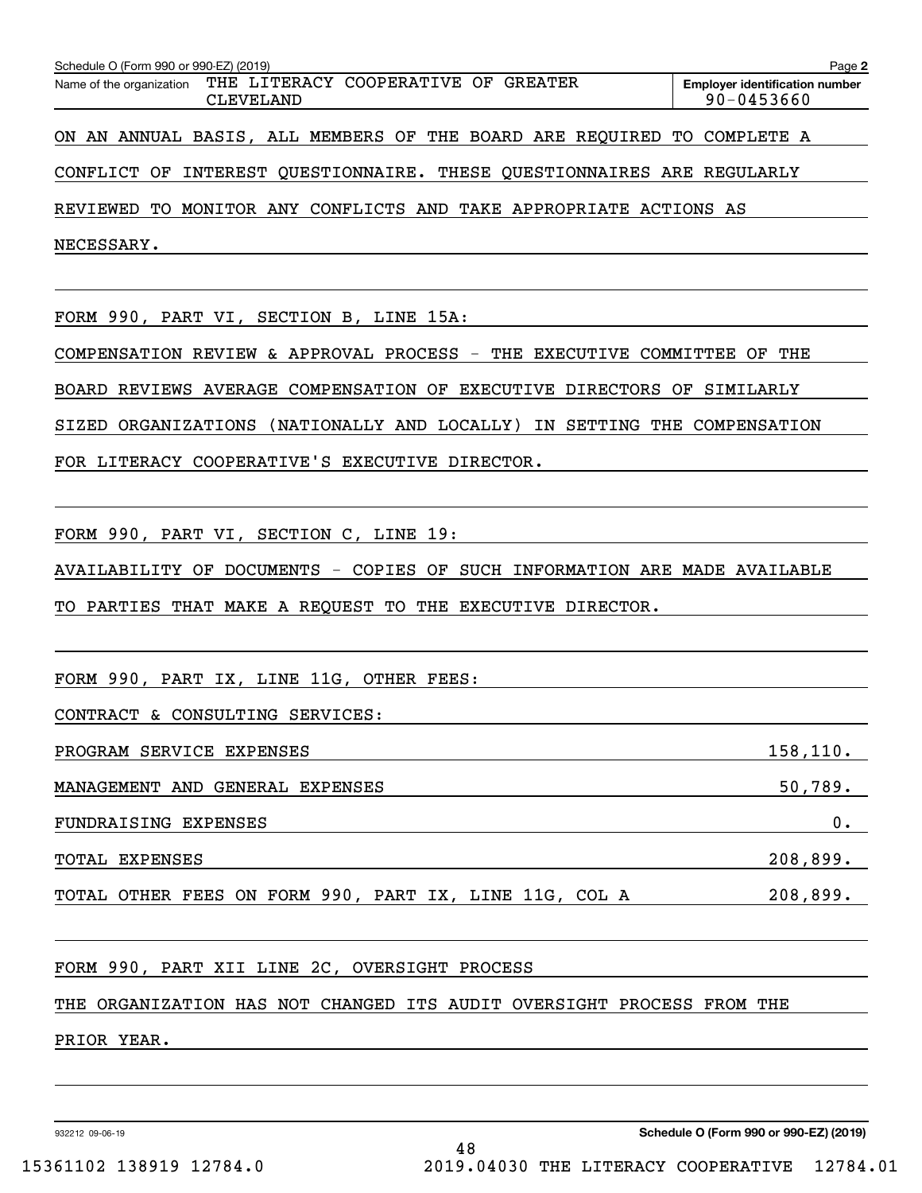Schedule O (Form 990 or 990-EZ) (2019) Page **2**

| Name of the organization | Employer identification number |
|---|---|
| THE LITERACY COOPERATIVE OF GREATER CLEVELAND | 90-0453660 |

ON AN ANNUAL BASIS, ALL MEMBERS OF THE BOARD ARE REQUIRED TO COMPLETE A CONFLICT OF INTEREST QUESTIONNAIRE. THESE QUESTIONNAIRES ARE REGULARLY REVIEWED TO MONITOR ANY CONFLICTS AND TAKE APPROPRIATE ACTIONS AS NECESSARY.

FORM 990, PART VI, SECTION B, LINE 15A:

COMPENSATION REVIEW & APPROVAL PROCESS - THE EXECUTIVE COMMITTEE OF THE BOARD REVIEWS AVERAGE COMPENSATION OF EXECUTIVE DIRECTORS OF SIMILARLY SIZED ORGANIZATIONS (NATIONALLY AND LOCALLY) IN SETTING THE COMPENSATION FOR LITERACY COOPERATIVE'S EXECUTIVE DIRECTOR.

FORM 990, PART VI, SECTION C, LINE 19:

AVAILABILITY OF DOCUMENTS - COPIES OF SUCH INFORMATION ARE MADE AVAILABLE TO PARTIES THAT MAKE A REQUEST TO THE EXECUTIVE DIRECTOR.

FORM 990, PART IX, LINE 11G, OTHER FEES:

CONTRACT & CONSULTING SERVICES:

| | |
|---|---|
| PROGRAM SERVICE EXPENSES | 158,110. |
| MANAGEMENT AND GENERAL EXPENSES | 50,789. |
| FUNDRAISING EXPENSES | 0. |
| TOTAL EXPENSES | 208,899. |
| TOTAL OTHER FEES ON FORM 990, PART IX, LINE 11G, COL A | 208,899. |

FORM 990, PART XII LINE 2C, OVERSIGHT PROCESS

THE ORGANIZATION HAS NOT CHANGED ITS AUDIT OVERSIGHT PROCESS FROM THE PRIOR YEAR.

932212 09-06-19 **Schedule O (Form 990 or 990-EZ) (2019)**

15361102 138919 12784.0 2019.04030 THE LITERACY COOPERATIVE 12784.01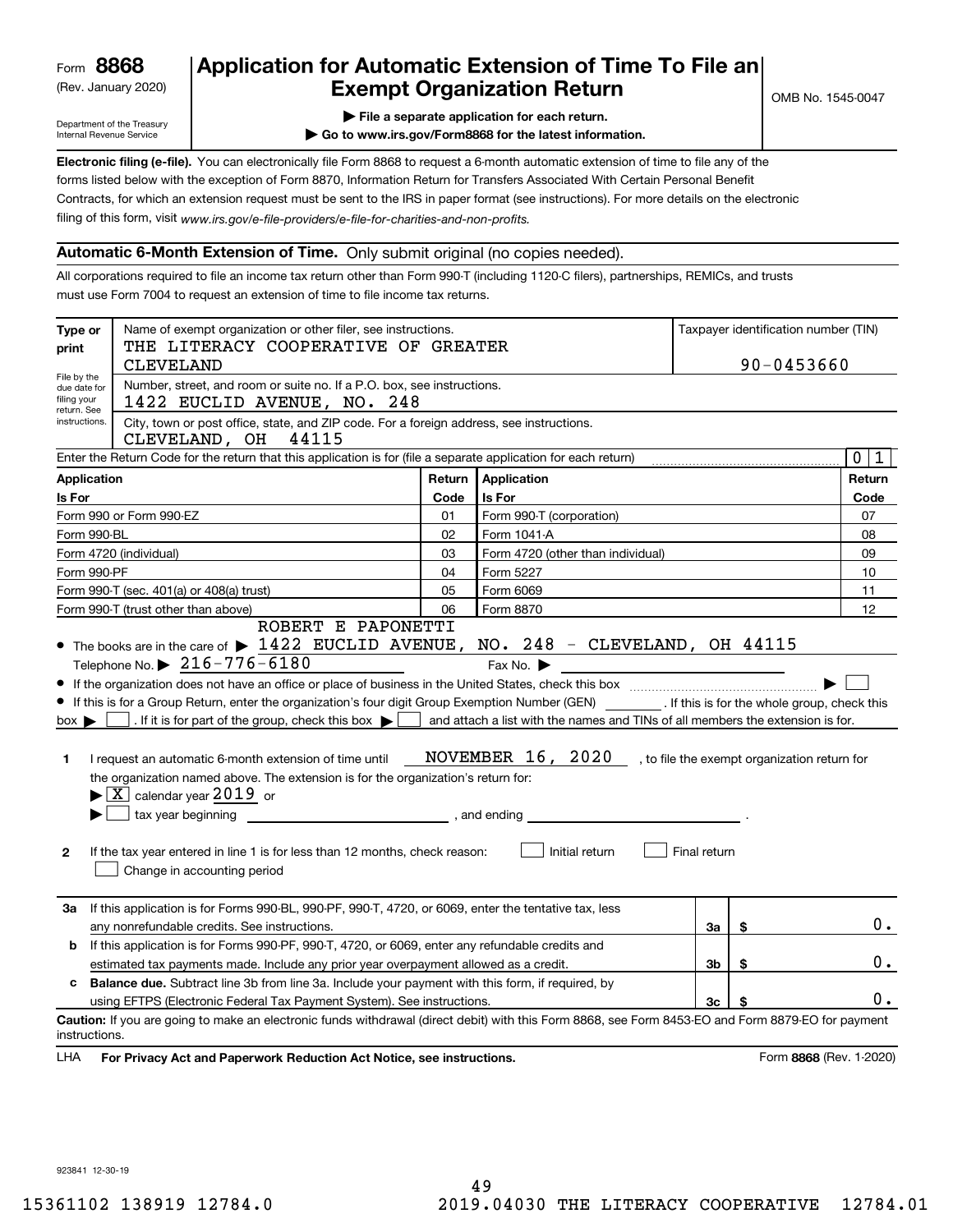Form **8868**
(Rev. January 2020)

Department of the Treasury
Internal Revenue Service

# Application for Automatic Extension of Time To File an Exempt Organization Return

OMB No. 1545-0047

▶ File a separate application for each return.

▶ Go to www.irs.gov/Form8868 for the latest information.

**Electronic filing (e-file).** You can electronically file Form 8868 to request a 6-month automatic extension of time to file any of the forms listed below with the exception of Form 8870, Information Return for Transfers Associated With Certain Personal Benefit Contracts, for which an extension request must be sent to the IRS in paper format (see instructions). For more details on the electronic filing of this form, visit *www.irs.gov/e-file-providers/e-file-for-charities-and-non-profits.*

## Automatic 6-Month Extension of Time. Only submit original (no copies needed).

All corporations required to file an income tax return other than Form 990-T (including 1120-C filers), partnerships, REMICs, and trusts must use Form 7004 to request an extension of time to file income tax returns.

| | | |
|---|---|---|
| **Type or print** | Name of exempt organization or other filer, see instructions. THE LITERACY COOPERATIVE OF GREATER CLEVELAND | Taxpayer identification number (TIN) 90-0453660 |
| File by the due date for filing your return. See instructions. | Number, street, and room or suite no. If a P.O. box, see instructions. 1422 EUCLID AVENUE, NO. 248 | |
| | City, town or post office, state, and ZIP code. For a foreign address, see instructions. CLEVELAND, OH 44115 | |

Enter the Return Code for the return that this application is for (file a separate application for each return) ..... 0 1

| Application Is For | Return Code | Application Is For | Return Code |
|---|---|---|---|
| Form 990 or Form 990-EZ | 01 | Form 990-T (corporation) | 07 |
| Form 990-BL | 02 | Form 1041-A | 08 |
| Form 4720 (individual) | 03 | Form 4720 (other than individual) | 09 |
| Form 990-PF | 04 | Form 5227 | 10 |
| Form 990-T (sec. 401(a) or 408(a) trust) | 05 | Form 6069 | 11 |
| Form 990-T (trust other than above) | 06 | Form 8870 | 12 |

- The books are in the care of ▶ ROBERT E PAPONETTI 1422 EUCLID AVENUE, NO. 248 - CLEVELAND, OH 44115
  Telephone No. ▶ 216-776-6180 Fax No. ▶
- If the organization does not have an office or place of business in the United States, check this box ..... ▶ ☐
- If this is for a Group Return, enter the organization's four digit Group Exemption Number (GEN) ______ . If this is for the whole group, check this box ▶ ☐ . If it is for part of the group, check this box ▶ ☐ and attach a list with the names and TINs of all members the extension is for.

**1** I request an automatic 6-month extension of time until NOVEMBER 16, 2020 , to file the exempt organization return for the organization named above. The extension is for the organization's return for:

▶ ☒ calendar year 2019 or

▶ ☐ tax year beginning ______ , and ending ______ .

**2** If the tax year entered in line 1 is for less than 12 months, check reason: ☐ Initial return ☐ Final return ☐ Change in accounting period

| | | | |
|---|---|---|---|
| **3a** | If this application is for Forms 990-BL, 990-PF, 990-T, 4720, or 6069, enter the tentative tax, less any nonrefundable credits. See instructions. | 3a | $ 0. |
| **b** | If this application is for Forms 990-PF, 990-T, 4720, or 6069, enter any refundable credits and estimated tax payments made. Include any prior year overpayment allowed as a credit. | 3b | $ 0. |
| **c** | **Balance due.** Subtract line 3b from line 3a. Include your payment with this form, if required, by using EFTPS (Electronic Federal Tax Payment System). See instructions. | 3c | $ 0. |

**Caution:** If you are going to make an electronic funds withdrawal (direct debit) with this Form 8868, see Form 8453-EO and Form 8879-EO for payment instructions.

LHA **For Privacy Act and Paperwork Reduction Act Notice, see instructions.** Form **8868** (Rev. 1-2020)

923841 12-30-19

15361102 138919 12784.0 2019.04030 THE LITERACY COOPERATIVE 12784.01